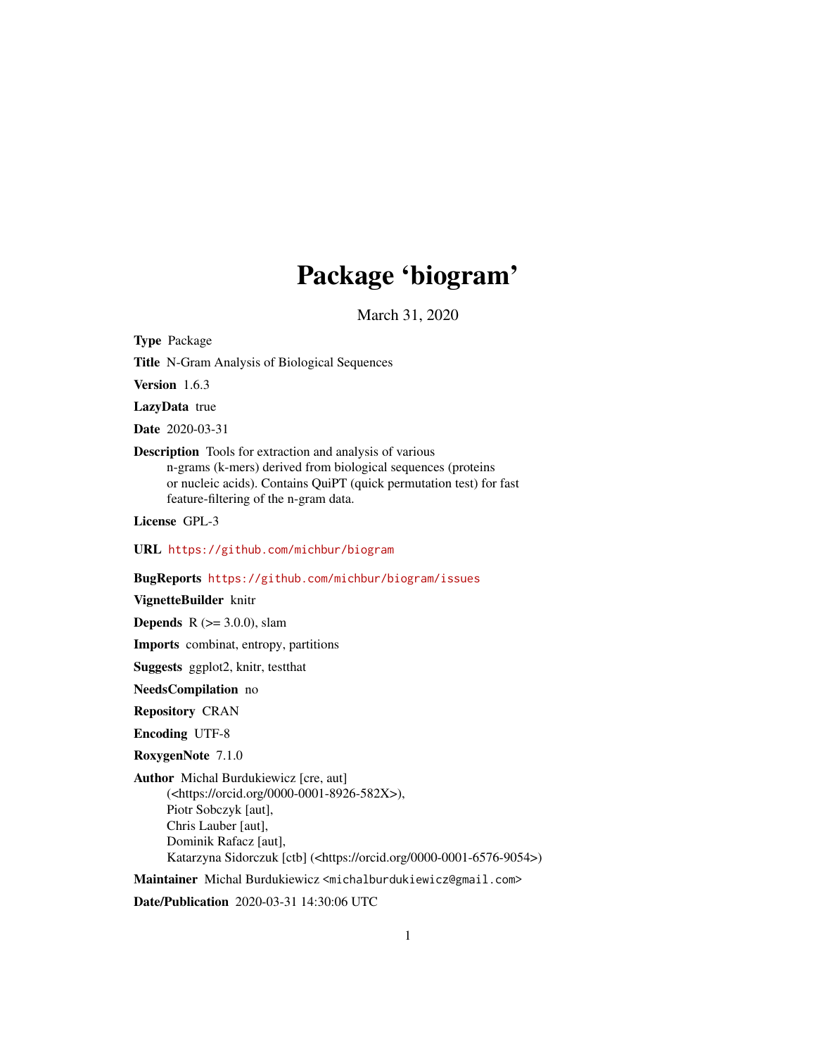# Package 'biogram'

March 31, 2020

**Type** Package

**Title** N-Gram Analysis of Biological Sequences

**Version** 1.6.3

**LazyData** true

**Date** 2020-03-31

**Description** Tools for extraction and analysis of various n-grams (k-mers) derived from biological sequences (proteins or nucleic acids). Contains QuiPT (quick permutation test) for fast feature-filtering of the n-gram data.

**License** GPL-3

**URL** https://github.com/michbur/biogram

**BugReports** https://github.com/michbur/biogram/issues

**VignetteBuilder** knitr

**Depends** R (>= 3.0.0), slam

**Imports** combinat, entropy, partitions

**Suggests** ggplot2, knitr, testthat

**NeedsCompilation** no

**Repository** CRAN

**Encoding** UTF-8

**RoxygenNote** 7.1.0

**Author** Michal Burdukiewicz [cre, aut] (<https://orcid.org/0000-0001-8926-582X>), Piotr Sobczyk [aut], Chris Lauber [aut], Dominik Rafacz [aut], Katarzyna Sidorczuk [ctb] (<https://orcid.org/0000-0001-6576-9054>)

**Maintainer** Michal Burdukiewicz <michalburdukiewicz@gmail.com>

**Date/Publication** 2020-03-31 14:30:06 UTC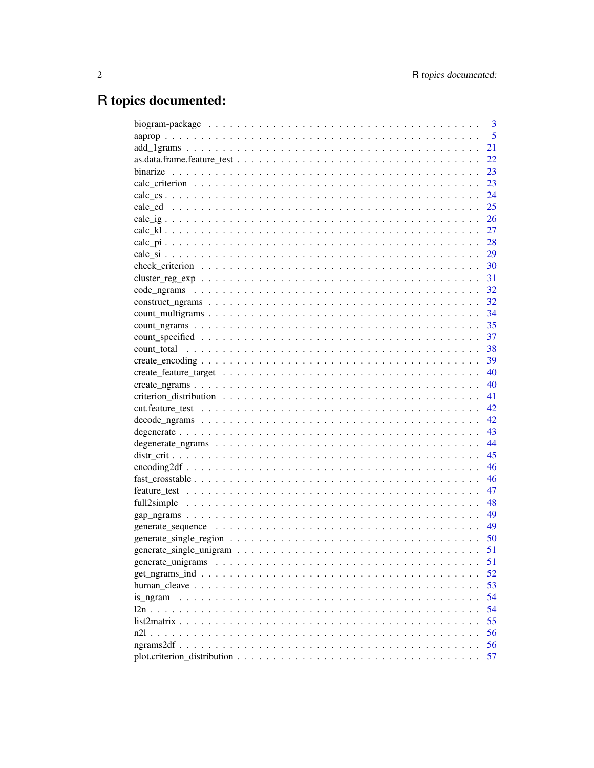# R topics documented:

| | |
|---|---|
| biogram-package | 3 |
| aaprop | 5 |
| add_1grams | 21 |
| as.data.frame.feature_test | 22 |
| binarize | 23 |
| calc_criterion | 23 |
| calc_cs | 24 |
| calc_ed | 25 |
| calc_ig | 26 |
| calc_kl | 27 |
| calc_pi | 28 |
| calc_si | 29 |
| check_criterion | 30 |
| cluster_reg_exp | 31 |
| code_ngrams | 32 |
| construct_ngrams | 32 |
| count_multigrams | 34 |
| count_ngrams | 35 |
| count_specified | 37 |
| count_total | 38 |
| create_encoding | 39 |
| create_feature_target | 40 |
| create_ngrams | 40 |
| criterion_distribution | 41 |
| cut.feature_test | 42 |
| decode_ngrams | 42 |
| degenerate | 43 |
| degenerate_ngrams | 44 |
| distr_crit | 45 |
| encoding2df | 46 |
| fast_crosstable | 46 |
| feature_test | 47 |
| full2simple | 48 |
| gap_ngrams | 49 |
| generate_sequence | 49 |
| generate_single_region | 50 |
| generate_single_unigram | 51 |
| generate_unigrams | 51 |
| get_ngrams_ind | 52 |
| human_cleave | 53 |
| is_ngram | 54 |
| l2n | 54 |
| list2matrix | 55 |
| n2l | 56 |
| ngrams2df | 56 |
| plot.criterion_distribution | 57 |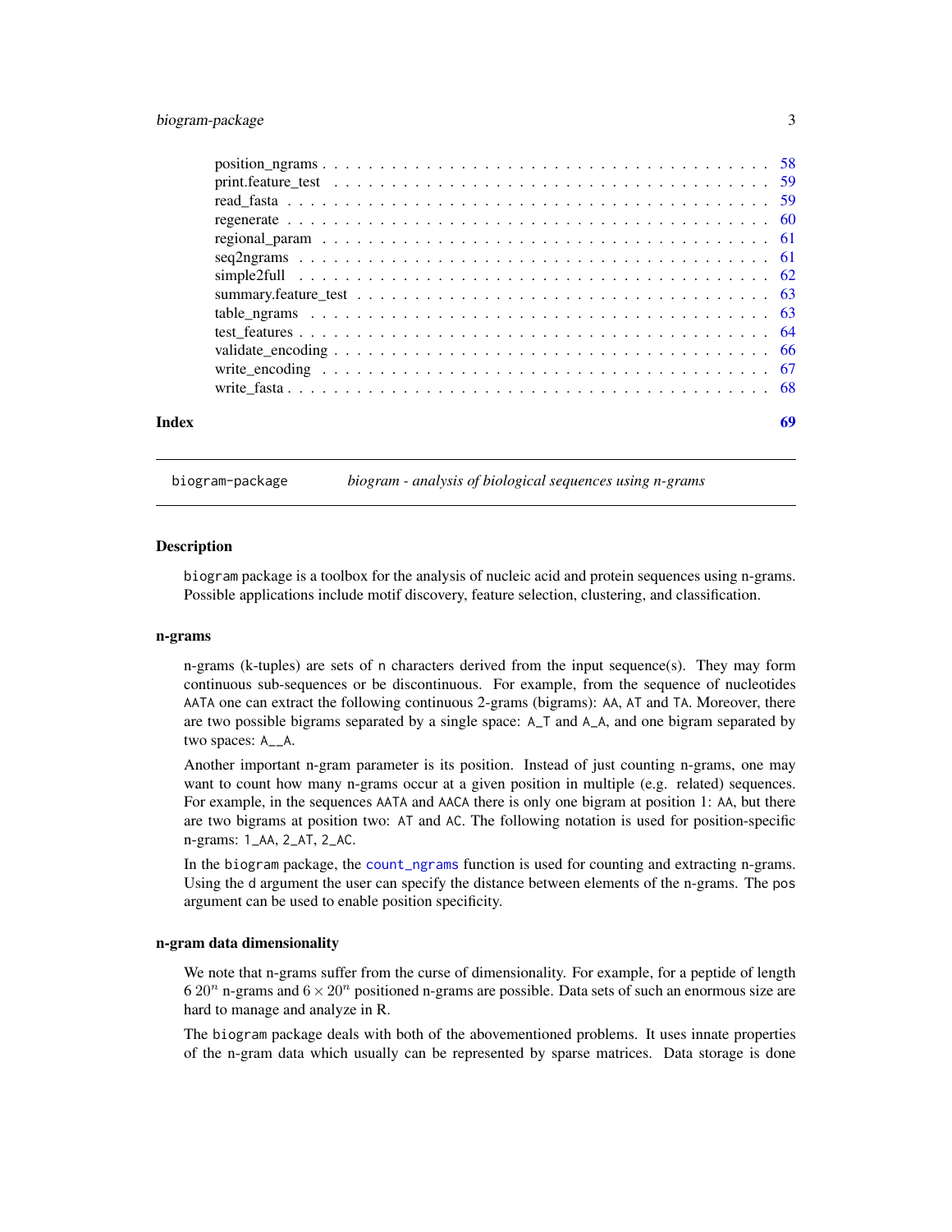| | |
|---|---|
| position_ngrams | 58 |
| print.feature_test | 59 |
| read_fasta | 59 |
| regenerate | 60 |
| regional_param | 61 |
| seq2ngrams | 61 |
| simple2full | 62 |
| summary.feature_test | 63 |
| table_ngrams | 63 |
| test_features | 64 |
| validate_encoding | 66 |
| write_encoding | 67 |
| write_fasta | 68 |

**Index** **69**

---

`biogram-package` *biogram - analysis of biological sequences using n-grams*

---

### Description

biogram package is a toolbox for the analysis of nucleic acid and protein sequences using n-grams. Possible applications include motif discovery, feature selection, clustering, and classification.

### n-grams

n-grams (k-tuples) are sets of n characters derived from the input sequence(s). They may form continuous sub-sequences or be discontinuous. For example, from the sequence of nucleotides AATA one can extract the following continuous 2-grams (bigrams): AA, AT and TA. Moreover, there are two possible bigrams separated by a single space: A_T and A_A, and one bigram separated by two spaces: A__A.

Another important n-gram parameter is its position. Instead of just counting n-grams, one may want to count how many n-grams occur at a given position in multiple (e.g. related) sequences. For example, in the sequences AATA and AACA there is only one bigram at position 1: AA, but there are two bigrams at position two: AT and AC. The following notation is used for position-specific n-grams: 1_AA, 2_AT, 2_AC.

In the biogram package, the count_ngrams function is used for counting and extracting n-grams. Using the d argument the user can specify the distance between elements of the n-grams. The pos argument can be used to enable position specificity.

### n-gram data dimensionality

We note that n-grams suffer from the curse of dimensionality. For example, for a peptide of length 6 $20^n$ n-grams and $6 \times 20^n$ positioned n-grams are possible. Data sets of such an enormous size are hard to manage and analyze in R.

The biogram package deals with both of the abovementioned problems. It uses innate properties of the n-gram data which usually can be represented by sparse matrices. Data storage is done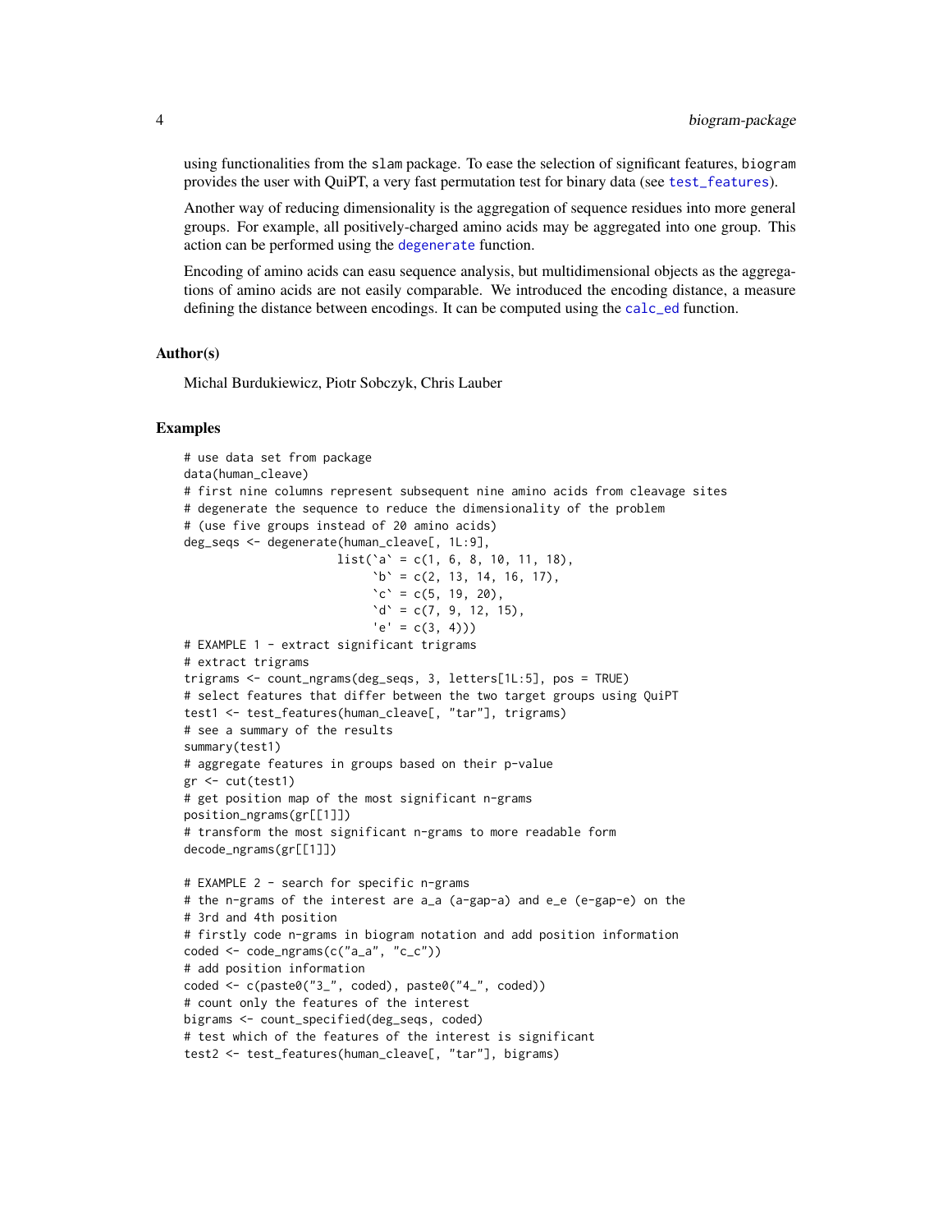using functionalities from the slam package. To ease the selection of significant features, biogram provides the user with QuiPT, a very fast permutation test for binary data (see test_features).

Another way of reducing dimensionality is the aggregation of sequence residues into more general groups. For example, all positively-charged amino acids may be aggregated into one group. This action can be performed using the degenerate function.

Encoding of amino acids can easu sequence analysis, but multidimensional objects as the aggregations of amino acids are not easily comparable. We introduced the encoding distance, a measure defining the distance between encodings. It can be computed using the calc_ed function.

### Author(s)

Michal Burdukiewicz, Piotr Sobczyk, Chris Lauber

### Examples

```
# use data set from package
data(human_cleave)
# first nine columns represent subsequent nine amino acids from cleavage sites
# degenerate the sequence to reduce the dimensionality of the problem
# (use five groups instead of 20 amino acids)
deg_seqs <- degenerate(human_cleave[, 1L:9],
                      list(`a` = c(1, 6, 8, 10, 11, 18),
                           `b` = c(2, 13, 14, 16, 17),
                           `c` = c(5, 19, 20),
                           `d` = c(7, 9, 12, 15),
                           'e' = c(3, 4)))
# EXAMPLE 1 - extract significant trigrams
# extract trigrams
trigrams <- count_ngrams(deg_seqs, 3, letters[1L:5], pos = TRUE)
# select features that differ between the two target groups using QuiPT
test1 <- test_features(human_cleave[, "tar"], trigrams)
# see a summary of the results
summary(test1)
# aggregate features in groups based on their p-value
gr <- cut(test1)
# get position map of the most significant n-grams
position_ngrams(gr[[1]])
# transform the most significant n-grams to more readable form
decode_ngrams(gr[[1]])

# EXAMPLE 2 - search for specific n-grams
# the n-grams of the interest are a_a (a-gap-a) and e_e (e-gap-e) on the
# 3rd and 4th position
# firstly code n-grams in biogram notation and add position information
coded <- code_ngrams(c("a_a", "c_c"))
# add position information
coded <- c(paste0("3_", coded), paste0("4_", coded))
# count only the features of the interest
bigrams <- count_specified(deg_seqs, coded)
# test which of the features of the interest is significant
test2 <- test_features(human_cleave[, "tar"], bigrams)
```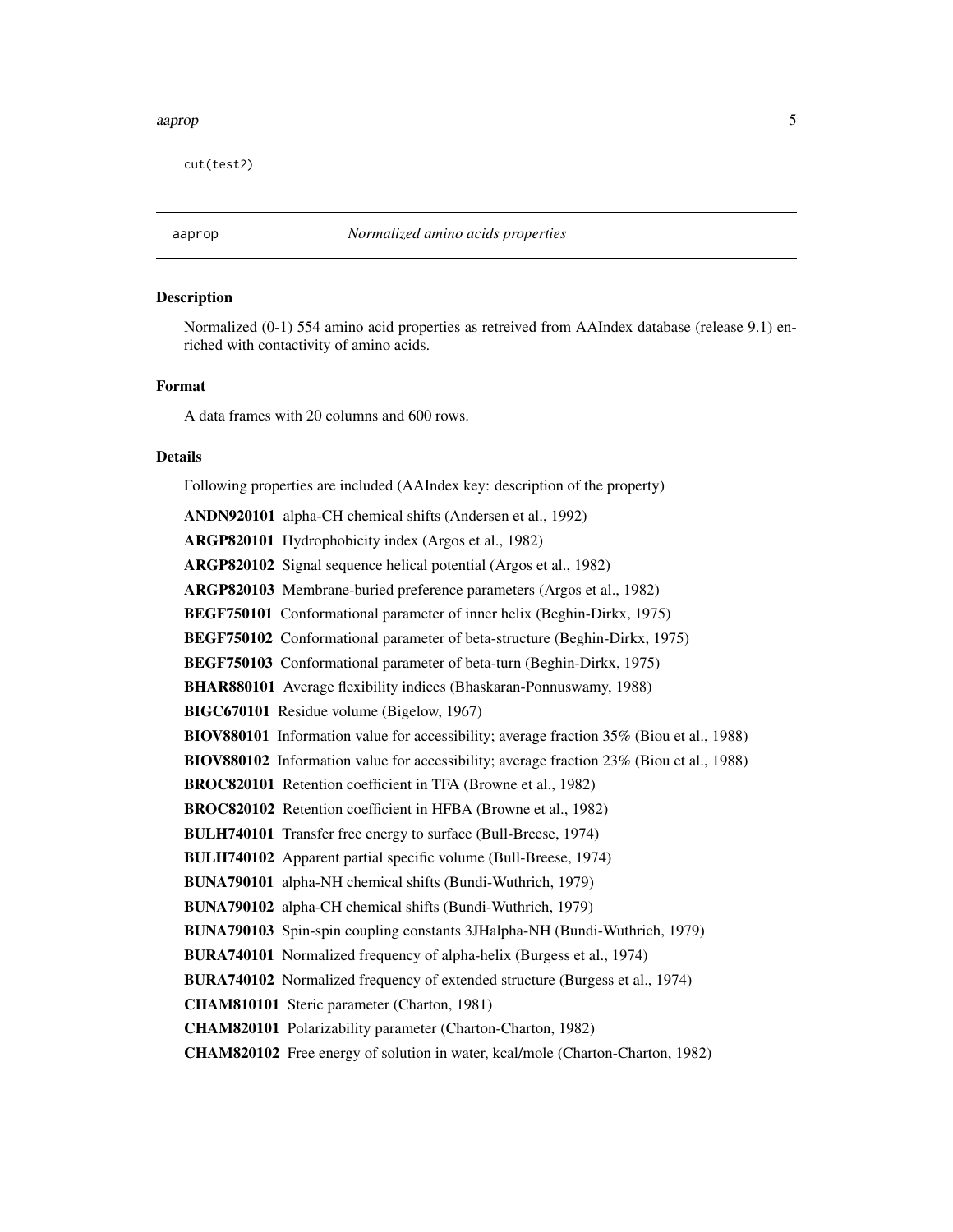```
cut(test2)
```

---

## aaprop — *Normalized amino acids properties*

### Description

Normalized (0-1) 554 amino acid properties as retreived from AAIndex database (release 9.1) enriched with contactivity of amino acids.

### Format

A data frames with 20 columns and 600 rows.

### Details

Following properties are included (AAIndex key: description of the property)

**ANDN920101** alpha-CH chemical shifts (Andersen et al., 1992)

**ARGP820101** Hydrophobicity index (Argos et al., 1982)

**ARGP820102** Signal sequence helical potential (Argos et al., 1982)

**ARGP820103** Membrane-buried preference parameters (Argos et al., 1982)

**BEGF750101** Conformational parameter of inner helix (Beghin-Dirkx, 1975)

**BEGF750102** Conformational parameter of beta-structure (Beghin-Dirkx, 1975)

**BEGF750103** Conformational parameter of beta-turn (Beghin-Dirkx, 1975)

**BHAR880101** Average flexibility indices (Bhaskaran-Ponnuswamy, 1988)

**BIGC670101** Residue volume (Bigelow, 1967)

**BIOV880101** Information value for accessibility; average fraction 35% (Biou et al., 1988)

**BIOV880102** Information value for accessibility; average fraction 23% (Biou et al., 1988)

**BROC820101** Retention coefficient in TFA (Browne et al., 1982)

**BROC820102** Retention coefficient in HFBA (Browne et al., 1982)

**BULH740101** Transfer free energy to surface (Bull-Breese, 1974)

**BULH740102** Apparent partial specific volume (Bull-Breese, 1974)

**BUNA790101** alpha-NH chemical shifts (Bundi-Wuthrich, 1979)

**BUNA790102** alpha-CH chemical shifts (Bundi-Wuthrich, 1979)

**BUNA790103** Spin-spin coupling constants 3JHalpha-NH (Bundi-Wuthrich, 1979)

**BURA740101** Normalized frequency of alpha-helix (Burgess et al., 1974)

**BURA740102** Normalized frequency of extended structure (Burgess et al., 1974)

**CHAM810101** Steric parameter (Charton, 1981)

**CHAM820101** Polarizability parameter (Charton-Charton, 1982)

**CHAM820102** Free energy of solution in water, kcal/mole (Charton-Charton, 1982)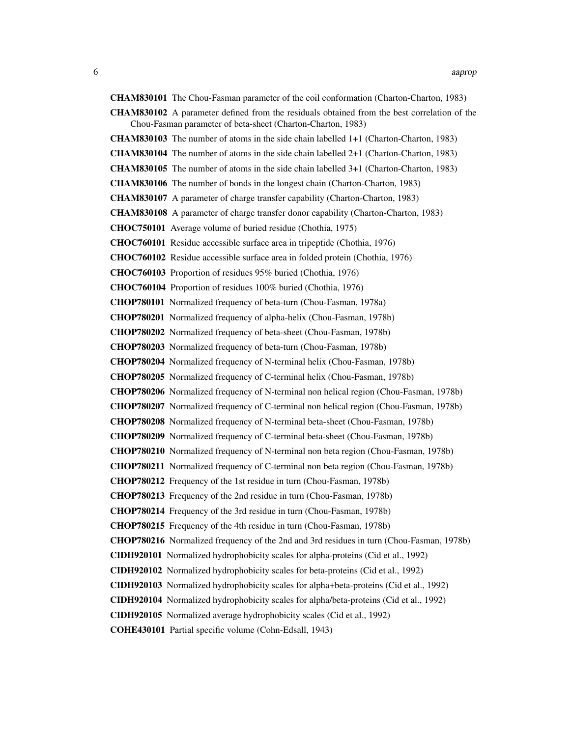**CHAM830101** The Chou-Fasman parameter of the coil conformation (Charton-Charton, 1983)

**CHAM830102** A parameter defined from the residuals obtained from the best correlation of the Chou-Fasman parameter of beta-sheet (Charton-Charton, 1983)

**CHAM830103** The number of atoms in the side chain labelled 1+1 (Charton-Charton, 1983)

**CHAM830104** The number of atoms in the side chain labelled 2+1 (Charton-Charton, 1983)

**CHAM830105** The number of atoms in the side chain labelled 3+1 (Charton-Charton, 1983)

**CHAM830106** The number of bonds in the longest chain (Charton-Charton, 1983)

**CHAM830107** A parameter of charge transfer capability (Charton-Charton, 1983)

**CHAM830108** A parameter of charge transfer donor capability (Charton-Charton, 1983)

**CHOC750101** Average volume of buried residue (Chothia, 1975)

**CHOC760101** Residue accessible surface area in tripeptide (Chothia, 1976)

**CHOC760102** Residue accessible surface area in folded protein (Chothia, 1976)

**CHOC760103** Proportion of residues 95% buried (Chothia, 1976)

**CHOC760104** Proportion of residues 100% buried (Chothia, 1976)

**CHOP780101** Normalized frequency of beta-turn (Chou-Fasman, 1978a)

**CHOP780201** Normalized frequency of alpha-helix (Chou-Fasman, 1978b)

**CHOP780202** Normalized frequency of beta-sheet (Chou-Fasman, 1978b)

**CHOP780203** Normalized frequency of beta-turn (Chou-Fasman, 1978b)

**CHOP780204** Normalized frequency of N-terminal helix (Chou-Fasman, 1978b)

**CHOP780205** Normalized frequency of C-terminal helix (Chou-Fasman, 1978b)

**CHOP780206** Normalized frequency of N-terminal non helical region (Chou-Fasman, 1978b)

**CHOP780207** Normalized frequency of C-terminal non helical region (Chou-Fasman, 1978b)

**CHOP780208** Normalized frequency of N-terminal beta-sheet (Chou-Fasman, 1978b)

**CHOP780209** Normalized frequency of C-terminal beta-sheet (Chou-Fasman, 1978b)

**CHOP780210** Normalized frequency of N-terminal non beta region (Chou-Fasman, 1978b)

**CHOP780211** Normalized frequency of C-terminal non beta region (Chou-Fasman, 1978b)

**CHOP780212** Frequency of the 1st residue in turn (Chou-Fasman, 1978b)

**CHOP780213** Frequency of the 2nd residue in turn (Chou-Fasman, 1978b)

**CHOP780214** Frequency of the 3rd residue in turn (Chou-Fasman, 1978b)

**CHOP780215** Frequency of the 4th residue in turn (Chou-Fasman, 1978b)

**CHOP780216** Normalized frequency of the 2nd and 3rd residues in turn (Chou-Fasman, 1978b)

**CIDH920101** Normalized hydrophobicity scales for alpha-proteins (Cid et al., 1992)

**CIDH920102** Normalized hydrophobicity scales for beta-proteins (Cid et al., 1992)

**CIDH920103** Normalized hydrophobicity scales for alpha+beta-proteins (Cid et al., 1992)

**CIDH920104** Normalized hydrophobicity scales for alpha/beta-proteins (Cid et al., 1992)

**CIDH920105** Normalized average hydrophobicity scales (Cid et al., 1992)

**COHE430101** Partial specific volume (Cohn-Edsall, 1943)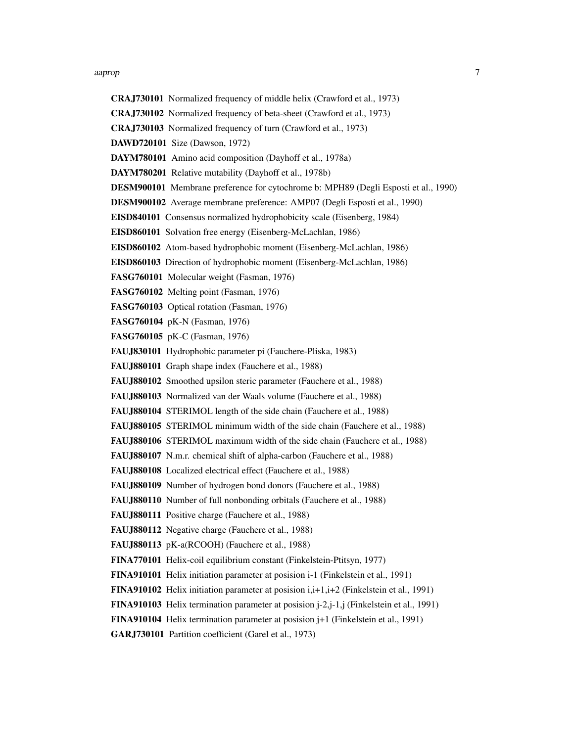**CRAJ730101** Normalized frequency of middle helix (Crawford et al., 1973)

**CRAJ730102** Normalized frequency of beta-sheet (Crawford et al., 1973)

**CRAJ730103** Normalized frequency of turn (Crawford et al., 1973)

**DAWD720101** Size (Dawson, 1972)

**DAYM780101** Amino acid composition (Dayhoff et al., 1978a)

**DAYM780201** Relative mutability (Dayhoff et al., 1978b)

**DESM900101** Membrane preference for cytochrome b: MPH89 (Degli Esposti et al., 1990)

**DESM900102** Average membrane preference: AMP07 (Degli Esposti et al., 1990)

**EISD840101** Consensus normalized hydrophobicity scale (Eisenberg, 1984)

**EISD860101** Solvation free energy (Eisenberg-McLachlan, 1986)

**EISD860102** Atom-based hydrophobic moment (Eisenberg-McLachlan, 1986)

**EISD860103** Direction of hydrophobic moment (Eisenberg-McLachlan, 1986)

**FASG760101** Molecular weight (Fasman, 1976)

**FASG760102** Melting point (Fasman, 1976)

**FASG760103** Optical rotation (Fasman, 1976)

**FASG760104** pK-N (Fasman, 1976)

**FASG760105** pK-C (Fasman, 1976)

**FAUJ830101** Hydrophobic parameter pi (Fauchere-Pliska, 1983)

**FAUJ880101** Graph shape index (Fauchere et al., 1988)

**FAUJ880102** Smoothed upsilon steric parameter (Fauchere et al., 1988)

**FAUJ880103** Normalized van der Waals volume (Fauchere et al., 1988)

**FAUJ880104** STERIMOL length of the side chain (Fauchere et al., 1988)

**FAUJ880105** STERIMOL minimum width of the side chain (Fauchere et al., 1988)

**FAUJ880106** STERIMOL maximum width of the side chain (Fauchere et al., 1988)

**FAUJ880107** N.m.r. chemical shift of alpha-carbon (Fauchere et al., 1988)

**FAUJ880108** Localized electrical effect (Fauchere et al., 1988)

**FAUJ880109** Number of hydrogen bond donors (Fauchere et al., 1988)

**FAUJ880110** Number of full nonbonding orbitals (Fauchere et al., 1988)

**FAUJ880111** Positive charge (Fauchere et al., 1988)

**FAUJ880112** Negative charge (Fauchere et al., 1988)

**FAUJ880113** pK-a(RCOOH) (Fauchere et al., 1988)

**FINA770101** Helix-coil equilibrium constant (Finkelstein-Ptitsyn, 1977)

**FINA910101** Helix initiation parameter at posision i-1 (Finkelstein et al., 1991)

**FINA910102** Helix initiation parameter at posision i,i+1,i+2 (Finkelstein et al., 1991)

**FINA910103** Helix termination parameter at posision j-2,j-1,j (Finkelstein et al., 1991)

**FINA910104** Helix termination parameter at posision j+1 (Finkelstein et al., 1991)

**GARJ730101** Partition coefficient (Garel et al., 1973)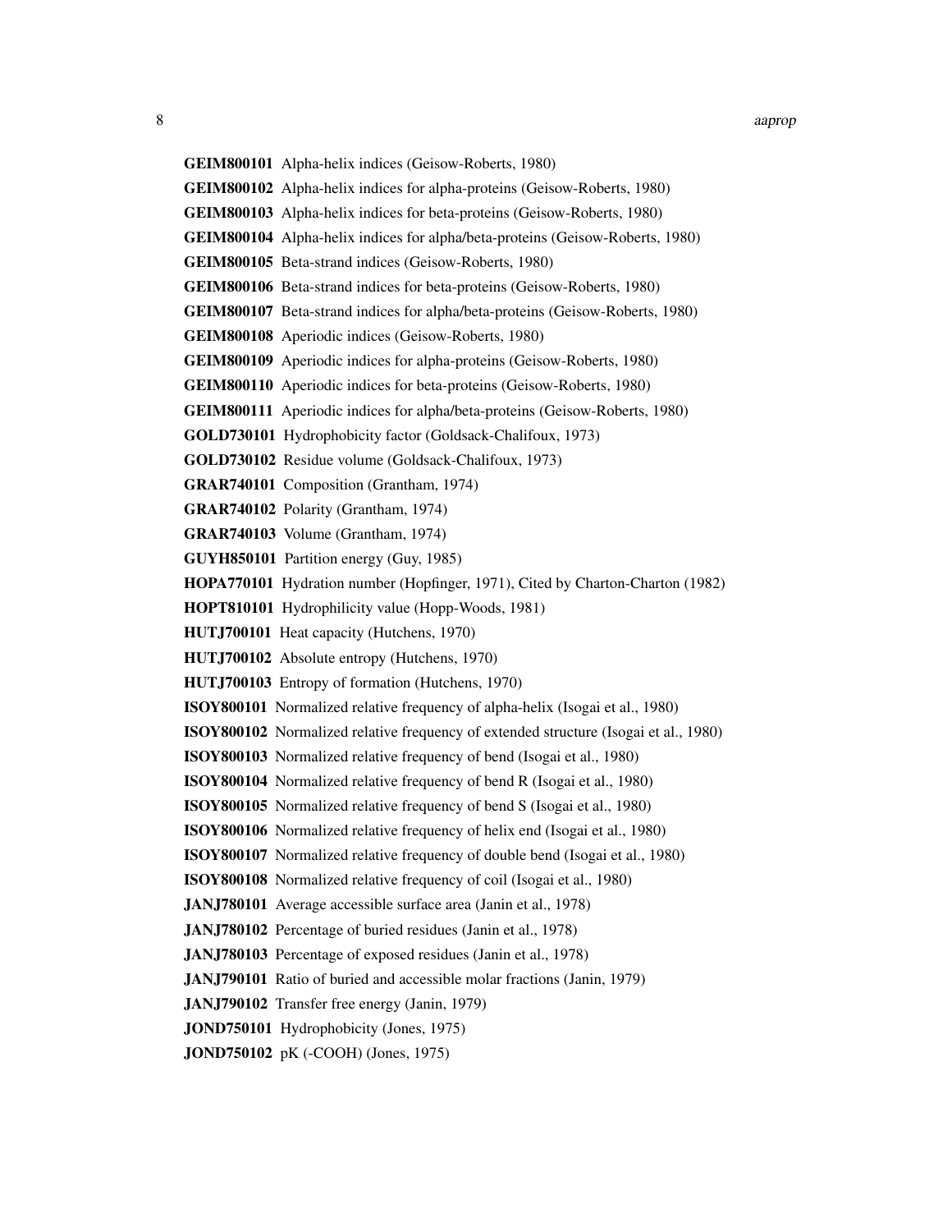**GEIM800101** Alpha-helix indices (Geisow-Roberts, 1980)

**GEIM800102** Alpha-helix indices for alpha-proteins (Geisow-Roberts, 1980)

**GEIM800103** Alpha-helix indices for beta-proteins (Geisow-Roberts, 1980)

**GEIM800104** Alpha-helix indices for alpha/beta-proteins (Geisow-Roberts, 1980)

**GEIM800105** Beta-strand indices (Geisow-Roberts, 1980)

**GEIM800106** Beta-strand indices for beta-proteins (Geisow-Roberts, 1980)

**GEIM800107** Beta-strand indices for alpha/beta-proteins (Geisow-Roberts, 1980)

**GEIM800108** Aperiodic indices (Geisow-Roberts, 1980)

**GEIM800109** Aperiodic indices for alpha-proteins (Geisow-Roberts, 1980)

**GEIM800110** Aperiodic indices for beta-proteins (Geisow-Roberts, 1980)

**GEIM800111** Aperiodic indices for alpha/beta-proteins (Geisow-Roberts, 1980)

**GOLD730101** Hydrophobicity factor (Goldsack-Chalifoux, 1973)

**GOLD730102** Residue volume (Goldsack-Chalifoux, 1973)

**GRAR740101** Composition (Grantham, 1974)

**GRAR740102** Polarity (Grantham, 1974)

**GRAR740103** Volume (Grantham, 1974)

**GUYH850101** Partition energy (Guy, 1985)

**HOPA770101** Hydration number (Hopfinger, 1971), Cited by Charton-Charton (1982)

**HOPT810101** Hydrophilicity value (Hopp-Woods, 1981)

**HUTJ700101** Heat capacity (Hutchens, 1970)

**HUTJ700102** Absolute entropy (Hutchens, 1970)

**HUTJ700103** Entropy of formation (Hutchens, 1970)

**ISOY800101** Normalized relative frequency of alpha-helix (Isogai et al., 1980)

**ISOY800102** Normalized relative frequency of extended structure (Isogai et al., 1980)

**ISOY800103** Normalized relative frequency of bend (Isogai et al., 1980)

**ISOY800104** Normalized relative frequency of bend R (Isogai et al., 1980)

**ISOY800105** Normalized relative frequency of bend S (Isogai et al., 1980)

**ISOY800106** Normalized relative frequency of helix end (Isogai et al., 1980)

**ISOY800107** Normalized relative frequency of double bend (Isogai et al., 1980)

**ISOY800108** Normalized relative frequency of coil (Isogai et al., 1980)

**JANJ780101** Average accessible surface area (Janin et al., 1978)

**JANJ780102** Percentage of buried residues (Janin et al., 1978)

**JANJ780103** Percentage of exposed residues (Janin et al., 1978)

**JANJ790101** Ratio of buried and accessible molar fractions (Janin, 1979)

**JANJ790102** Transfer free energy (Janin, 1979)

**JOND750101** Hydrophobicity (Jones, 1975)

**JOND750102** pK (-COOH) (Jones, 1975)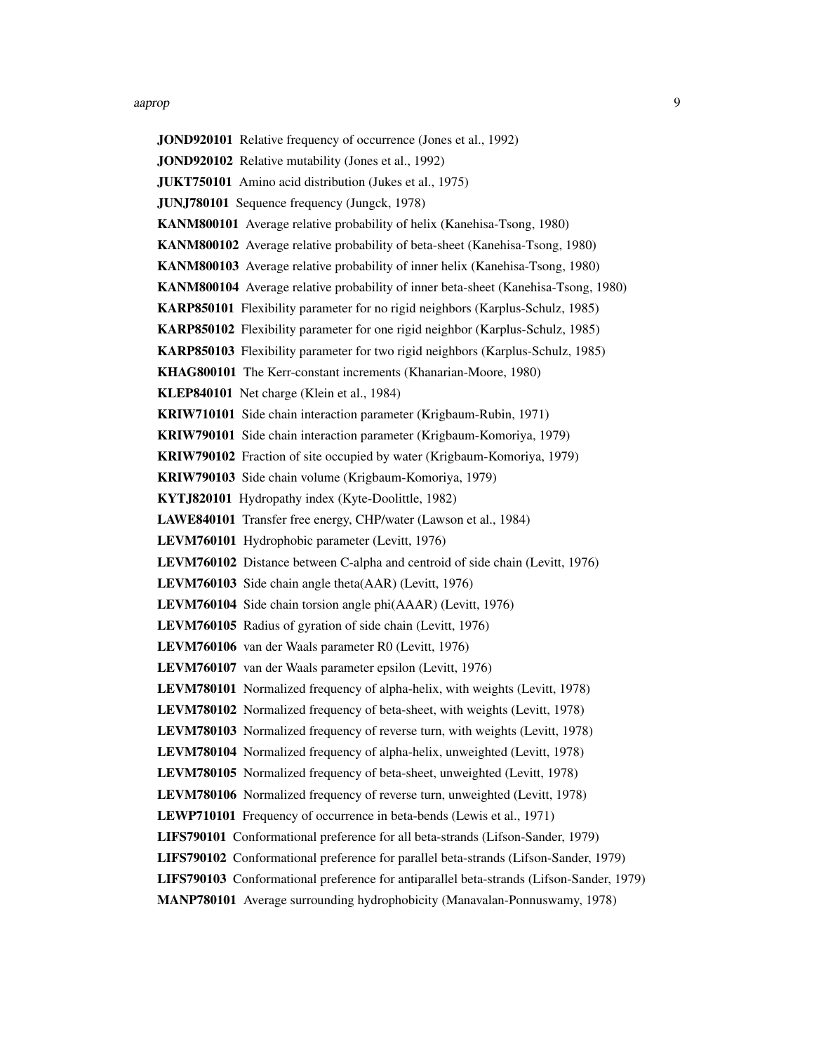**JOND920101** Relative frequency of occurrence (Jones et al., 1992)

**JOND920102** Relative mutability (Jones et al., 1992)

**JUKT750101** Amino acid distribution (Jukes et al., 1975)

**JUNJ780101** Sequence frequency (Jungck, 1978)

**KANM800101** Average relative probability of helix (Kanehisa-Tsong, 1980)

**KANM800102** Average relative probability of beta-sheet (Kanehisa-Tsong, 1980)

**KANM800103** Average relative probability of inner helix (Kanehisa-Tsong, 1980)

**KANM800104** Average relative probability of inner beta-sheet (Kanehisa-Tsong, 1980)

**KARP850101** Flexibility parameter for no rigid neighbors (Karplus-Schulz, 1985)

**KARP850102** Flexibility parameter for one rigid neighbor (Karplus-Schulz, 1985)

**KARP850103** Flexibility parameter for two rigid neighbors (Karplus-Schulz, 1985)

**KHAG800101** The Kerr-constant increments (Khanarian-Moore, 1980)

**KLEP840101** Net charge (Klein et al., 1984)

**KRIW710101** Side chain interaction parameter (Krigbaum-Rubin, 1971)

**KRIW790101** Side chain interaction parameter (Krigbaum-Komoriya, 1979)

**KRIW790102** Fraction of site occupied by water (Krigbaum-Komoriya, 1979)

**KRIW790103** Side chain volume (Krigbaum-Komoriya, 1979)

**KYTJ820101** Hydropathy index (Kyte-Doolittle, 1982)

**LAWE840101** Transfer free energy, CHP/water (Lawson et al., 1984)

**LEVM760101** Hydrophobic parameter (Levitt, 1976)

**LEVM760102** Distance between C-alpha and centroid of side chain (Levitt, 1976)

**LEVM760103** Side chain angle theta(AAR) (Levitt, 1976)

**LEVM760104** Side chain torsion angle phi(AAAR) (Levitt, 1976)

**LEVM760105** Radius of gyration of side chain (Levitt, 1976)

**LEVM760106** van der Waals parameter R0 (Levitt, 1976)

**LEVM760107** van der Waals parameter epsilon (Levitt, 1976)

**LEVM780101** Normalized frequency of alpha-helix, with weights (Levitt, 1978)

**LEVM780102** Normalized frequency of beta-sheet, with weights (Levitt, 1978)

**LEVM780103** Normalized frequency of reverse turn, with weights (Levitt, 1978)

**LEVM780104** Normalized frequency of alpha-helix, unweighted (Levitt, 1978)

**LEVM780105** Normalized frequency of beta-sheet, unweighted (Levitt, 1978)

**LEVM780106** Normalized frequency of reverse turn, unweighted (Levitt, 1978)

**LEWP710101** Frequency of occurrence in beta-bends (Lewis et al., 1971)

**LIFS790101** Conformational preference for all beta-strands (Lifson-Sander, 1979)

**LIFS790102** Conformational preference for parallel beta-strands (Lifson-Sander, 1979)

**LIFS790103** Conformational preference for antiparallel beta-strands (Lifson-Sander, 1979)

**MANP780101** Average surrounding hydrophobicity (Manavalan-Ponnuswamy, 1978)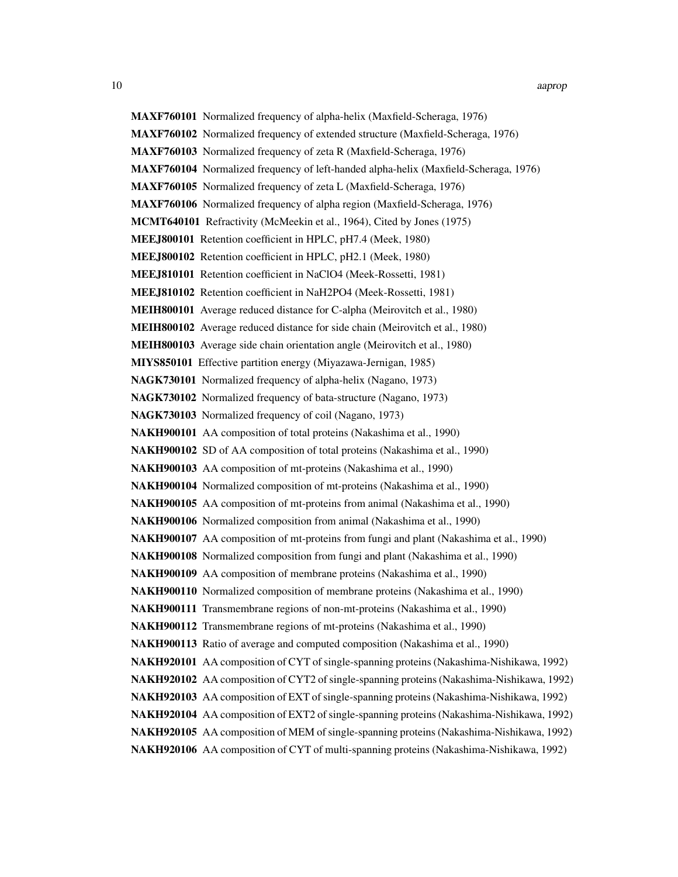**MAXF760101** Normalized frequency of alpha-helix (Maxfield-Scheraga, 1976)

**MAXF760102** Normalized frequency of extended structure (Maxfield-Scheraga, 1976)

**MAXF760103** Normalized frequency of zeta R (Maxfield-Scheraga, 1976)

**MAXF760104** Normalized frequency of left-handed alpha-helix (Maxfield-Scheraga, 1976)

**MAXF760105** Normalized frequency of zeta L (Maxfield-Scheraga, 1976)

**MAXF760106** Normalized frequency of alpha region (Maxfield-Scheraga, 1976)

**MCMT640101** Refractivity (McMeekin et al., 1964), Cited by Jones (1975)

**MEEJ800101** Retention coefficient in HPLC, pH7.4 (Meek, 1980)

**MEEJ800102** Retention coefficient in HPLC, pH2.1 (Meek, 1980)

**MEEJ810101** Retention coefficient in NaClO4 (Meek-Rossetti, 1981)

**MEEJ810102** Retention coefficient in NaH2PO4 (Meek-Rossetti, 1981)

**MEIH800101** Average reduced distance for C-alpha (Meirovitch et al., 1980)

**MEIH800102** Average reduced distance for side chain (Meirovitch et al., 1980)

**MEIH800103** Average side chain orientation angle (Meirovitch et al., 1980)

**MIYS850101** Effective partition energy (Miyazawa-Jernigan, 1985)

**NAGK730101** Normalized frequency of alpha-helix (Nagano, 1973)

**NAGK730102** Normalized frequency of bata-structure (Nagano, 1973)

**NAGK730103** Normalized frequency of coil (Nagano, 1973)

**NAKH900101** AA composition of total proteins (Nakashima et al., 1990)

**NAKH900102** SD of AA composition of total proteins (Nakashima et al., 1990)

**NAKH900103** AA composition of mt-proteins (Nakashima et al., 1990)

**NAKH900104** Normalized composition of mt-proteins (Nakashima et al., 1990)

**NAKH900105** AA composition of mt-proteins from animal (Nakashima et al., 1990)

**NAKH900106** Normalized composition from animal (Nakashima et al., 1990)

**NAKH900107** AA composition of mt-proteins from fungi and plant (Nakashima et al., 1990)

**NAKH900108** Normalized composition from fungi and plant (Nakashima et al., 1990)

**NAKH900109** AA composition of membrane proteins (Nakashima et al., 1990)

**NAKH900110** Normalized composition of membrane proteins (Nakashima et al., 1990)

**NAKH900111** Transmembrane regions of non-mt-proteins (Nakashima et al., 1990)

**NAKH900112** Transmembrane regions of mt-proteins (Nakashima et al., 1990)

**NAKH900113** Ratio of average and computed composition (Nakashima et al., 1990)

**NAKH920101** AA composition of CYT of single-spanning proteins (Nakashima-Nishikawa, 1992)

**NAKH920102** AA composition of CYT2 of single-spanning proteins (Nakashima-Nishikawa, 1992)

**NAKH920103** AA composition of EXT of single-spanning proteins (Nakashima-Nishikawa, 1992)

**NAKH920104** AA composition of EXT2 of single-spanning proteins (Nakashima-Nishikawa, 1992)

**NAKH920105** AA composition of MEM of single-spanning proteins (Nakashima-Nishikawa, 1992)

**NAKH920106** AA composition of CYT of multi-spanning proteins (Nakashima-Nishikawa, 1992)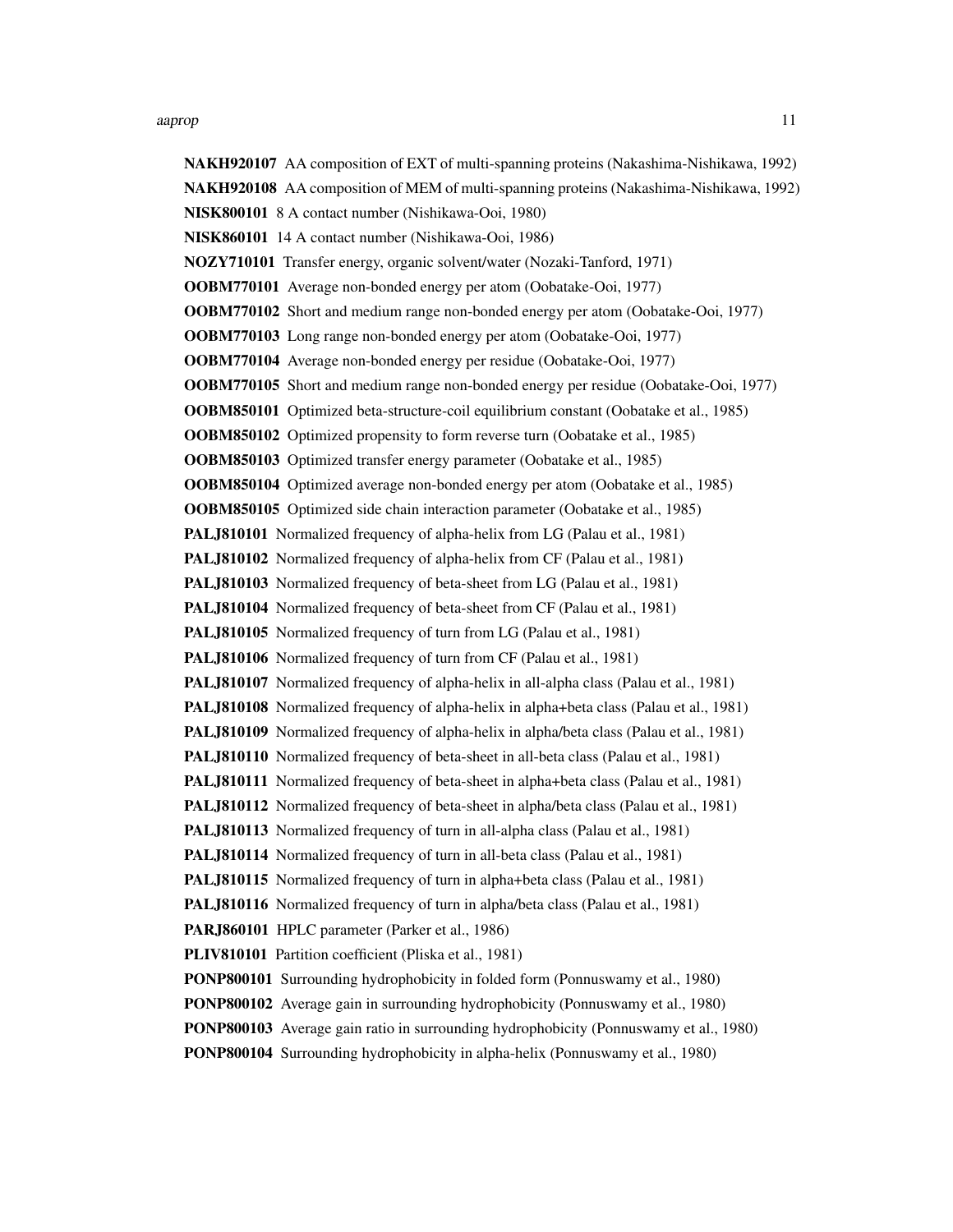**NAKH920107** AA composition of EXT of multi-spanning proteins (Nakashima-Nishikawa, 1992)

**NAKH920108** AA composition of MEM of multi-spanning proteins (Nakashima-Nishikawa, 1992)

**NISK800101** 8 A contact number (Nishikawa-Ooi, 1980)

**NISK860101** 14 A contact number (Nishikawa-Ooi, 1986)

**NOZY710101** Transfer energy, organic solvent/water (Nozaki-Tanford, 1971)

**OOBM770101** Average non-bonded energy per atom (Oobatake-Ooi, 1977)

**OOBM770102** Short and medium range non-bonded energy per atom (Oobatake-Ooi, 1977)

**OOBM770103** Long range non-bonded energy per atom (Oobatake-Ooi, 1977)

**OOBM770104** Average non-bonded energy per residue (Oobatake-Ooi, 1977)

**OOBM770105** Short and medium range non-bonded energy per residue (Oobatake-Ooi, 1977)

**OOBM850101** Optimized beta-structure-coil equilibrium constant (Oobatake et al., 1985)

**OOBM850102** Optimized propensity to form reverse turn (Oobatake et al., 1985)

**OOBM850103** Optimized transfer energy parameter (Oobatake et al., 1985)

**OOBM850104** Optimized average non-bonded energy per atom (Oobatake et al., 1985)

**OOBM850105** Optimized side chain interaction parameter (Oobatake et al., 1985)

**PALJ810101** Normalized frequency of alpha-helix from LG (Palau et al., 1981)

**PALJ810102** Normalized frequency of alpha-helix from CF (Palau et al., 1981)

**PALJ810103** Normalized frequency of beta-sheet from LG (Palau et al., 1981)

**PALJ810104** Normalized frequency of beta-sheet from CF (Palau et al., 1981)

**PALJ810105** Normalized frequency of turn from LG (Palau et al., 1981)

**PALJ810106** Normalized frequency of turn from CF (Palau et al., 1981)

**PALJ810107** Normalized frequency of alpha-helix in all-alpha class (Palau et al., 1981)

**PALJ810108** Normalized frequency of alpha-helix in alpha+beta class (Palau et al., 1981)

**PALJ810109** Normalized frequency of alpha-helix in alpha/beta class (Palau et al., 1981)

**PALJ810110** Normalized frequency of beta-sheet in all-beta class (Palau et al., 1981)

**PALJ810111** Normalized frequency of beta-sheet in alpha+beta class (Palau et al., 1981)

**PALJ810112** Normalized frequency of beta-sheet in alpha/beta class (Palau et al., 1981)

**PALJ810113** Normalized frequency of turn in all-alpha class (Palau et al., 1981)

**PALJ810114** Normalized frequency of turn in all-beta class (Palau et al., 1981)

**PALJ810115** Normalized frequency of turn in alpha+beta class (Palau et al., 1981)

**PALJ810116** Normalized frequency of turn in alpha/beta class (Palau et al., 1981)

**PARJ860101** HPLC parameter (Parker et al., 1986)

**PLIV810101** Partition coefficient (Pliska et al., 1981)

**PONP800101** Surrounding hydrophobicity in folded form (Ponnuswamy et al., 1980)

**PONP800102** Average gain in surrounding hydrophobicity (Ponnuswamy et al., 1980)

**PONP800103** Average gain ratio in surrounding hydrophobicity (Ponnuswamy et al., 1980)

**PONP800104** Surrounding hydrophobicity in alpha-helix (Ponnuswamy et al., 1980)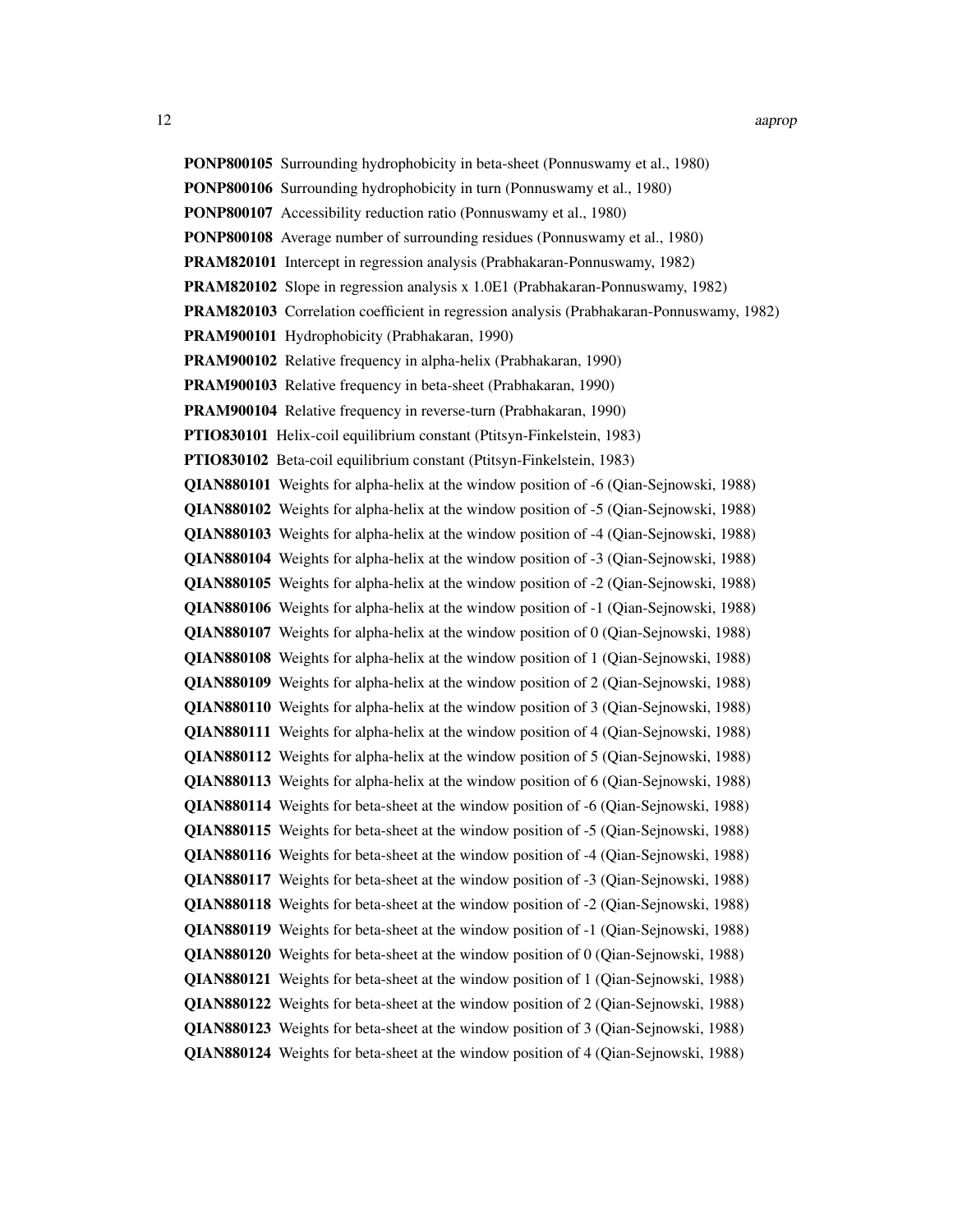**PONP800105** Surrounding hydrophobicity in beta-sheet (Ponnuswamy et al., 1980)

**PONP800106** Surrounding hydrophobicity in turn (Ponnuswamy et al., 1980)

**PONP800107** Accessibility reduction ratio (Ponnuswamy et al., 1980)

**PONP800108** Average number of surrounding residues (Ponnuswamy et al., 1980)

**PRAM820101** Intercept in regression analysis (Prabhakaran-Ponnuswamy, 1982)

**PRAM820102** Slope in regression analysis x 1.0E1 (Prabhakaran-Ponnuswamy, 1982)

**PRAM820103** Correlation coefficient in regression analysis (Prabhakaran-Ponnuswamy, 1982)

**PRAM900101** Hydrophobicity (Prabhakaran, 1990)

**PRAM900102** Relative frequency in alpha-helix (Prabhakaran, 1990)

**PRAM900103** Relative frequency in beta-sheet (Prabhakaran, 1990)

**PRAM900104** Relative frequency in reverse-turn (Prabhakaran, 1990)

**PTIO830101** Helix-coil equilibrium constant (Ptitsyn-Finkelstein, 1983)

**PTIO830102** Beta-coil equilibrium constant (Ptitsyn-Finkelstein, 1983)

**QIAN880101** Weights for alpha-helix at the window position of -6 (Qian-Sejnowski, 1988)

**QIAN880102** Weights for alpha-helix at the window position of -5 (Qian-Sejnowski, 1988)

**QIAN880103** Weights for alpha-helix at the window position of -4 (Qian-Sejnowski, 1988)

**QIAN880104** Weights for alpha-helix at the window position of -3 (Qian-Sejnowski, 1988)

**QIAN880105** Weights for alpha-helix at the window position of -2 (Qian-Sejnowski, 1988)

**QIAN880106** Weights for alpha-helix at the window position of -1 (Qian-Sejnowski, 1988)

**QIAN880107** Weights for alpha-helix at the window position of 0 (Qian-Sejnowski, 1988)

**QIAN880108** Weights for alpha-helix at the window position of 1 (Qian-Sejnowski, 1988)

**QIAN880109** Weights for alpha-helix at the window position of 2 (Qian-Sejnowski, 1988)

**QIAN880110** Weights for alpha-helix at the window position of 3 (Qian-Sejnowski, 1988)

**QIAN880111** Weights for alpha-helix at the window position of 4 (Qian-Sejnowski, 1988)

**QIAN880112** Weights for alpha-helix at the window position of 5 (Qian-Sejnowski, 1988)

**QIAN880113** Weights for alpha-helix at the window position of 6 (Qian-Sejnowski, 1988)

**QIAN880114** Weights for beta-sheet at the window position of -6 (Qian-Sejnowski, 1988)

**QIAN880115** Weights for beta-sheet at the window position of -5 (Qian-Sejnowski, 1988)

**QIAN880116** Weights for beta-sheet at the window position of -4 (Qian-Sejnowski, 1988)

**QIAN880117** Weights for beta-sheet at the window position of -3 (Qian-Sejnowski, 1988)

**QIAN880118** Weights for beta-sheet at the window position of -2 (Qian-Sejnowski, 1988)

**QIAN880119** Weights for beta-sheet at the window position of -1 (Qian-Sejnowski, 1988)

**QIAN880120** Weights for beta-sheet at the window position of 0 (Qian-Sejnowski, 1988)

**QIAN880121** Weights for beta-sheet at the window position of 1 (Qian-Sejnowski, 1988)

**QIAN880122** Weights for beta-sheet at the window position of 2 (Qian-Sejnowski, 1988)

**QIAN880123** Weights for beta-sheet at the window position of 3 (Qian-Sejnowski, 1988)

**QIAN880124** Weights for beta-sheet at the window position of 4 (Qian-Sejnowski, 1988)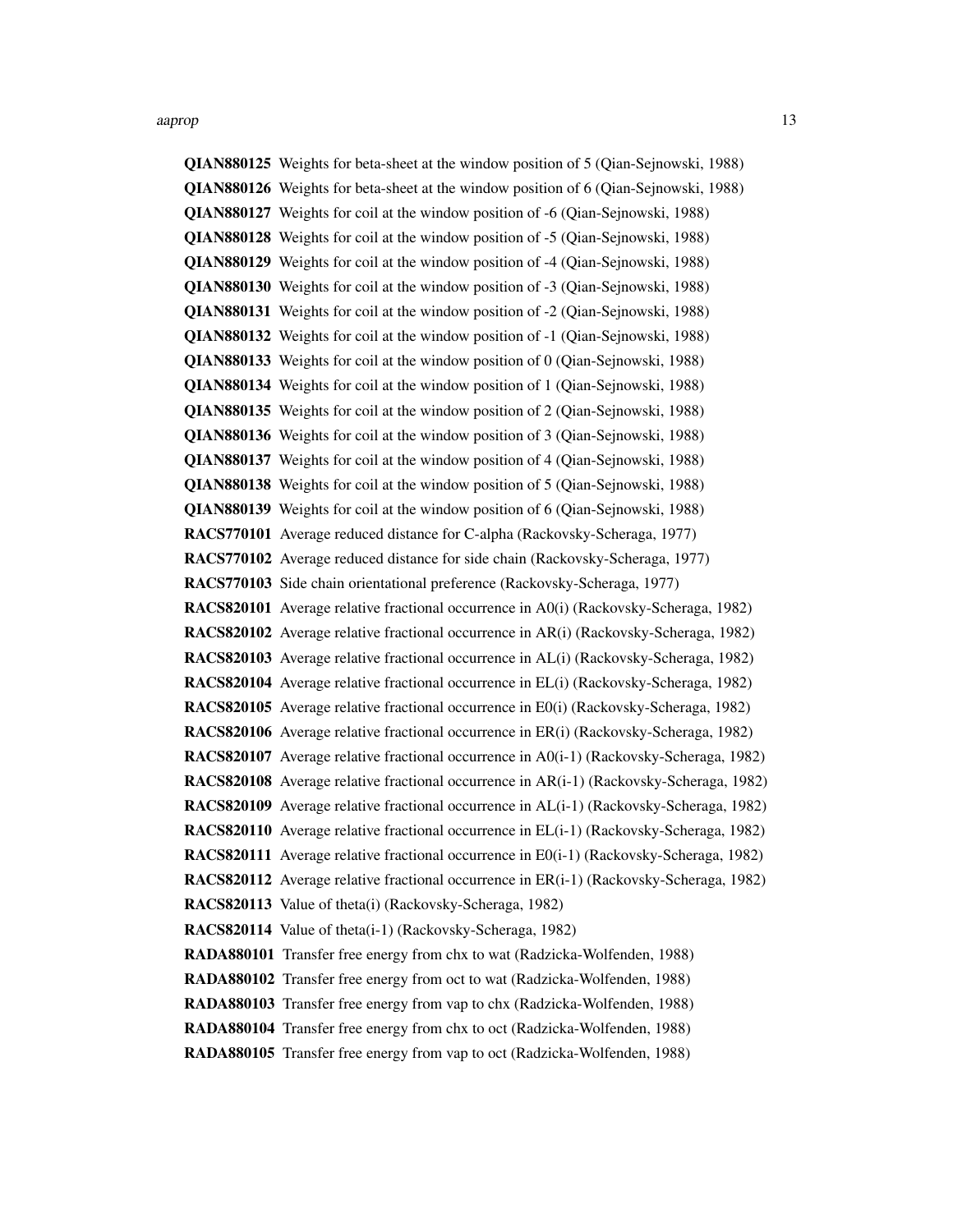**QIAN880125** Weights for beta-sheet at the window position of 5 (Qian-Sejnowski, 1988)

**QIAN880126** Weights for beta-sheet at the window position of 6 (Qian-Sejnowski, 1988)

**QIAN880127** Weights for coil at the window position of -6 (Qian-Sejnowski, 1988)

**QIAN880128** Weights for coil at the window position of -5 (Qian-Sejnowski, 1988)

**QIAN880129** Weights for coil at the window position of -4 (Qian-Sejnowski, 1988)

**QIAN880130** Weights for coil at the window position of -3 (Qian-Sejnowski, 1988)

**QIAN880131** Weights for coil at the window position of -2 (Qian-Sejnowski, 1988)

**QIAN880132** Weights for coil at the window position of -1 (Qian-Sejnowski, 1988)

**QIAN880133** Weights for coil at the window position of 0 (Qian-Sejnowski, 1988)

**QIAN880134** Weights for coil at the window position of 1 (Qian-Sejnowski, 1988)

**QIAN880135** Weights for coil at the window position of 2 (Qian-Sejnowski, 1988)

**QIAN880136** Weights for coil at the window position of 3 (Qian-Sejnowski, 1988)

**QIAN880137** Weights for coil at the window position of 4 (Qian-Sejnowski, 1988)

**QIAN880138** Weights for coil at the window position of 5 (Qian-Sejnowski, 1988)

**QIAN880139** Weights for coil at the window position of 6 (Qian-Sejnowski, 1988)

**RACS770101** Average reduced distance for C-alpha (Rackovsky-Scheraga, 1977)

**RACS770102** Average reduced distance for side chain (Rackovsky-Scheraga, 1977)

**RACS770103** Side chain orientational preference (Rackovsky-Scheraga, 1977)

**RACS820101** Average relative fractional occurrence in A0(i) (Rackovsky-Scheraga, 1982)

**RACS820102** Average relative fractional occurrence in AR(i) (Rackovsky-Scheraga, 1982)

**RACS820103** Average relative fractional occurrence in AL(i) (Rackovsky-Scheraga, 1982)

**RACS820104** Average relative fractional occurrence in EL(i) (Rackovsky-Scheraga, 1982)

**RACS820105** Average relative fractional occurrence in E0(i) (Rackovsky-Scheraga, 1982)

**RACS820106** Average relative fractional occurrence in ER(i) (Rackovsky-Scheraga, 1982)

**RACS820107** Average relative fractional occurrence in A0(i-1) (Rackovsky-Scheraga, 1982)

**RACS820108** Average relative fractional occurrence in AR(i-1) (Rackovsky-Scheraga, 1982)

**RACS820109** Average relative fractional occurrence in AL(i-1) (Rackovsky-Scheraga, 1982)

**RACS820110** Average relative fractional occurrence in EL(i-1) (Rackovsky-Scheraga, 1982)

**RACS820111** Average relative fractional occurrence in E0(i-1) (Rackovsky-Scheraga, 1982)

**RACS820112** Average relative fractional occurrence in ER(i-1) (Rackovsky-Scheraga, 1982)

**RACS820113** Value of theta(i) (Rackovsky-Scheraga, 1982)

**RACS820114** Value of theta(i-1) (Rackovsky-Scheraga, 1982)

**RADA880101** Transfer free energy from chx to wat (Radzicka-Wolfenden, 1988)

**RADA880102** Transfer free energy from oct to wat (Radzicka-Wolfenden, 1988)

**RADA880103** Transfer free energy from vap to chx (Radzicka-Wolfenden, 1988)

**RADA880104** Transfer free energy from chx to oct (Radzicka-Wolfenden, 1988)

**RADA880105** Transfer free energy from vap to oct (Radzicka-Wolfenden, 1988)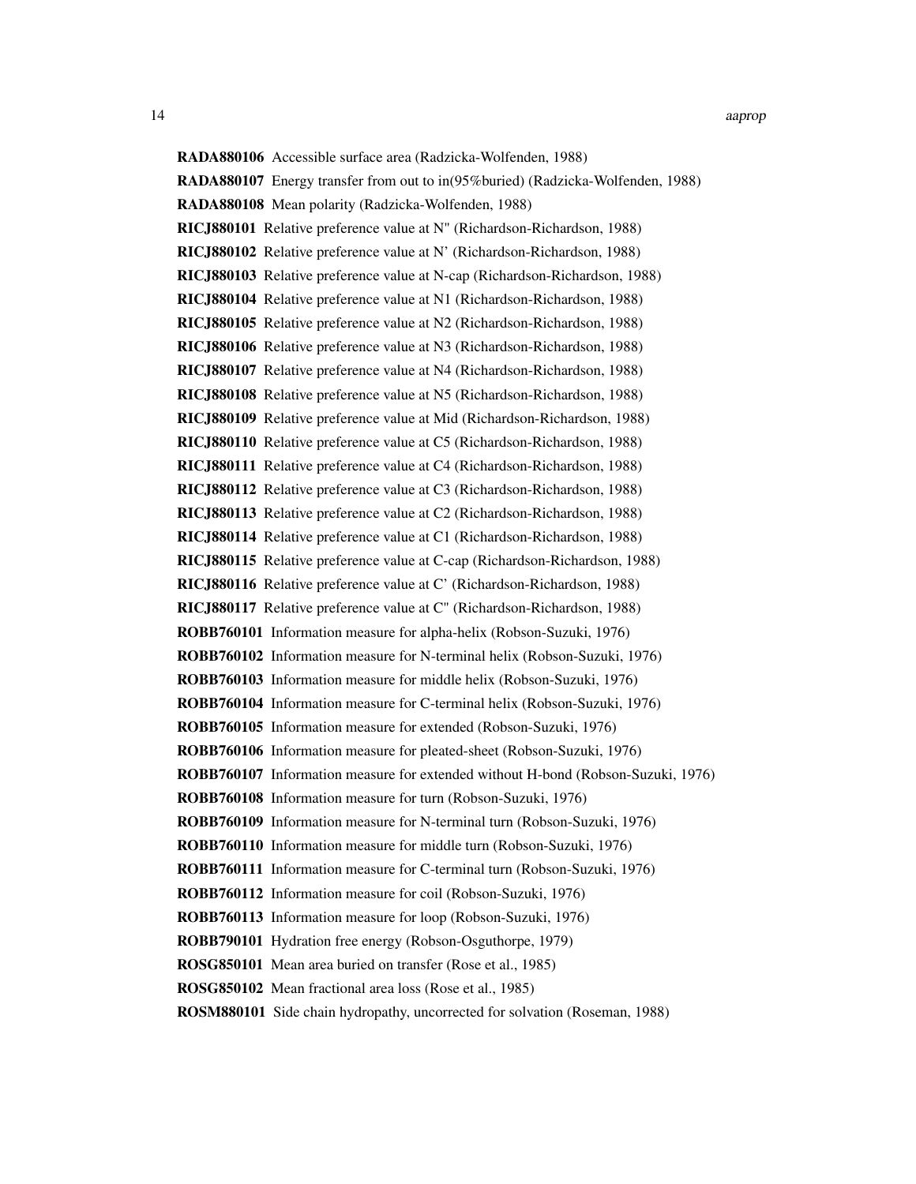**RADA880106** Accessible surface area (Radzicka-Wolfenden, 1988)

**RADA880107** Energy transfer from out to in(95%buried) (Radzicka-Wolfenden, 1988)

**RADA880108** Mean polarity (Radzicka-Wolfenden, 1988)

**RICJ880101** Relative preference value at N" (Richardson-Richardson, 1988)

**RICJ880102** Relative preference value at N' (Richardson-Richardson, 1988)

**RICJ880103** Relative preference value at N-cap (Richardson-Richardson, 1988)

**RICJ880104** Relative preference value at N1 (Richardson-Richardson, 1988)

**RICJ880105** Relative preference value at N2 (Richardson-Richardson, 1988)

**RICJ880106** Relative preference value at N3 (Richardson-Richardson, 1988)

**RICJ880107** Relative preference value at N4 (Richardson-Richardson, 1988)

**RICJ880108** Relative preference value at N5 (Richardson-Richardson, 1988)

**RICJ880109** Relative preference value at Mid (Richardson-Richardson, 1988)

**RICJ880110** Relative preference value at C5 (Richardson-Richardson, 1988)

**RICJ880111** Relative preference value at C4 (Richardson-Richardson, 1988)

**RICJ880112** Relative preference value at C3 (Richardson-Richardson, 1988)

**RICJ880113** Relative preference value at C2 (Richardson-Richardson, 1988)

**RICJ880114** Relative preference value at C1 (Richardson-Richardson, 1988)

**RICJ880115** Relative preference value at C-cap (Richardson-Richardson, 1988)

**RICJ880116** Relative preference value at C' (Richardson-Richardson, 1988)

**RICJ880117** Relative preference value at C" (Richardson-Richardson, 1988)

**ROBB760101** Information measure for alpha-helix (Robson-Suzuki, 1976)

**ROBB760102** Information measure for N-terminal helix (Robson-Suzuki, 1976)

**ROBB760103** Information measure for middle helix (Robson-Suzuki, 1976)

**ROBB760104** Information measure for C-terminal helix (Robson-Suzuki, 1976)

**ROBB760105** Information measure for extended (Robson-Suzuki, 1976)

**ROBB760106** Information measure for pleated-sheet (Robson-Suzuki, 1976)

**ROBB760107** Information measure for extended without H-bond (Robson-Suzuki, 1976)

**ROBB760108** Information measure for turn (Robson-Suzuki, 1976)

**ROBB760109** Information measure for N-terminal turn (Robson-Suzuki, 1976)

**ROBB760110** Information measure for middle turn (Robson-Suzuki, 1976)

**ROBB760111** Information measure for C-terminal turn (Robson-Suzuki, 1976)

**ROBB760112** Information measure for coil (Robson-Suzuki, 1976)

**ROBB760113** Information measure for loop (Robson-Suzuki, 1976)

**ROBB790101** Hydration free energy (Robson-Osguthorpe, 1979)

**ROSG850101** Mean area buried on transfer (Rose et al., 1985)

**ROSG850102** Mean fractional area loss (Rose et al., 1985)

**ROSM880101** Side chain hydropathy, uncorrected for solvation (Roseman, 1988)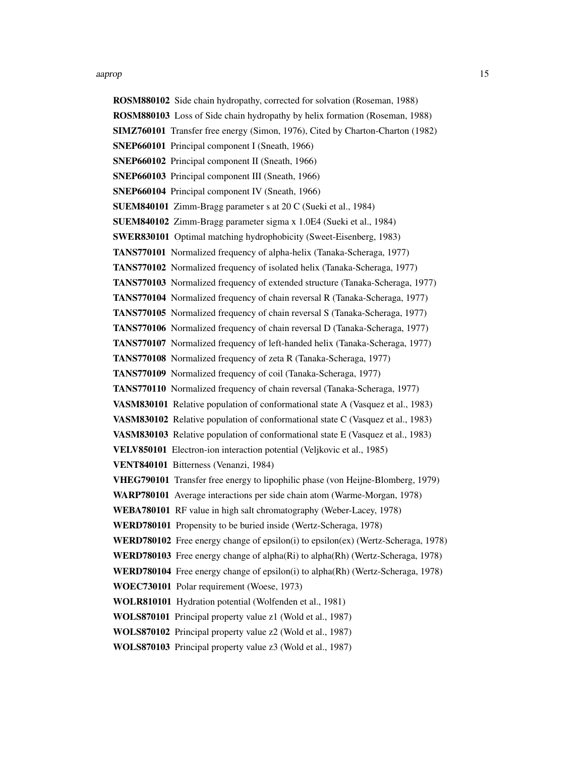**ROSM880102** Side chain hydropathy, corrected for solvation (Roseman, 1988)

**ROSM880103** Loss of Side chain hydropathy by helix formation (Roseman, 1988)

**SIMZ760101** Transfer free energy (Simon, 1976), Cited by Charton-Charton (1982)

**SNEP660101** Principal component I (Sneath, 1966)

**SNEP660102** Principal component II (Sneath, 1966)

**SNEP660103** Principal component III (Sneath, 1966)

**SNEP660104** Principal component IV (Sneath, 1966)

**SUEM840101** Zimm-Bragg parameter s at 20 C (Sueki et al., 1984)

**SUEM840102** Zimm-Bragg parameter sigma x 1.0E4 (Sueki et al., 1984)

**SWER830101** Optimal matching hydrophobicity (Sweet-Eisenberg, 1983)

**TANS770101** Normalized frequency of alpha-helix (Tanaka-Scheraga, 1977)

**TANS770102** Normalized frequency of isolated helix (Tanaka-Scheraga, 1977)

**TANS770103** Normalized frequency of extended structure (Tanaka-Scheraga, 1977)

**TANS770104** Normalized frequency of chain reversal R (Tanaka-Scheraga, 1977)

**TANS770105** Normalized frequency of chain reversal S (Tanaka-Scheraga, 1977)

**TANS770106** Normalized frequency of chain reversal D (Tanaka-Scheraga, 1977)

**TANS770107** Normalized frequency of left-handed helix (Tanaka-Scheraga, 1977)

**TANS770108** Normalized frequency of zeta R (Tanaka-Scheraga, 1977)

**TANS770109** Normalized frequency of coil (Tanaka-Scheraga, 1977)

**TANS770110** Normalized frequency of chain reversal (Tanaka-Scheraga, 1977)

**VASM830101** Relative population of conformational state A (Vasquez et al., 1983)

**VASM830102** Relative population of conformational state C (Vasquez et al., 1983)

**VASM830103** Relative population of conformational state E (Vasquez et al., 1983)

**VELV850101** Electron-ion interaction potential (Veljkovic et al., 1985)

**VENT840101** Bitterness (Venanzi, 1984)

**VHEG790101** Transfer free energy to lipophilic phase (von Heijne-Blomberg, 1979)

**WARP780101** Average interactions per side chain atom (Warme-Morgan, 1978)

**WEBA780101** RF value in high salt chromatography (Weber-Lacey, 1978)

**WERD780101** Propensity to be buried inside (Wertz-Scheraga, 1978)

**WERD780102** Free energy change of epsilon(i) to epsilon(ex) (Wertz-Scheraga, 1978)

**WERD780103** Free energy change of alpha(Ri) to alpha(Rh) (Wertz-Scheraga, 1978)

**WERD780104** Free energy change of epsilon(i) to alpha(Rh) (Wertz-Scheraga, 1978)

**WOEC730101** Polar requirement (Woese, 1973)

**WOLR810101** Hydration potential (Wolfenden et al., 1981)

**WOLS870101** Principal property value z1 (Wold et al., 1987)

**WOLS870102** Principal property value z2 (Wold et al., 1987)

**WOLS870103** Principal property value z3 (Wold et al., 1987)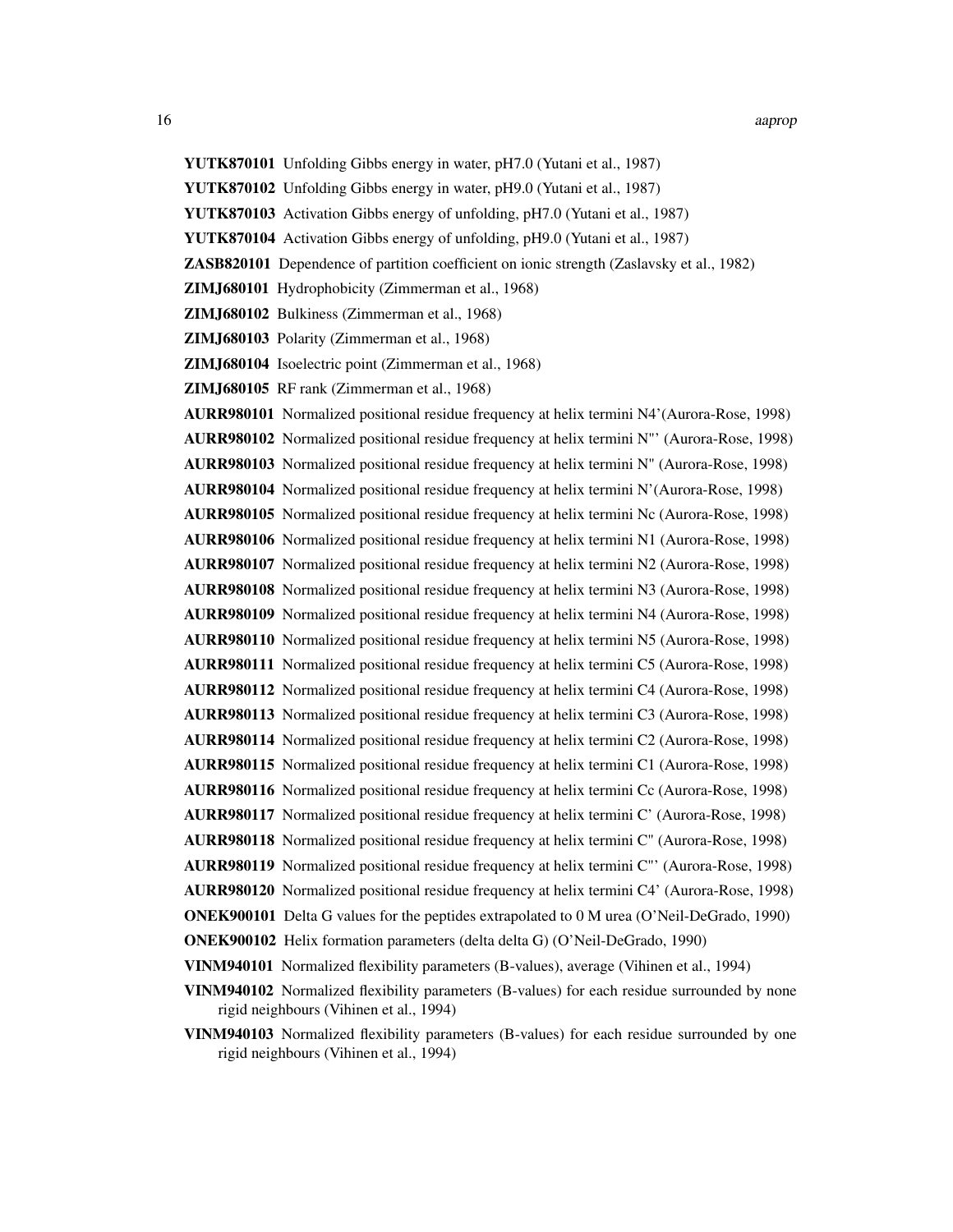**YUTK870101** Unfolding Gibbs energy in water, pH7.0 (Yutani et al., 1987)

**YUTK870102** Unfolding Gibbs energy in water, pH9.0 (Yutani et al., 1987)

**YUTK870103** Activation Gibbs energy of unfolding, pH7.0 (Yutani et al., 1987)

**YUTK870104** Activation Gibbs energy of unfolding, pH9.0 (Yutani et al., 1987)

**ZASB820101** Dependence of partition coefficient on ionic strength (Zaslavsky et al., 1982)

**ZIMJ680101** Hydrophobicity (Zimmerman et al., 1968)

**ZIMJ680102** Bulkiness (Zimmerman et al., 1968)

**ZIMJ680103** Polarity (Zimmerman et al., 1968)

**ZIMJ680104** Isoelectric point (Zimmerman et al., 1968)

**ZIMJ680105** RF rank (Zimmerman et al., 1968)

**AURR980101** Normalized positional residue frequency at helix termini N4'(Aurora-Rose, 1998)

**AURR980102** Normalized positional residue frequency at helix termini N"' (Aurora-Rose, 1998)

**AURR980103** Normalized positional residue frequency at helix termini N" (Aurora-Rose, 1998)

**AURR980104** Normalized positional residue frequency at helix termini N'(Aurora-Rose, 1998)

**AURR980105** Normalized positional residue frequency at helix termini Nc (Aurora-Rose, 1998)

**AURR980106** Normalized positional residue frequency at helix termini N1 (Aurora-Rose, 1998)

**AURR980107** Normalized positional residue frequency at helix termini N2 (Aurora-Rose, 1998)

**AURR980108** Normalized positional residue frequency at helix termini N3 (Aurora-Rose, 1998)

**AURR980109** Normalized positional residue frequency at helix termini N4 (Aurora-Rose, 1998)

**AURR980110** Normalized positional residue frequency at helix termini N5 (Aurora-Rose, 1998)

**AURR980111** Normalized positional residue frequency at helix termini C5 (Aurora-Rose, 1998)

**AURR980112** Normalized positional residue frequency at helix termini C4 (Aurora-Rose, 1998)

**AURR980113** Normalized positional residue frequency at helix termini C3 (Aurora-Rose, 1998)

**AURR980114** Normalized positional residue frequency at helix termini C2 (Aurora-Rose, 1998)

**AURR980115** Normalized positional residue frequency at helix termini C1 (Aurora-Rose, 1998)

**AURR980116** Normalized positional residue frequency at helix termini Cc (Aurora-Rose, 1998)

**AURR980117** Normalized positional residue frequency at helix termini C' (Aurora-Rose, 1998)

**AURR980118** Normalized positional residue frequency at helix termini C" (Aurora-Rose, 1998)

**AURR980119** Normalized positional residue frequency at helix termini C"' (Aurora-Rose, 1998)

**AURR980120** Normalized positional residue frequency at helix termini C4' (Aurora-Rose, 1998)

**ONEK900101** Delta G values for the peptides extrapolated to 0 M urea (O'Neil-DeGrado, 1990)

**ONEK900102** Helix formation parameters (delta delta G) (O'Neil-DeGrado, 1990)

**VINM940101** Normalized flexibility parameters (B-values), average (Vihinen et al., 1994)

**VINM940102** Normalized flexibility parameters (B-values) for each residue surrounded by none rigid neighbours (Vihinen et al., 1994)

**VINM940103** Normalized flexibility parameters (B-values) for each residue surrounded by one rigid neighbours (Vihinen et al., 1994)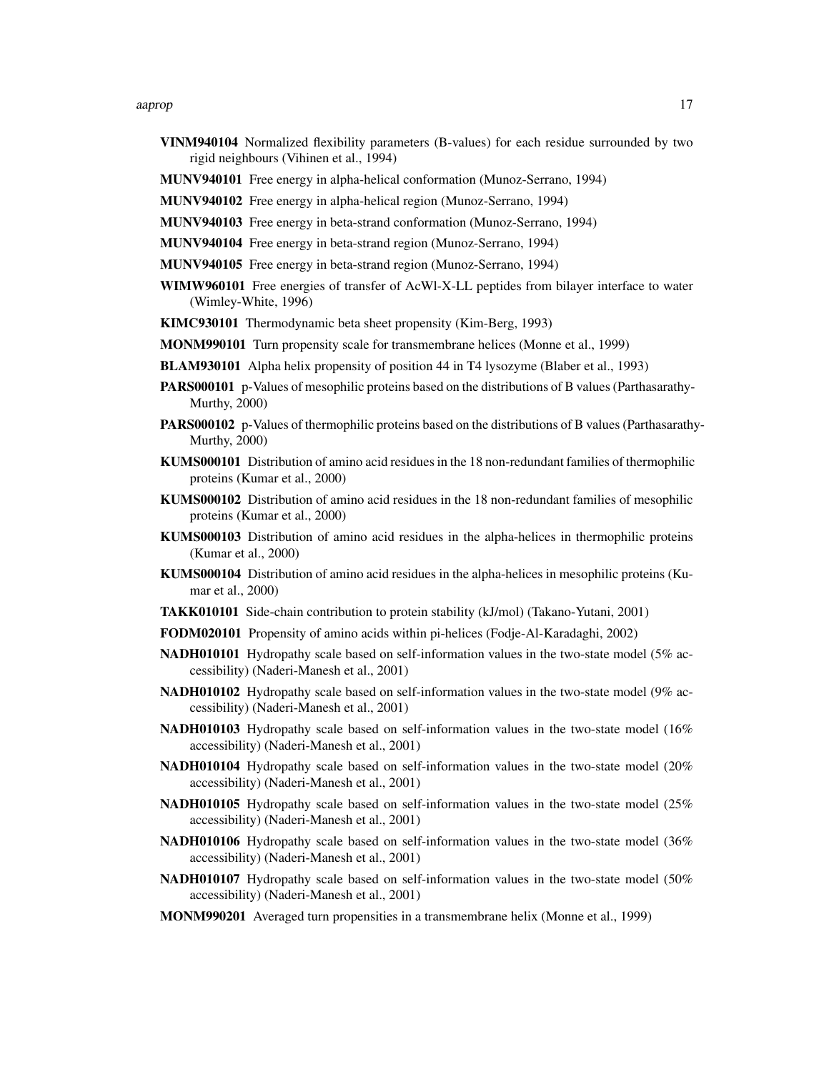**VINM940104** Normalized flexibility parameters (B-values) for each residue surrounded by two rigid neighbours (Vihinen et al., 1994)

**MUNV940101** Free energy in alpha-helical conformation (Munoz-Serrano, 1994)

**MUNV940102** Free energy in alpha-helical region (Munoz-Serrano, 1994)

**MUNV940103** Free energy in beta-strand conformation (Munoz-Serrano, 1994)

**MUNV940104** Free energy in beta-strand region (Munoz-Serrano, 1994)

**MUNV940105** Free energy in beta-strand region (Munoz-Serrano, 1994)

**WIMW960101** Free energies of transfer of AcWl-X-LL peptides from bilayer interface to water (Wimley-White, 1996)

**KIMC930101** Thermodynamic beta sheet propensity (Kim-Berg, 1993)

**MONM990101** Turn propensity scale for transmembrane helices (Monne et al., 1999)

**BLAM930101** Alpha helix propensity of position 44 in T4 lysozyme (Blaber et al., 1993)

**PARS000101** p-Values of mesophilic proteins based on the distributions of B values (Parthasarathy-Murthy, 2000)

**PARS000102** p-Values of thermophilic proteins based on the distributions of B values (Parthasarathy-Murthy, 2000)

**KUMS000101** Distribution of amino acid residues in the 18 non-redundant families of thermophilic proteins (Kumar et al., 2000)

**KUMS000102** Distribution of amino acid residues in the 18 non-redundant families of mesophilic proteins (Kumar et al., 2000)

**KUMS000103** Distribution of amino acid residues in the alpha-helices in thermophilic proteins (Kumar et al., 2000)

**KUMS000104** Distribution of amino acid residues in the alpha-helices in mesophilic proteins (Kumar et al., 2000)

**TAKK010101** Side-chain contribution to protein stability (kJ/mol) (Takano-Yutani, 2001)

**FODM020101** Propensity of amino acids within pi-helices (Fodje-Al-Karadaghi, 2002)

**NADH010101** Hydropathy scale based on self-information values in the two-state model (5% accessibility) (Naderi-Manesh et al., 2001)

**NADH010102** Hydropathy scale based on self-information values in the two-state model (9% accessibility) (Naderi-Manesh et al., 2001)

**NADH010103** Hydropathy scale based on self-information values in the two-state model (16% accessibility) (Naderi-Manesh et al., 2001)

**NADH010104** Hydropathy scale based on self-information values in the two-state model (20% accessibility) (Naderi-Manesh et al., 2001)

**NADH010105** Hydropathy scale based on self-information values in the two-state model (25% accessibility) (Naderi-Manesh et al., 2001)

**NADH010106** Hydropathy scale based on self-information values in the two-state model (36% accessibility) (Naderi-Manesh et al., 2001)

**NADH010107** Hydropathy scale based on self-information values in the two-state model (50% accessibility) (Naderi-Manesh et al., 2001)

**MONM990201** Averaged turn propensities in a transmembrane helix (Monne et al., 1999)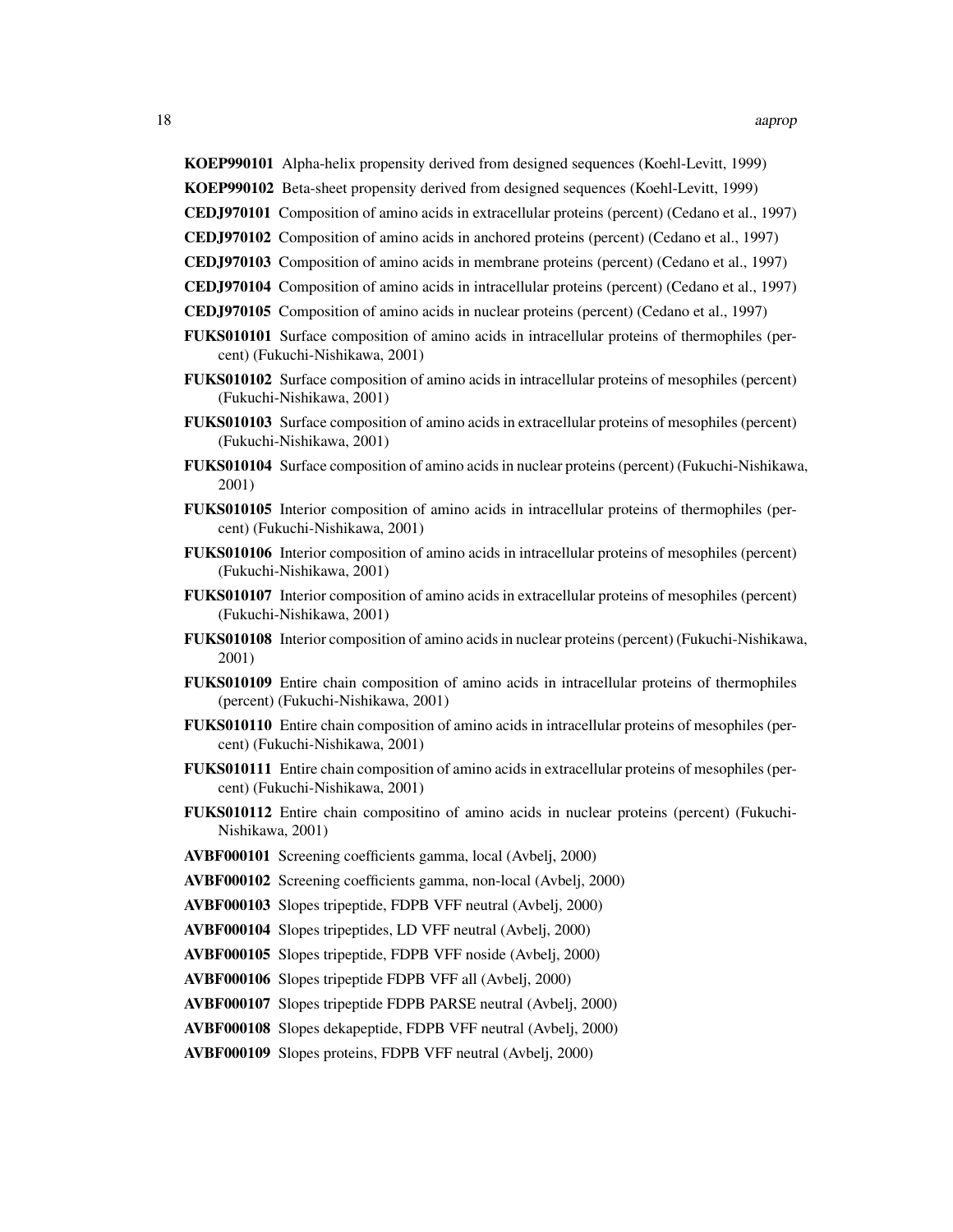**KOEP990101** Alpha-helix propensity derived from designed sequences (Koehl-Levitt, 1999)

**KOEP990102** Beta-sheet propensity derived from designed sequences (Koehl-Levitt, 1999)

**CEDJ970101** Composition of amino acids in extracellular proteins (percent) (Cedano et al., 1997)

**CEDJ970102** Composition of amino acids in anchored proteins (percent) (Cedano et al., 1997)

**CEDJ970103** Composition of amino acids in membrane proteins (percent) (Cedano et al., 1997)

**CEDJ970104** Composition of amino acids in intracellular proteins (percent) (Cedano et al., 1997)

**CEDJ970105** Composition of amino acids in nuclear proteins (percent) (Cedano et al., 1997)

**FUKS010101** Surface composition of amino acids in intracellular proteins of thermophiles (percent) (Fukuchi-Nishikawa, 2001)

**FUKS010102** Surface composition of amino acids in intracellular proteins of mesophiles (percent) (Fukuchi-Nishikawa, 2001)

**FUKS010103** Surface composition of amino acids in extracellular proteins of mesophiles (percent) (Fukuchi-Nishikawa, 2001)

**FUKS010104** Surface composition of amino acids in nuclear proteins (percent) (Fukuchi-Nishikawa, 2001)

**FUKS010105** Interior composition of amino acids in intracellular proteins of thermophiles (percent) (Fukuchi-Nishikawa, 2001)

**FUKS010106** Interior composition of amino acids in intracellular proteins of mesophiles (percent) (Fukuchi-Nishikawa, 2001)

**FUKS010107** Interior composition of amino acids in extracellular proteins of mesophiles (percent) (Fukuchi-Nishikawa, 2001)

**FUKS010108** Interior composition of amino acids in nuclear proteins (percent) (Fukuchi-Nishikawa, 2001)

**FUKS010109** Entire chain composition of amino acids in intracellular proteins of thermophiles (percent) (Fukuchi-Nishikawa, 2001)

**FUKS010110** Entire chain composition of amino acids in intracellular proteins of mesophiles (percent) (Fukuchi-Nishikawa, 2001)

**FUKS010111** Entire chain composition of amino acids in extracellular proteins of mesophiles (percent) (Fukuchi-Nishikawa, 2001)

**FUKS010112** Entire chain compositino of amino acids in nuclear proteins (percent) (Fukuchi-Nishikawa, 2001)

**AVBF000101** Screening coefficients gamma, local (Avbelj, 2000)

**AVBF000102** Screening coefficients gamma, non-local (Avbelj, 2000)

**AVBF000103** Slopes tripeptide, FDPB VFF neutral (Avbelj, 2000)

**AVBF000104** Slopes tripeptides, LD VFF neutral (Avbelj, 2000)

**AVBF000105** Slopes tripeptide, FDPB VFF noside (Avbelj, 2000)

**AVBF000106** Slopes tripeptide FDPB VFF all (Avbelj, 2000)

**AVBF000107** Slopes tripeptide FDPB PARSE neutral (Avbelj, 2000)

**AVBF000108** Slopes dekapeptide, FDPB VFF neutral (Avbelj, 2000)

**AVBF000109** Slopes proteins, FDPB VFF neutral (Avbelj, 2000)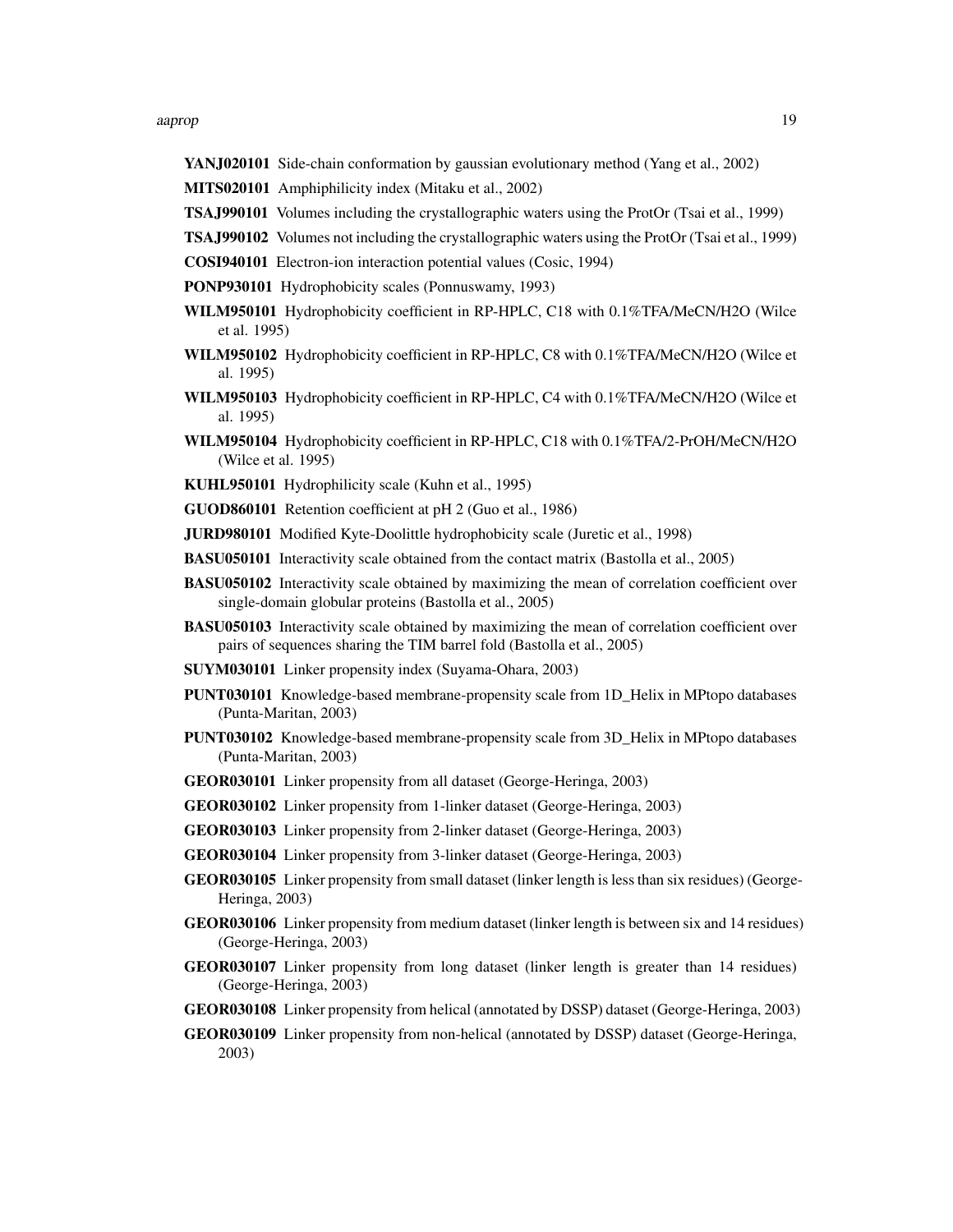**YANJ020101** Side-chain conformation by gaussian evolutionary method (Yang et al., 2002)

**MITS020101** Amphiphilicity index (Mitaku et al., 2002)

**TSAJ990101** Volumes including the crystallographic waters using the ProtOr (Tsai et al., 1999)

**TSAJ990102** Volumes not including the crystallographic waters using the ProtOr (Tsai et al., 1999)

**COSI940101** Electron-ion interaction potential values (Cosic, 1994)

**PONP930101** Hydrophobicity scales (Ponnuswamy, 1993)

**WILM950101** Hydrophobicity coefficient in RP-HPLC, C18 with 0.1%TFA/MeCN/H2O (Wilce et al. 1995)

**WILM950102** Hydrophobicity coefficient in RP-HPLC, C8 with 0.1%TFA/MeCN/H2O (Wilce et al. 1995)

**WILM950103** Hydrophobicity coefficient in RP-HPLC, C4 with 0.1%TFA/MeCN/H2O (Wilce et al. 1995)

**WILM950104** Hydrophobicity coefficient in RP-HPLC, C18 with 0.1%TFA/2-PrOH/MeCN/H2O (Wilce et al. 1995)

**KUHL950101** Hydrophilicity scale (Kuhn et al., 1995)

**GUOD860101** Retention coefficient at pH 2 (Guo et al., 1986)

**JURD980101** Modified Kyte-Doolittle hydrophobicity scale (Juretic et al., 1998)

**BASU050101** Interactivity scale obtained from the contact matrix (Bastolla et al., 2005)

**BASU050102** Interactivity scale obtained by maximizing the mean of correlation coefficient over single-domain globular proteins (Bastolla et al., 2005)

**BASU050103** Interactivity scale obtained by maximizing the mean of correlation coefficient over pairs of sequences sharing the TIM barrel fold (Bastolla et al., 2005)

**SUYM030101** Linker propensity index (Suyama-Ohara, 2003)

**PUNT030101** Knowledge-based membrane-propensity scale from 1D_Helix in MPtopo databases (Punta-Maritan, 2003)

**PUNT030102** Knowledge-based membrane-propensity scale from 3D_Helix in MPtopo databases (Punta-Maritan, 2003)

**GEOR030101** Linker propensity from all dataset (George-Heringa, 2003)

**GEOR030102** Linker propensity from 1-linker dataset (George-Heringa, 2003)

**GEOR030103** Linker propensity from 2-linker dataset (George-Heringa, 2003)

**GEOR030104** Linker propensity from 3-linker dataset (George-Heringa, 2003)

**GEOR030105** Linker propensity from small dataset (linker length is less than six residues) (George-Heringa, 2003)

**GEOR030106** Linker propensity from medium dataset (linker length is between six and 14 residues) (George-Heringa, 2003)

**GEOR030107** Linker propensity from long dataset (linker length is greater than 14 residues) (George-Heringa, 2003)

**GEOR030108** Linker propensity from helical (annotated by DSSP) dataset (George-Heringa, 2003)

**GEOR030109** Linker propensity from non-helical (annotated by DSSP) dataset (George-Heringa, 2003)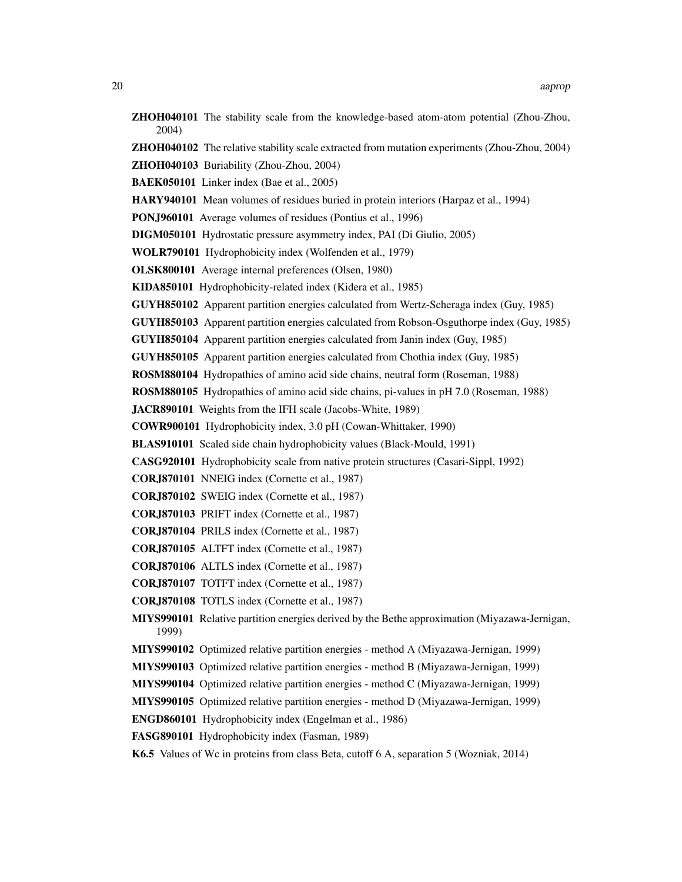**ZHOH040101** The stability scale from the knowledge-based atom-atom potential (Zhou-Zhou, 2004)

**ZHOH040102** The relative stability scale extracted from mutation experiments (Zhou-Zhou, 2004)

**ZHOH040103** Buriability (Zhou-Zhou, 2004)

**BAEK050101** Linker index (Bae et al., 2005)

**HARY940101** Mean volumes of residues buried in protein interiors (Harpaz et al., 1994)

**PONJ960101** Average volumes of residues (Pontius et al., 1996)

**DIGM050101** Hydrostatic pressure asymmetry index, PAI (Di Giulio, 2005)

**WOLR790101** Hydrophobicity index (Wolfenden et al., 1979)

**OLSK800101** Average internal preferences (Olsen, 1980)

**KIDA850101** Hydrophobicity-related index (Kidera et al., 1985)

**GUYH850102** Apparent partition energies calculated from Wertz-Scheraga index (Guy, 1985)

**GUYH850103** Apparent partition energies calculated from Robson-Osguthorpe index (Guy, 1985)

**GUYH850104** Apparent partition energies calculated from Janin index (Guy, 1985)

**GUYH850105** Apparent partition energies calculated from Chothia index (Guy, 1985)

**ROSM880104** Hydropathies of amino acid side chains, neutral form (Roseman, 1988)

**ROSM880105** Hydropathies of amino acid side chains, pi-values in pH 7.0 (Roseman, 1988)

**JACR890101** Weights from the IFH scale (Jacobs-White, 1989)

**COWR900101** Hydrophobicity index, 3.0 pH (Cowan-Whittaker, 1990)

**BLAS910101** Scaled side chain hydrophobicity values (Black-Mould, 1991)

**CASG920101** Hydrophobicity scale from native protein structures (Casari-Sippl, 1992)

**CORJ870101** NNEIG index (Cornette et al., 1987)

**CORJ870102** SWEIG index (Cornette et al., 1987)

**CORJ870103** PRIFT index (Cornette et al., 1987)

**CORJ870104** PRILS index (Cornette et al., 1987)

**CORJ870105** ALTFT index (Cornette et al., 1987)

**CORJ870106** ALTLS index (Cornette et al., 1987)

**CORJ870107** TOTFT index (Cornette et al., 1987)

**CORJ870108** TOTLS index (Cornette et al., 1987)

**MIYS990101** Relative partition energies derived by the Bethe approximation (Miyazawa-Jernigan, 1999)

**MIYS990102** Optimized relative partition energies - method A (Miyazawa-Jernigan, 1999)

**MIYS990103** Optimized relative partition energies - method B (Miyazawa-Jernigan, 1999)

**MIYS990104** Optimized relative partition energies - method C (Miyazawa-Jernigan, 1999)

**MIYS990105** Optimized relative partition energies - method D (Miyazawa-Jernigan, 1999)

**ENGD860101** Hydrophobicity index (Engelman et al., 1986)

**FASG890101** Hydrophobicity index (Fasman, 1989)

**K6.5** Values of Wc in proteins from class Beta, cutoff 6 A, separation 5 (Wozniak, 2014)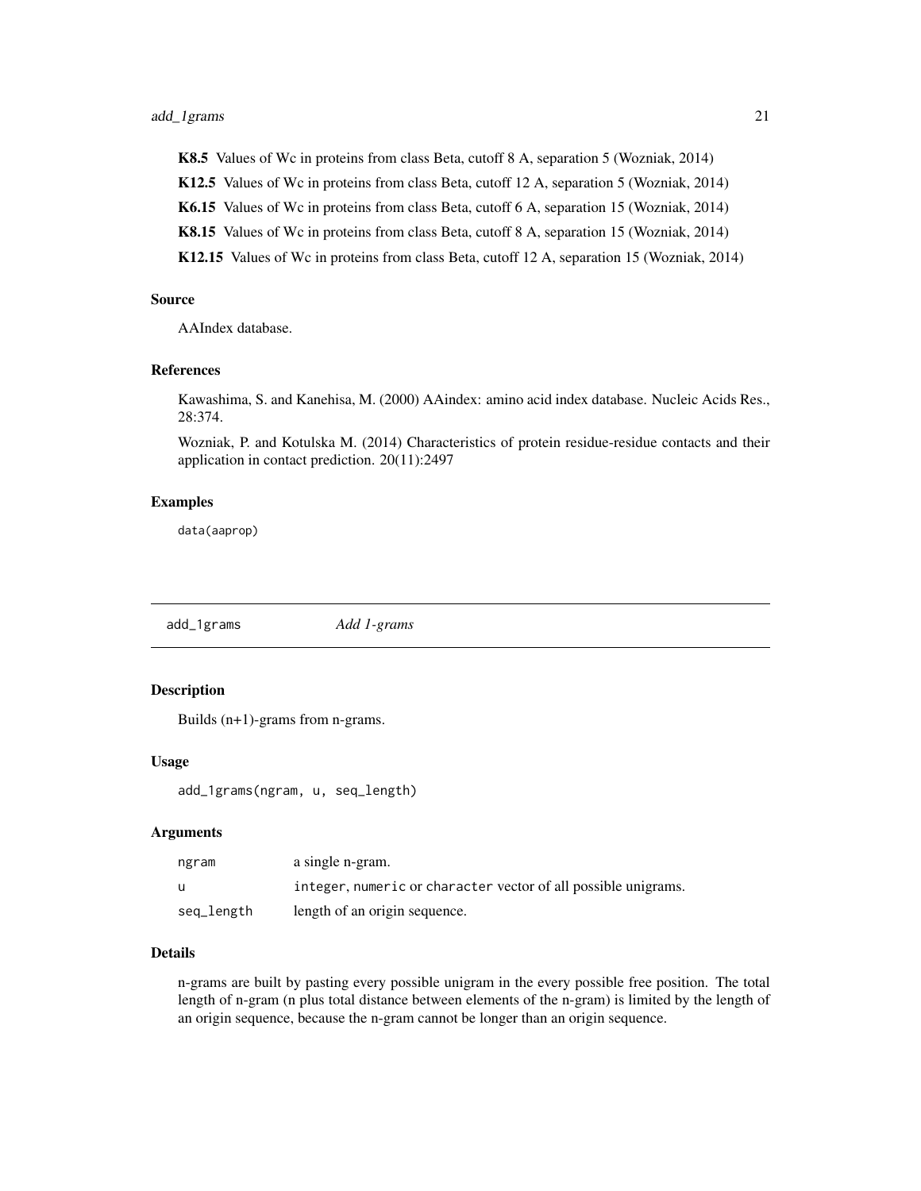**K8.5** Values of Wc in proteins from class Beta, cutoff 8 A, separation 5 (Wozniak, 2014)

**K12.5** Values of Wc in proteins from class Beta, cutoff 12 A, separation 5 (Wozniak, 2014)

**K6.15** Values of Wc in proteins from class Beta, cutoff 6 A, separation 15 (Wozniak, 2014)

**K8.15** Values of Wc in proteins from class Beta, cutoff 8 A, separation 15 (Wozniak, 2014)

**K12.15** Values of Wc in proteins from class Beta, cutoff 12 A, separation 15 (Wozniak, 2014)

### Source

AAIndex database.

### References

Kawashima, S. and Kanehisa, M. (2000) AAindex: amino acid index database. Nucleic Acids Res., 28:374.

Wozniak, P. and Kotulska M. (2014) Characteristics of protein residue-residue contacts and their application in contact prediction. 20(11):2497

### Examples

```
data(aaprop)
```

---

## add_1grams — *Add 1-grams*

### Description

Builds (n+1)-grams from n-grams.

### Usage

```
add_1grams(ngram, u, seq_length)
```

### Arguments

| | |
|---|---|
| ngram | a single n-gram. |
| u | integer, numeric or character vector of all possible unigrams. |
| seq_length | length of an origin sequence. |

### Details

n-grams are built by pasting every possible unigram in the every possible free position. The total length of n-gram (n plus total distance between elements of the n-gram) is limited by the length of an origin sequence, because the n-gram cannot be longer than an origin sequence.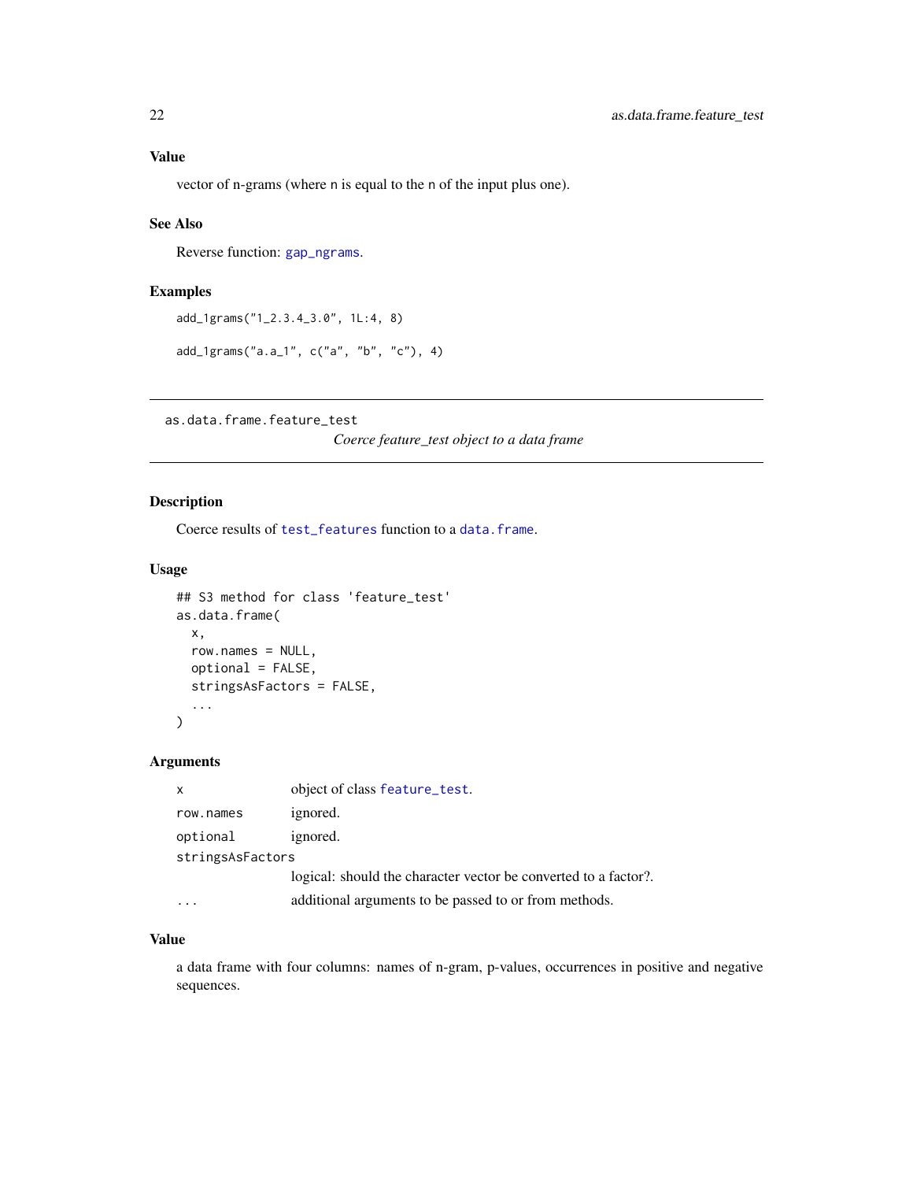### Value

vector of n-grams (where n is equal to the n of the input plus one).

### See Also

Reverse function: gap_ngrams.

### Examples

```
add_1grams("1_2.3.4_3.0", 1L:4, 8)

add_1grams("a.a_1", c("a", "b", "c"), 4)
```

---

## as.data.frame.feature_test

*Coerce feature_test object to a data frame*

---

### Description

Coerce results of test_features function to a data.frame.

### Usage

```
## S3 method for class 'feature_test'
as.data.frame(
  x,
  row.names = NULL,
  optional = FALSE,
  stringsAsFactors = FALSE,
  ...
)
```

### Arguments

| | |
|---|---|
| x | object of class feature_test. |
| row.names | ignored. |
| optional | ignored. |
| stringsAsFactors | logical: should the character vector be converted to a factor?. |
| ... | additional arguments to be passed to or from methods. |

### Value

a data frame with four columns: names of n-gram, p-values, occurrences in positive and negative sequences.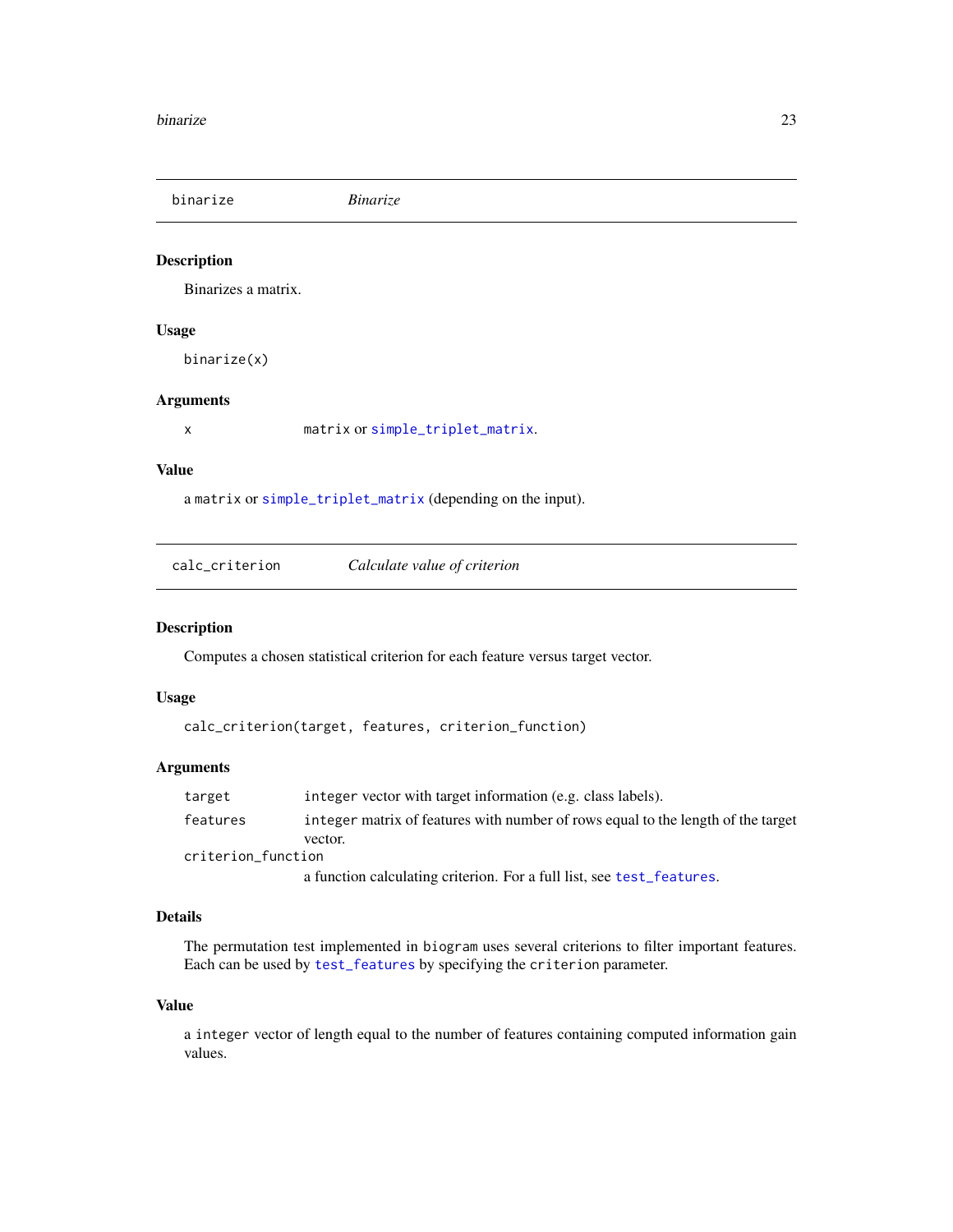## binarize — *Binarize*

### Description

Binarizes a matrix.

### Usage

```
binarize(x)
```

### Arguments

| | |
|---|---|
| x | `matrix` or `simple_triplet_matrix`. |

### Value

a `matrix` or `simple_triplet_matrix` (depending on the input).

## calc_criterion — *Calculate value of criterion*

### Description

Computes a chosen statistical criterion for each feature versus target vector.

### Usage

```
calc_criterion(target, features, criterion_function)
```

### Arguments

| | |
|---|---|
| target | `integer` vector with target information (e.g. class labels). |
| features | `integer` matrix of features with number of rows equal to the length of the target vector. |
| criterion_function | a function calculating criterion. For a full list, see `test_features`. |

### Details

The permutation test implemented in `biogram` uses several criterions to filter important features. Each can be used by `test_features` by specifying the `criterion` parameter.

### Value

a `integer` vector of length equal to the number of features containing computed information gain values.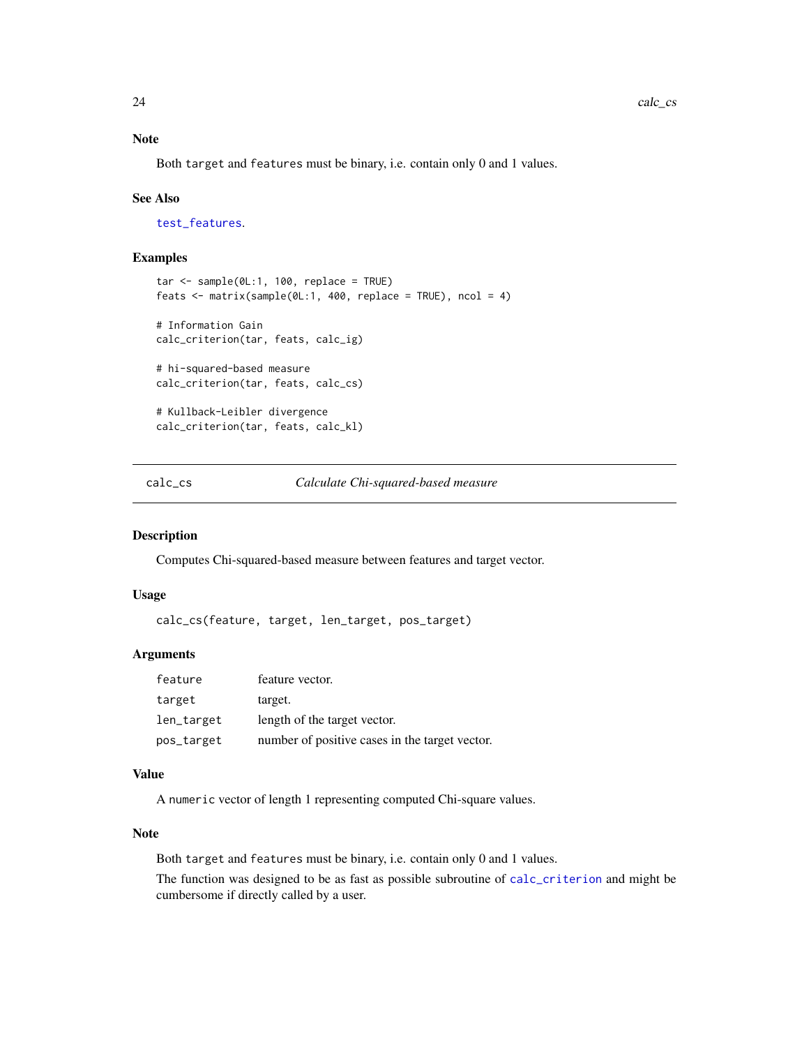## Note

Both target and features must be binary, i.e. contain only 0 and 1 values.

## See Also

test_features.

## Examples

```
tar <- sample(0L:1, 100, replace = TRUE)
feats <- matrix(sample(0L:1, 400, replace = TRUE), ncol = 4)

# Information Gain
calc_criterion(tar, feats, calc_ig)

# hi-squared-based measure
calc_criterion(tar, feats, calc_cs)

# Kullback-Leibler divergence
calc_criterion(tar, feats, calc_kl)
```

---

# calc_cs — *Calculate Chi-squared-based measure*

## Description

Computes Chi-squared-based measure between features and target vector.

## Usage

```
calc_cs(feature, target, len_target, pos_target)
```

## Arguments

| | |
|---|---|
| feature | feature vector. |
| target | target. |
| len_target | length of the target vector. |
| pos_target | number of positive cases in the target vector. |

## Value

A numeric vector of length 1 representing computed Chi-square values.

## Note

Both target and features must be binary, i.e. contain only 0 and 1 values.

The function was designed to be as fast as possible subroutine of calc_criterion and might be cumbersome if directly called by a user.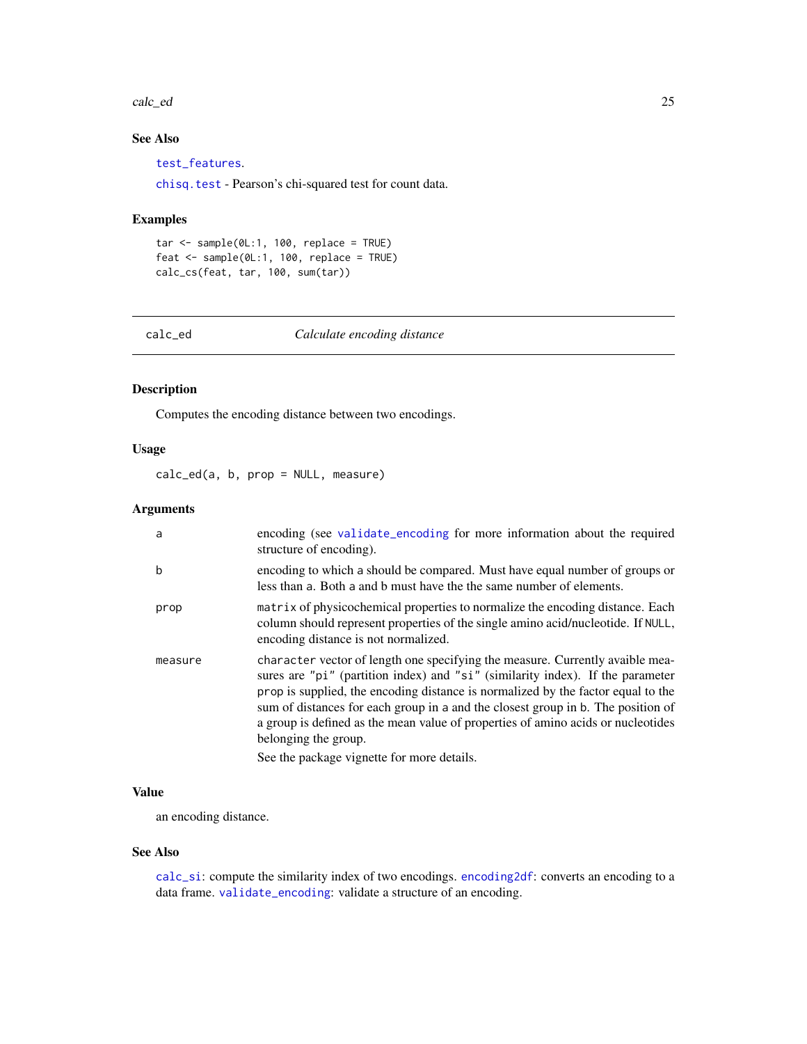### See Also

`test_features`.

`chisq.test` - Pearson's chi-squared test for count data.

### Examples

```
tar <- sample(0L:1, 100, replace = TRUE)
feat <- sample(0L:1, 100, replace = TRUE)
calc_cs(feat, tar, 100, sum(tar))
```

---

## calc_ed — *Calculate encoding distance*

---

### Description

Computes the encoding distance between two encodings.

### Usage

```
calc_ed(a, b, prop = NULL, measure)
```

### Arguments

| | |
|---|---|
| `a` | encoding (see `validate_encoding` for more information about the required structure of encoding). |
| `b` | encoding to which a should be compared. Must have equal number of groups or less than a. Both a and b must have the the same number of elements. |
| `prop` | `matrix` of physicochemical properties to normalize the encoding distance. Each column should represent properties of the single amino acid/nucleotide. If `NULL`, encoding distance is not normalized. |
| `measure` | `character` vector of length one specifying the measure. Currently avaible measures are `"pi"` (partition index) and `"si"` (similarity index). If the parameter `prop` is supplied, the encoding distance is normalized by the factor equal to the sum of distances for each group in a and the closest group in b. The position of a group is defined as the mean value of properties of amino acids or nucleotides belonging the group. See the package vignette for more details. |

### Value

an encoding distance.

### See Also

`calc_si`: compute the similarity index of two encodings. `encoding2df`: converts an encoding to a data frame. `validate_encoding`: validate a structure of an encoding.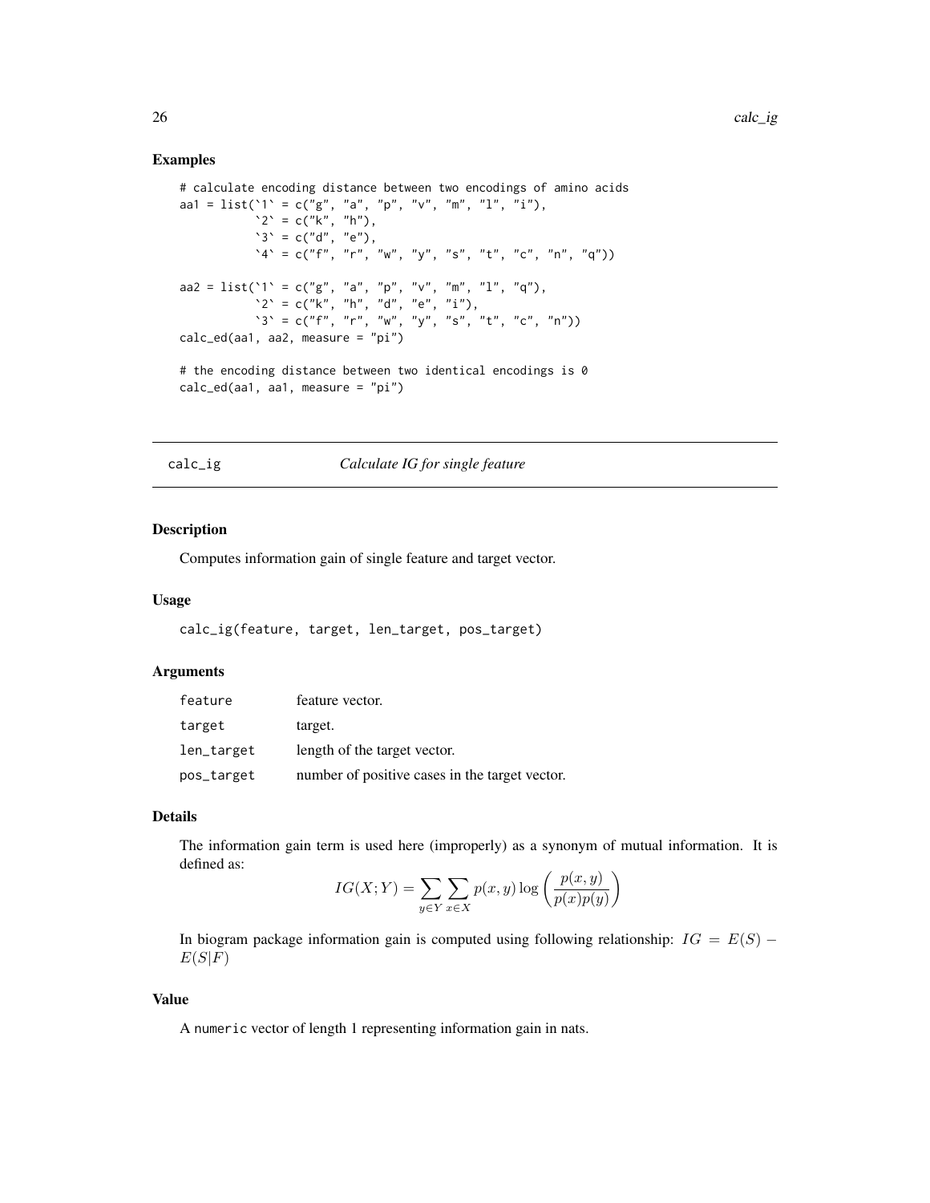## Examples

```
# calculate encoding distance between two encodings of amino acids
aa1 = list(`1` = c("g", "a", "p", "v", "m", "l", "i"),
           `2` = c("k", "h"),
           `3` = c("d", "e"),
           `4` = c("f", "r", "w", "y", "s", "t", "c", "n", "q"))

aa2 = list(`1` = c("g", "a", "p", "v", "m", "l", "q"),
           `2` = c("k", "h", "d", "e", "i"),
           `3` = c("f", "r", "w", "y", "s", "t", "c", "n"))
calc_ed(aa1, aa2, measure = "pi")

# the encoding distance between two identical encodings is 0
calc_ed(aa1, aa1, measure = "pi")
```

---

# calc_ig *Calculate IG for single feature*

## Description

Computes information gain of single feature and target vector.

## Usage

```
calc_ig(feature, target, len_target, pos_target)
```

## Arguments

| | |
|---|---|
| feature | feature vector. |
| target | target. |
| len_target | length of the target vector. |
| pos_target | number of positive cases in the target vector. |

## Details

The information gain term is used here (improperly) as a synonym of mutual information. It is defined as:

$$IG(X;Y) = \sum_{y \in Y} \sum_{x \in X} p(x,y) \log \left( \frac{p(x,y)}{p(x)p(y)} \right)$$

In biogram package information gain is computed using following relationship: $IG = E(S) - E(S|F)$

## Value

A `numeric` vector of length 1 representing information gain in nats.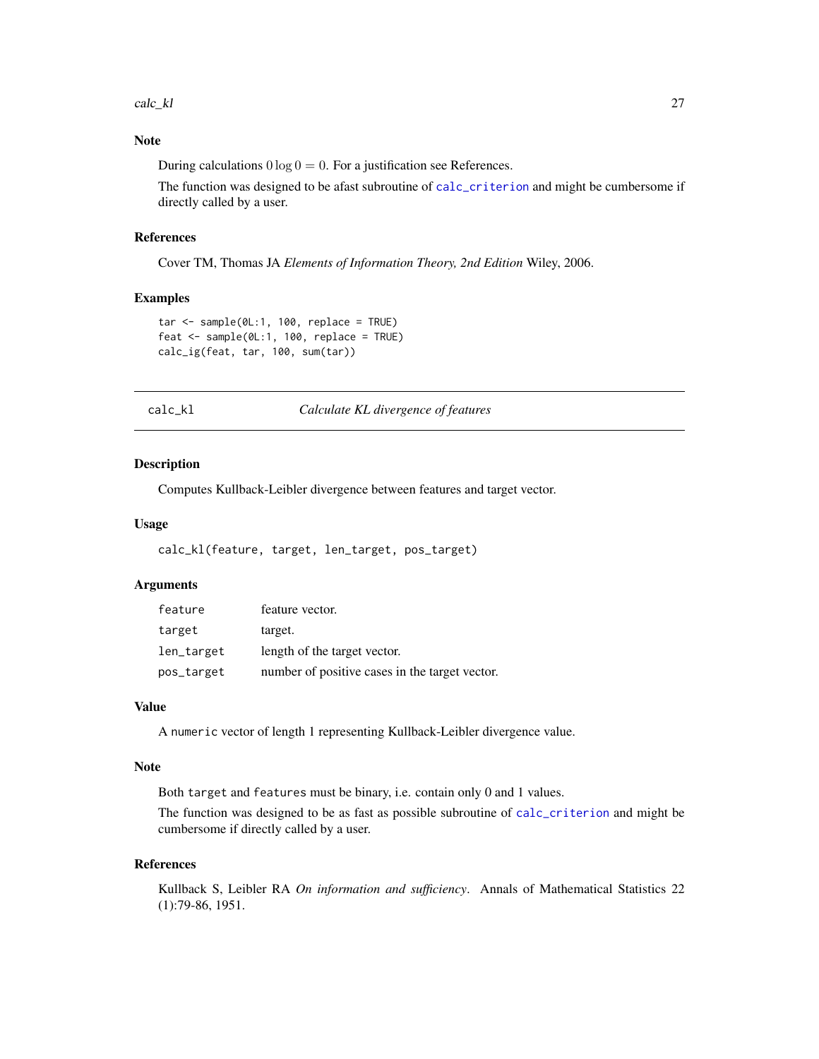### Note

During calculations $0 \log 0 = 0$. For a justification see References.

The function was designed to be afast subroutine of `calc_criterion` and might be cumbersome if directly called by a user.

### References

Cover TM, Thomas JA *Elements of Information Theory, 2nd Edition* Wiley, 2006.

### Examples

```
tar <- sample(0L:1, 100, replace = TRUE)
feat <- sample(0L:1, 100, replace = TRUE)
calc_ig(feat, tar, 100, sum(tar))
```

---

## calc_kl — *Calculate KL divergence of features*

### Description

Computes Kullback-Leibler divergence between features and target vector.

### Usage

```
calc_kl(feature, target, len_target, pos_target)
```

### Arguments

| | |
|---|---|
| `feature` | feature vector. |
| `target` | target. |
| `len_target` | length of the target vector. |
| `pos_target` | number of positive cases in the target vector. |

### Value

A `numeric` vector of length 1 representing Kullback-Leibler divergence value.

### Note

Both `target` and `features` must be binary, i.e. contain only 0 and 1 values.

The function was designed to be as fast as possible subroutine of `calc_criterion` and might be cumbersome if directly called by a user.

### References

Kullback S, Leibler RA *On information and sufficiency*. Annals of Mathematical Statistics 22 (1):79-86, 1951.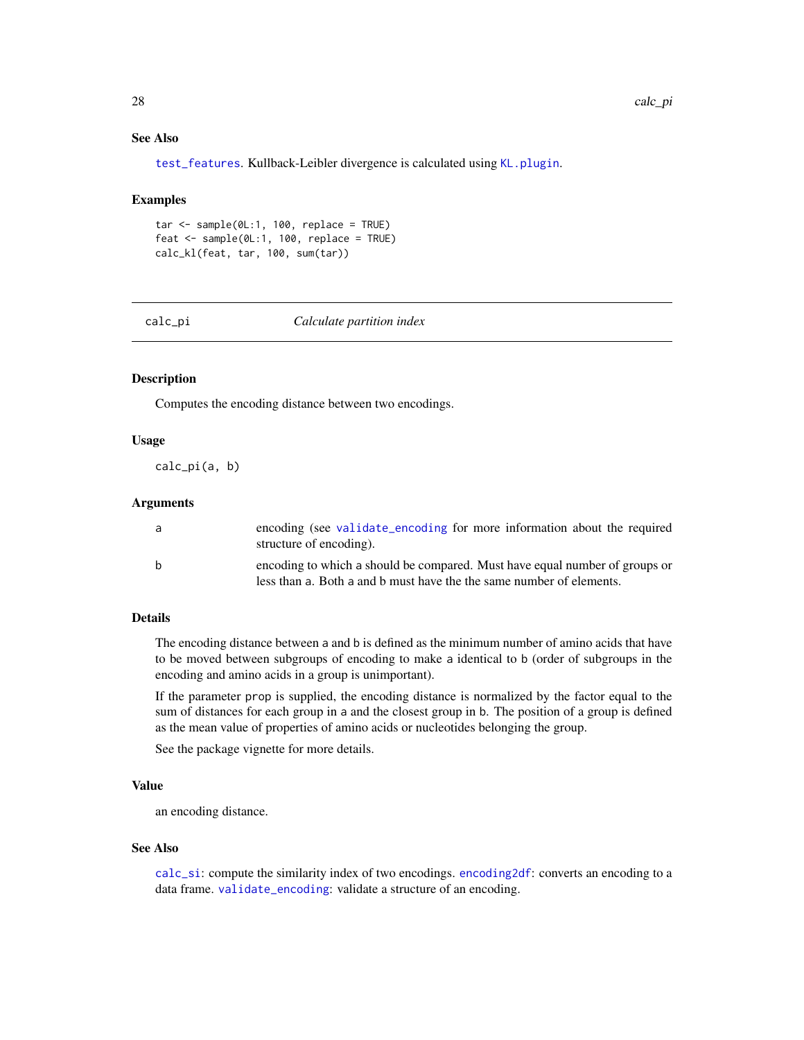### See Also

test_features. Kullback-Leibler divergence is calculated using KL.plugin.

### Examples

```
tar <- sample(0L:1, 100, replace = TRUE)
feat <- sample(0L:1, 100, replace = TRUE)
calc_kl(feat, tar, 100, sum(tar))
```

---

## calc_pi — *Calculate partition index*

### Description

Computes the encoding distance between two encodings.

### Usage

```
calc_pi(a, b)
```

### Arguments

| | |
|---|---|
| a | encoding (see validate_encoding for more information about the required structure of encoding). |
| b | encoding to which a should be compared. Must have equal number of groups or less than a. Both a and b must have the the same number of elements. |

### Details

The encoding distance between a and b is defined as the minimum number of amino acids that have to be moved between subgroups of encoding to make a identical to b (order of subgroups in the encoding and amino acids in a group is unimportant).

If the parameter prop is supplied, the encoding distance is normalized by the factor equal to the sum of distances for each group in a and the closest group in b. The position of a group is defined as the mean value of properties of amino acids or nucleotides belonging the group.

See the package vignette for more details.

### Value

an encoding distance.

### See Also

calc_si: compute the similarity index of two encodings. encoding2df: converts an encoding to a data frame. validate_encoding: validate a structure of an encoding.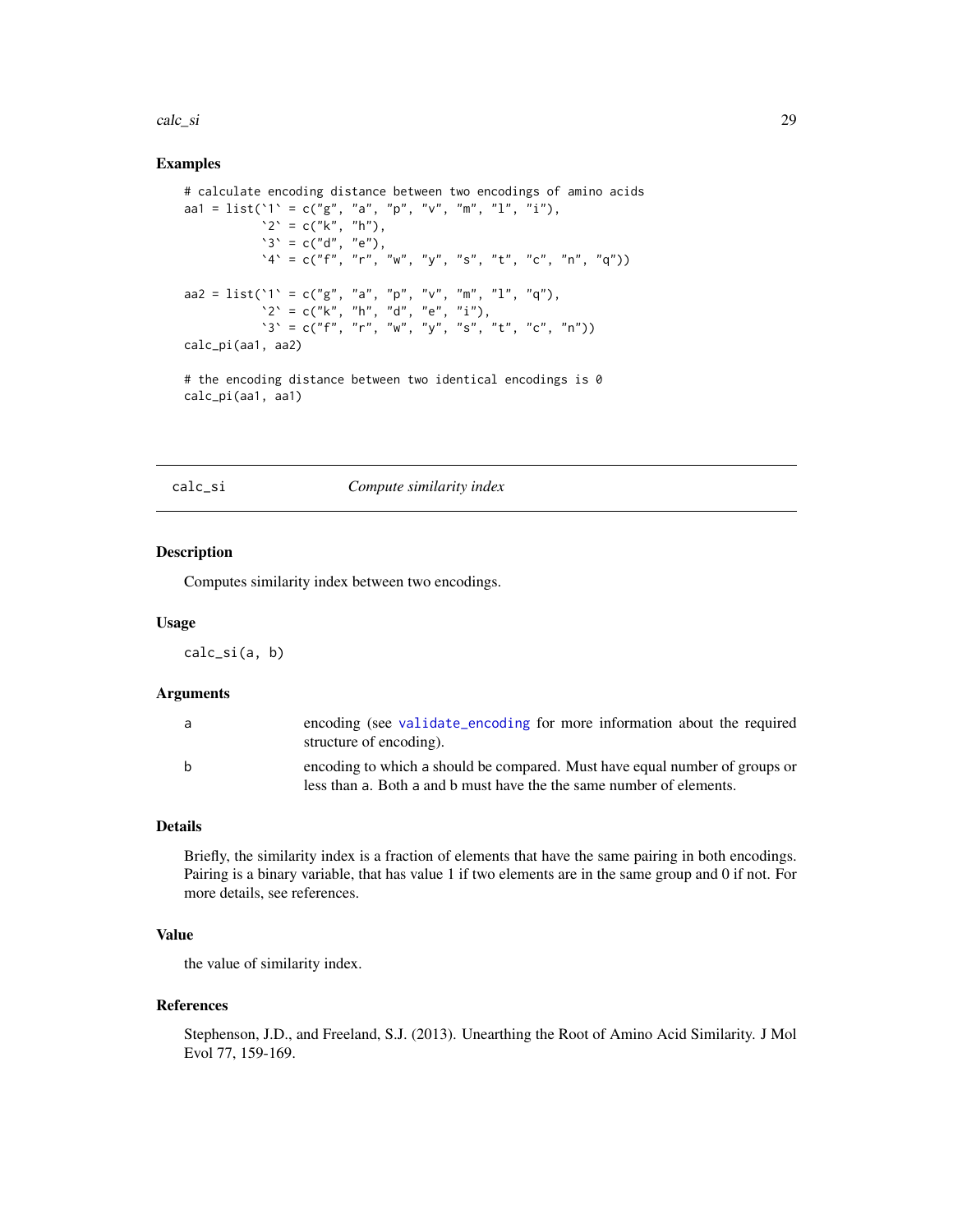## Examples

```
# calculate encoding distance between two encodings of amino acids
aa1 = list(`1` = c("g", "a", "p", "v", "m", "l", "i"),
           `2` = c("k", "h"),
           `3` = c("d", "e"),
           `4` = c("f", "r", "w", "y", "s", "t", "c", "n", "q"))

aa2 = list(`1` = c("g", "a", "p", "v", "m", "l", "q"),
           `2` = c("k", "h", "d", "e", "i"),
           `3` = c("f", "r", "w", "y", "s", "t", "c", "n"))
calc_pi(aa1, aa2)

# the encoding distance between two identical encodings is 0
calc_pi(aa1, aa1)
```

---

# calc_si — *Compute similarity index*

## Description

Computes similarity index between two encodings.

## Usage

```
calc_si(a, b)
```

## Arguments

| | |
|---|---|
| a | encoding (see validate_encoding for more information about the required structure of encoding). |
| b | encoding to which a should be compared. Must have equal number of groups or less than a. Both a and b must have the the same number of elements. |

## Details

Briefly, the similarity index is a fraction of elements that have the same pairing in both encodings. Pairing is a binary variable, that has value 1 if two elements are in the same group and 0 if not. For more details, see references.

## Value

the value of similarity index.

## References

Stephenson, J.D., and Freeland, S.J. (2013). Unearthing the Root of Amino Acid Similarity. J Mol Evol 77, 159-169.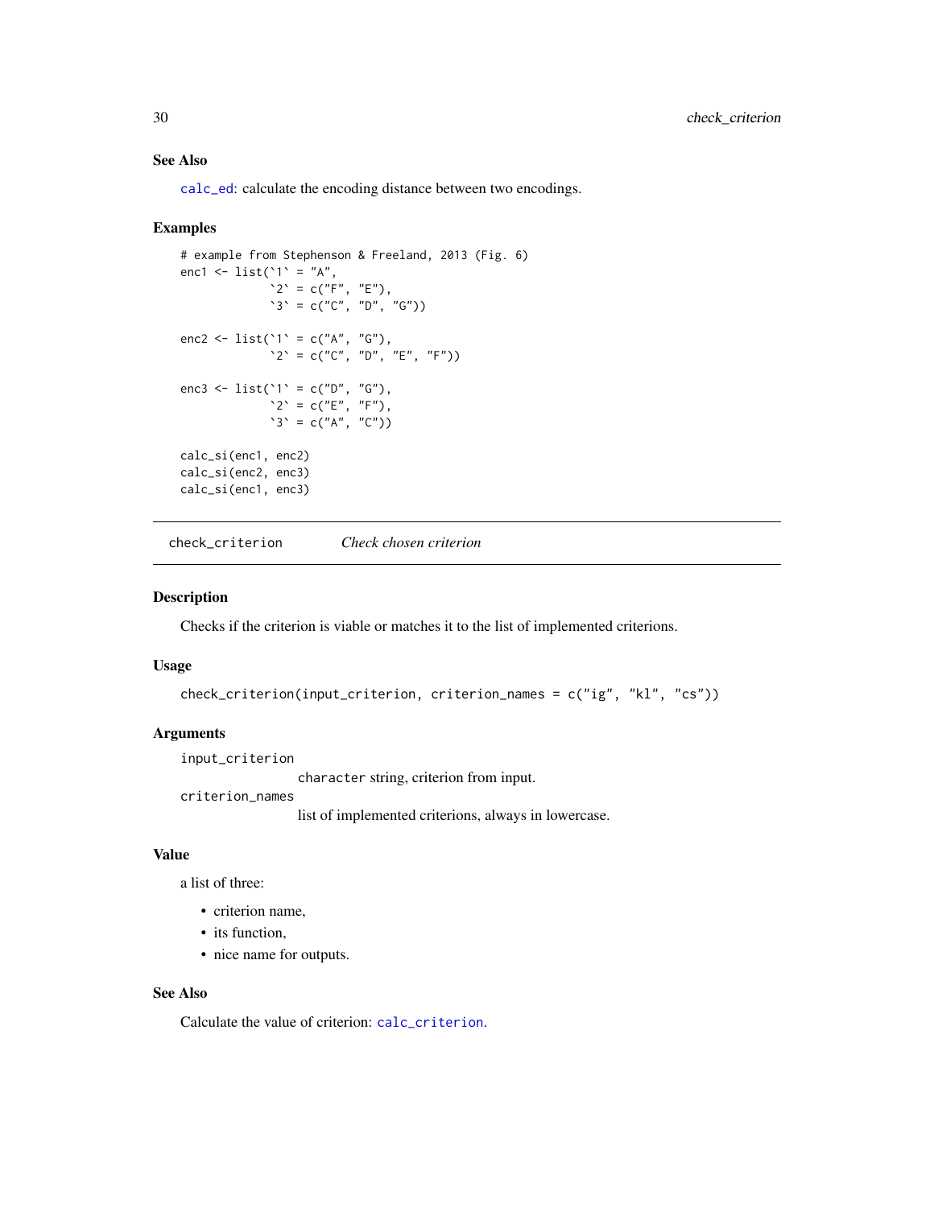### See Also

calc_ed: calculate the encoding distance between two encodings.

### Examples

```
# example from Stephenson & Freeland, 2013 (Fig. 6)
enc1 <- list(`1` = "A",
             `2` = c("F", "E"),
             `3` = c("C", "D", "G"))

enc2 <- list(`1` = c("A", "G"),
             `2` = c("C", "D", "E", "F"))

enc3 <- list(`1` = c("D", "G"),
             `2` = c("E", "F"),
             `3` = c("A", "C"))

calc_si(enc1, enc2)
calc_si(enc2, enc3)
calc_si(enc1, enc3)
```

---

## check_criterion — *Check chosen criterion*

### Description

Checks if the criterion is viable or matches it to the list of implemented criterions.

### Usage

```
check_criterion(input_criterion, criterion_names = c("ig", "kl", "cs"))
```

### Arguments

`input_criterion`
: `character` string, criterion from input.

`criterion_names`
: list of implemented criterions, always in lowercase.

### Value

a list of three:

- criterion name,
- its function,
- nice name for outputs.

### See Also

Calculate the value of criterion: `calc_criterion`.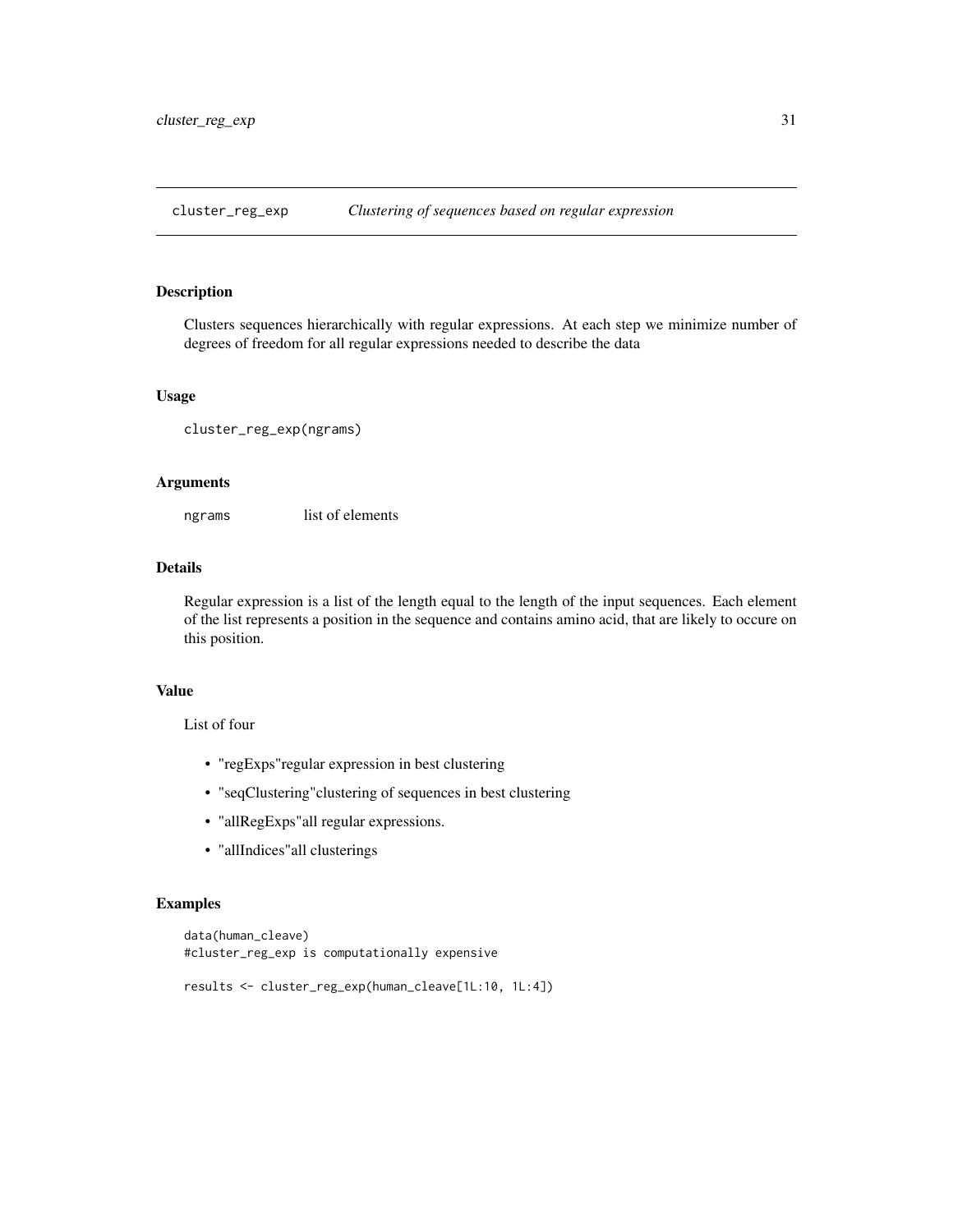## cluster_reg_exp *Clustering of sequences based on regular expression*

### Description

Clusters sequences hierarchically with regular expressions. At each step we minimize number of degrees of freedom for all regular expressions needed to describe the data

### Usage

```
cluster_reg_exp(ngrams)
```

### Arguments

| | |
|---|---|
| ngrams | list of elements |

### Details

Regular expression is a list of the length equal to the length of the input sequences. Each element of the list represents a position in the sequence and contains amino acid, that are likely to occure on this position.

### Value

List of four

- "regExps"regular expression in best clustering
- "seqClustering"clustering of sequences in best clustering
- "allRegExps"all regular expressions.
- "allIndices"all clusterings

### Examples

```
data(human_cleave)
#cluster_reg_exp is computationally expensive

results <- cluster_reg_exp(human_cleave[1L:10, 1L:4])
```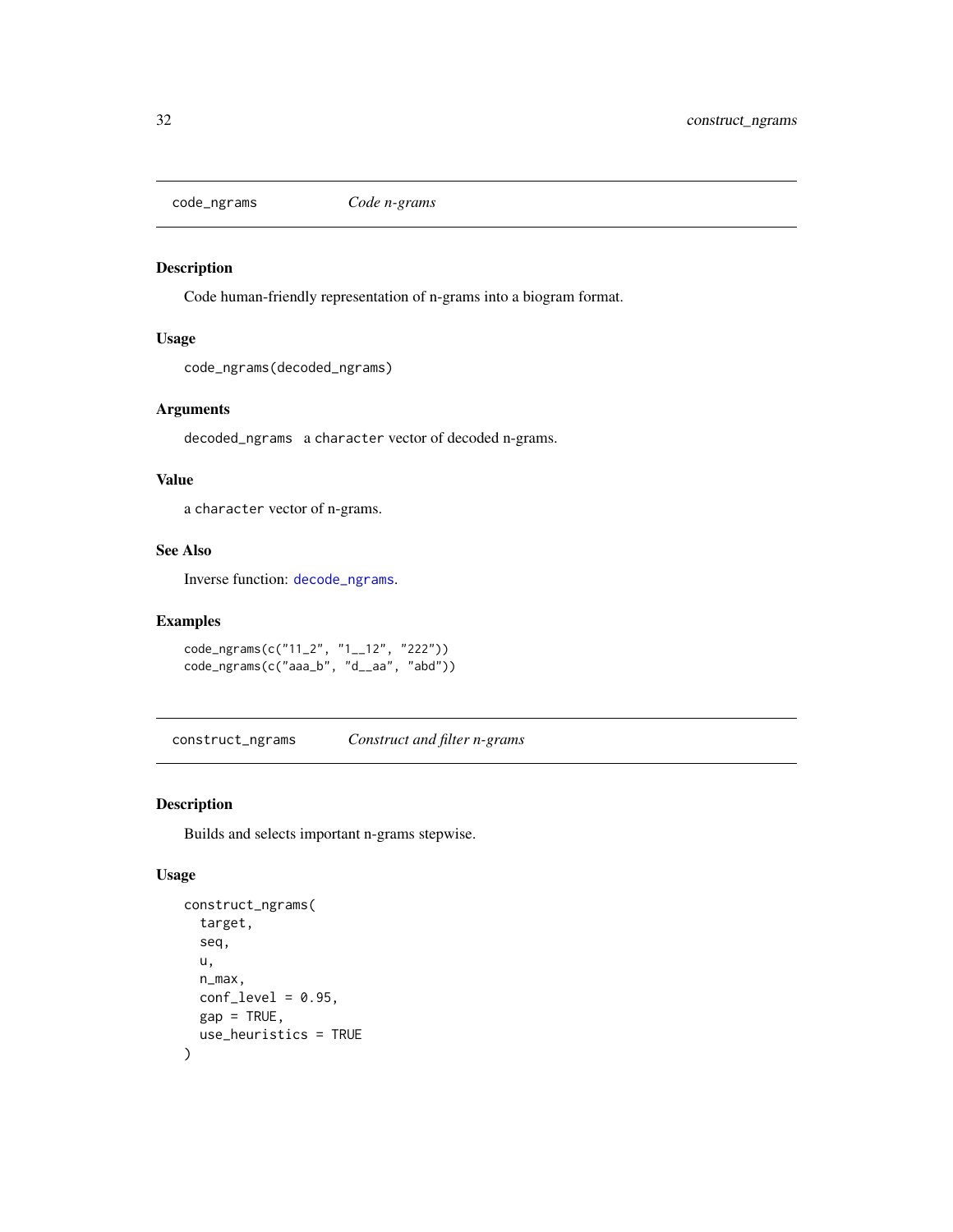## code_ngrams *Code n-grams*

### Description

Code human-friendly representation of n-grams into a biogram format.

### Usage

```
code_ngrams(decoded_ngrams)
```

### Arguments

`decoded_ngrams` a `character` vector of decoded n-grams.

### Value

a `character` vector of n-grams.

### See Also

Inverse function: `decode_ngrams`.

### Examples

```
code_ngrams(c("11_2", "1__12", "222"))
code_ngrams(c("aaa_b", "d__aa", "abd"))
```

## construct_ngrams *Construct and filter n-grams*

### Description

Builds and selects important n-grams stepwise.

### Usage

```
construct_ngrams(
  target,
  seq,
  u,
  n_max,
  conf_level = 0.95,
  gap = TRUE,
  use_heuristics = TRUE
)
```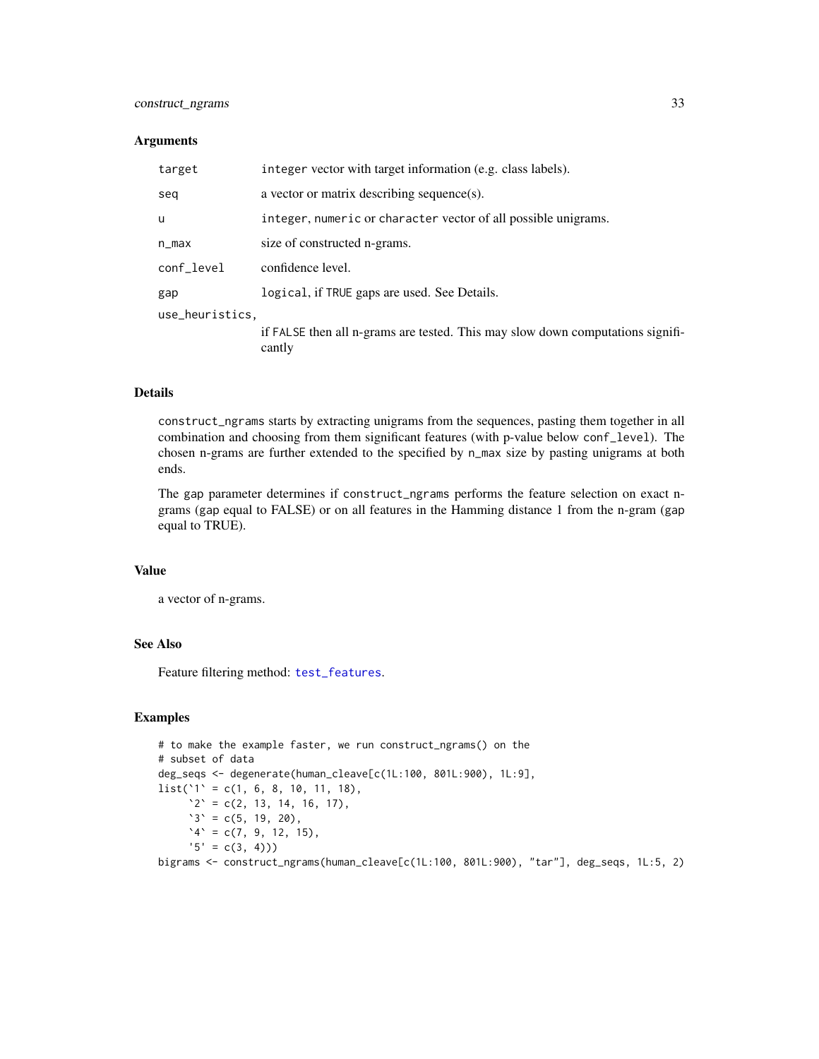### Arguments

| | |
|---|---|
| target | integer vector with target information (e.g. class labels). |
| seq | a vector or matrix describing sequence(s). |
| u | integer, numeric or character vector of all possible unigrams. |
| n_max | size of constructed n-grams. |
| conf_level | confidence level. |
| gap | logical, if TRUE gaps are used. See Details. |
| use_heuristics, | if FALSE then all n-grams are tested. This may slow down computations significantly |

### Details

construct_ngrams starts by extracting unigrams from the sequences, pasting them together in all combination and choosing from them significant features (with p-value below conf_level). The chosen n-grams are further extended to the specified by n_max size by pasting unigrams at both ends.

The gap parameter determines if construct_ngrams performs the feature selection on exact n-grams (gap equal to FALSE) or on all features in the Hamming distance 1 from the n-gram (gap equal to TRUE).

### Value

a vector of n-grams.

### See Also

Feature filtering method: test_features.

### Examples

```
# to make the example faster, we run construct_ngrams() on the
# subset of data
deg_seqs <- degenerate(human_cleave[c(1L:100, 801L:900), 1L:9],
list(`1` = c(1, 6, 8, 10, 11, 18),
     `2` = c(2, 13, 14, 16, 17),
     `3` = c(5, 19, 20),
     `4` = c(7, 9, 12, 15),
     '5' = c(3, 4)))
bigrams <- construct_ngrams(human_cleave[c(1L:100, 801L:900), "tar"], deg_seqs, 1L:5, 2)
```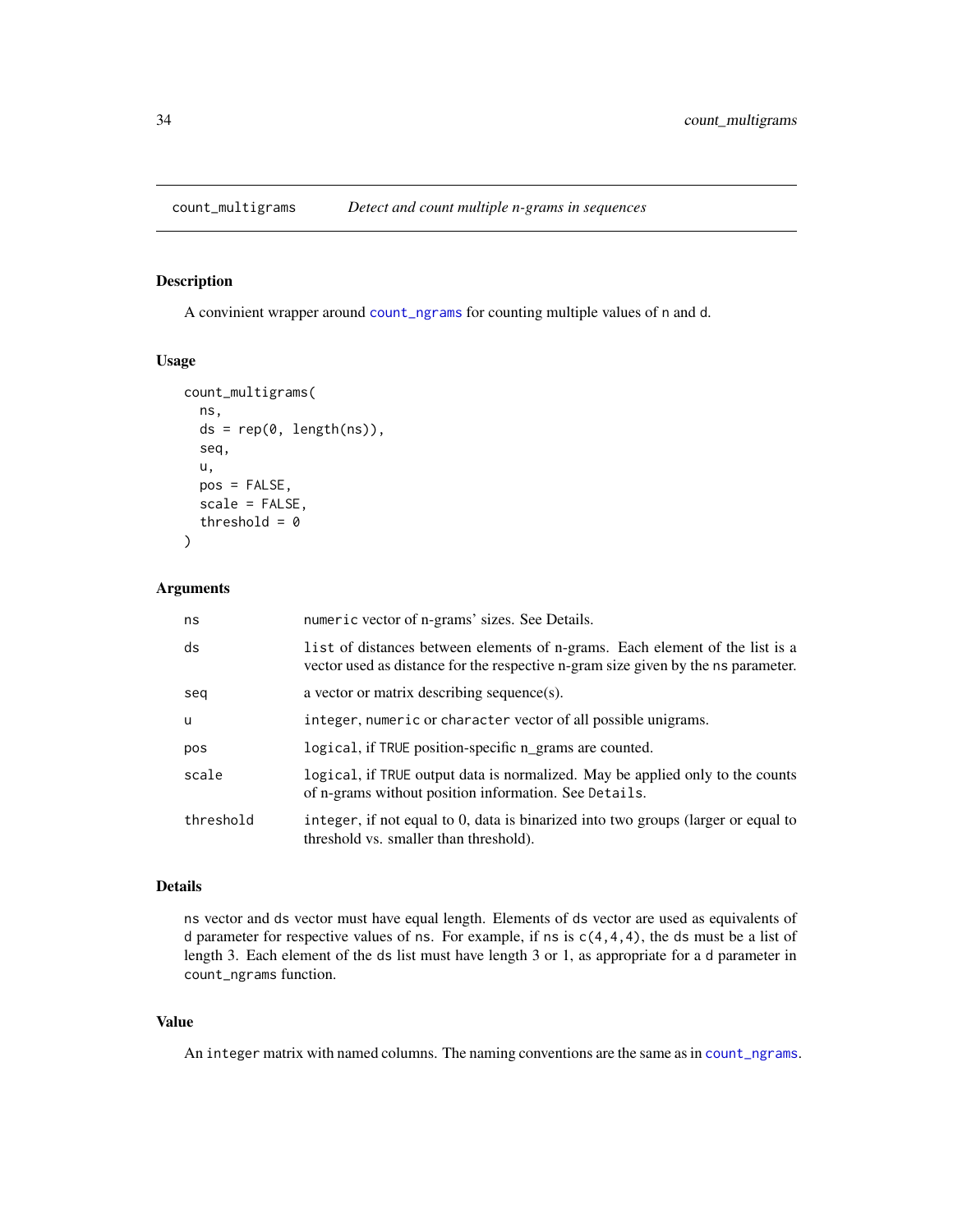# count_multigrams *Detect and count multiple n-grams in sequences*

## Description

A convinient wrapper around count_ngrams for counting multiple values of n and d.

## Usage

```
count_multigrams(
  ns,
  ds = rep(0, length(ns)),
  seq,
  u,
  pos = FALSE,
  scale = FALSE,
  threshold = 0
)
```

## Arguments

| | |
|---|---|
| ns | numeric vector of n-grams' sizes. See Details. |
| ds | list of distances between elements of n-grams. Each element of the list is a vector used as distance for the respective n-gram size given by the ns parameter. |
| seq | a vector or matrix describing sequence(s). |
| u | integer, numeric or character vector of all possible unigrams. |
| pos | logical, if TRUE position-specific n_grams are counted. |
| scale | logical, if TRUE output data is normalized. May be applied only to the counts of n-grams without position information. See Details. |
| threshold | integer, if not equal to 0, data is binarized into two groups (larger or equal to threshold vs. smaller than threshold). |

## Details

ns vector and ds vector must have equal length. Elements of ds vector are used as equivalents of d parameter for respective values of ns. For example, if ns is c(4,4,4), the ds must be a list of length 3. Each element of the ds list must have length 3 or 1, as appropriate for a d parameter in count_ngrams function.

## Value

An integer matrix with named columns. The naming conventions are the same as in count_ngrams.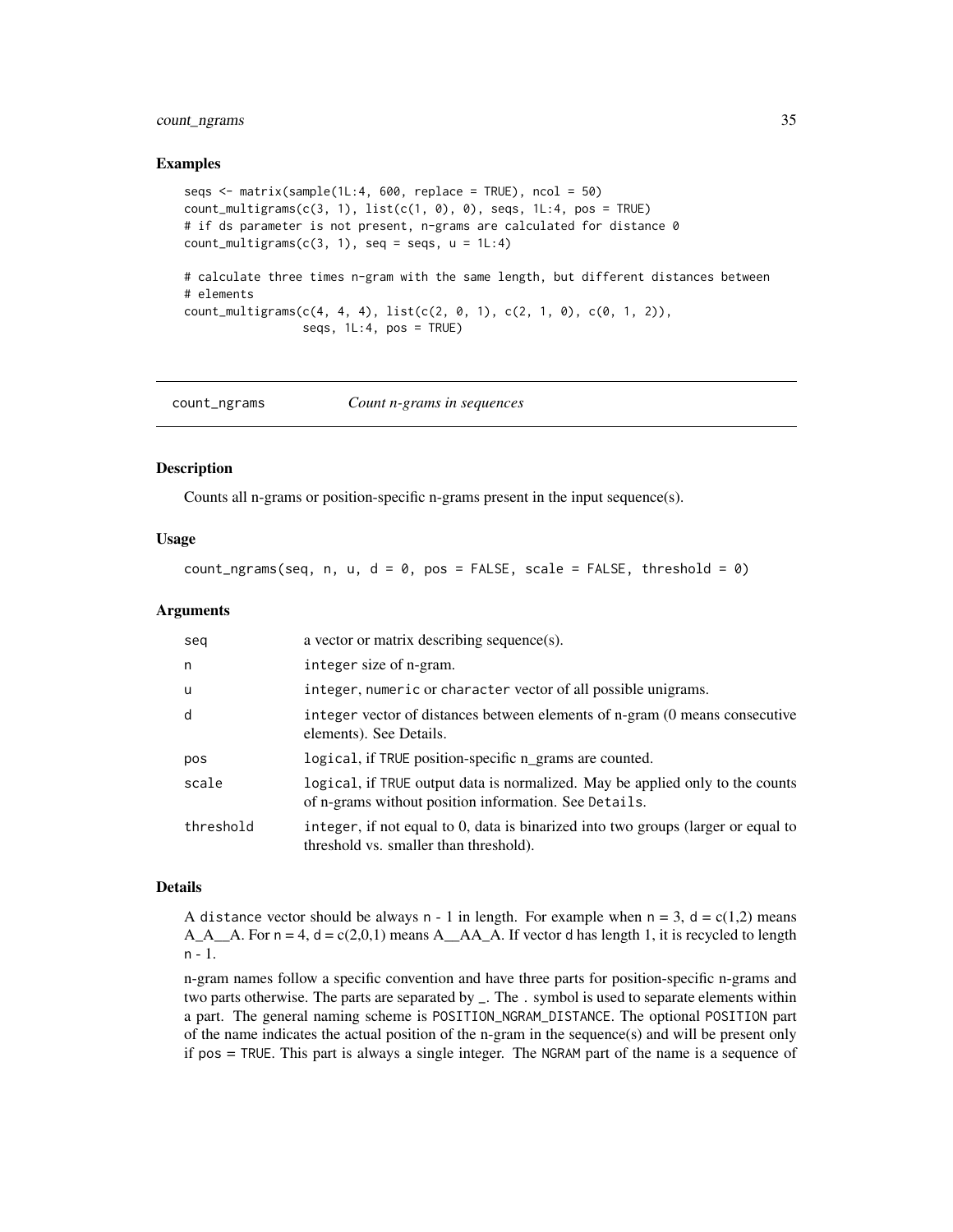### Examples

```
seqs <- matrix(sample(1L:4, 600, replace = TRUE), ncol = 50)
count_multigrams(c(3, 1), list(c(1, 0), 0), seqs, 1L:4, pos = TRUE)
# if ds parameter is not present, n-grams are calculated for distance 0
count_multigrams(c(3, 1), seq = seqs, u = 1L:4)

# calculate three times n-gram with the same length, but different distances between
# elements
count_multigrams(c(4, 4, 4), list(c(2, 0, 1), c(2, 1, 0), c(0, 1, 2)),
                 seqs, 1L:4, pos = TRUE)
```

---

## count_ngrams — *Count n-grams in sequences*

### Description

Counts all n-grams or position-specific n-grams present in the input sequence(s).

### Usage

```
count_ngrams(seq, n, u, d = 0, pos = FALSE, scale = FALSE, threshold = 0)
```

### Arguments

| | |
|---|---|
| seq | a vector or matrix describing sequence(s). |
| n | integer size of n-gram. |
| u | integer, numeric or character vector of all possible unigrams. |
| d | integer vector of distances between elements of n-gram (0 means consecutive elements). See Details. |
| pos | logical, if TRUE position-specific n_grams are counted. |
| scale | logical, if TRUE output data is normalized. May be applied only to the counts of n-grams without position information. See Details. |
| threshold | integer, if not equal to 0, data is binarized into two groups (larger or equal to threshold vs. smaller than threshold). |

### Details

A distance vector should be always n - 1 in length. For example when n = 3, d = c(1,2) means A_A__A. For n = 4, d = c(2,0,1) means A__AA_A. If vector d has length 1, it is recycled to length n - 1.

n-gram names follow a specific convention and have three parts for position-specific n-grams and two parts otherwise. The parts are separated by _. The . symbol is used to separate elements within a part. The general naming scheme is POSITION_NGRAM_DISTANCE. The optional POSITION part of the name indicates the actual position of the n-gram in the sequence(s) and will be present only if pos = TRUE. This part is always a single integer. The NGRAM part of the name is a sequence of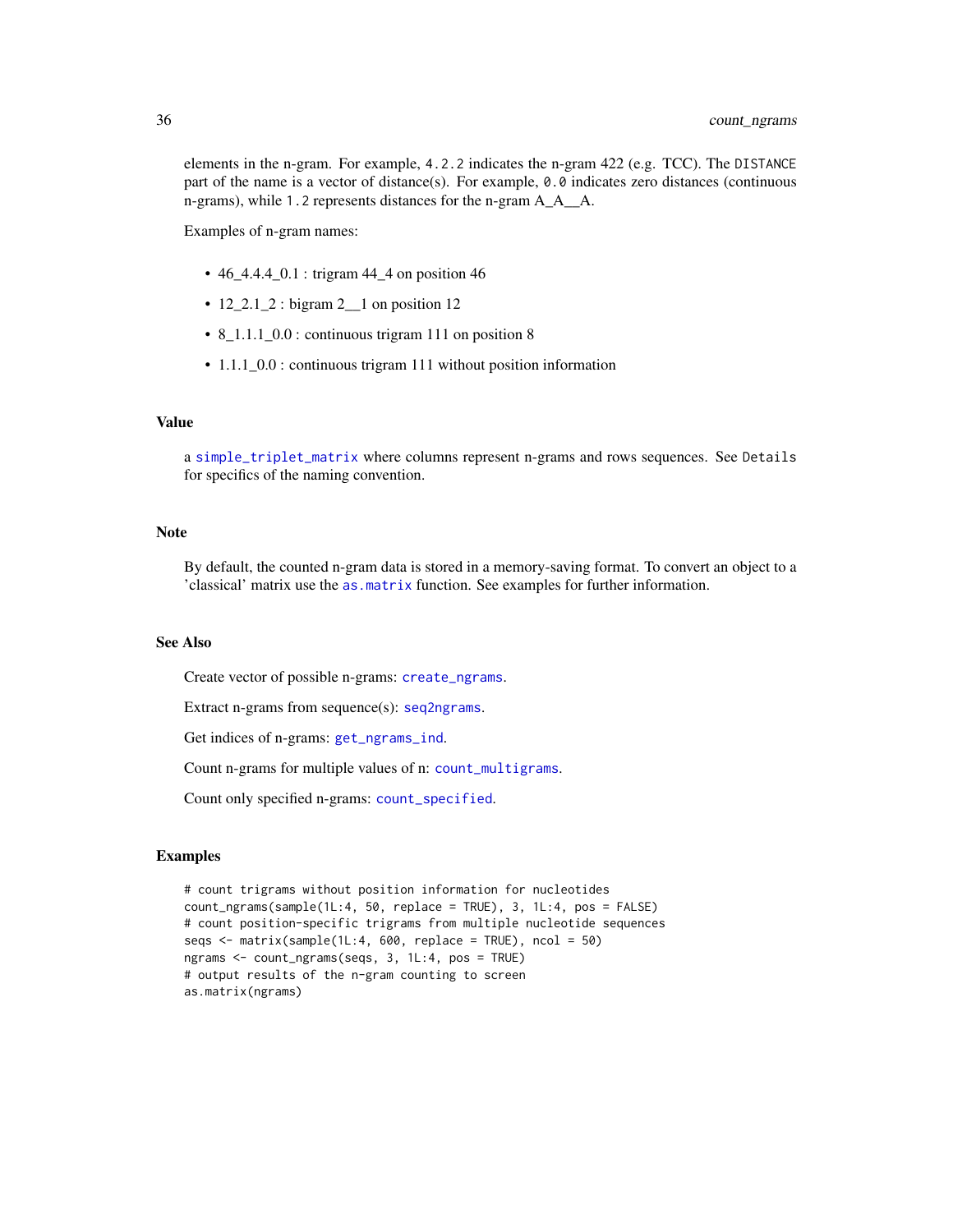elements in the n-gram. For example, `4.2.2` indicates the n-gram 422 (e.g. TCC). The `DISTANCE` part of the name is a vector of distance(s). For example, `0.0` indicates zero distances (continuous n-grams), while `1.2` represents distances for the n-gram A_A__A.

Examples of n-gram names:

- 46_4.4.4_0.1 : trigram 44_4 on position 46
- 12_2.1_2 : bigram 2__1 on position 12
- 8_1.1.1_0.0 : continuous trigram 111 on position 8
- 1.1.1_0.0 : continuous trigram 111 without position information

## Value

a `simple_triplet_matrix` where columns represent n-grams and rows sequences. See `Details` for specifics of the naming convention.

## Note

By default, the counted n-gram data is stored in a memory-saving format. To convert an object to a 'classical' matrix use the `as.matrix` function. See examples for further information.

## See Also

Create vector of possible n-grams: `create_ngrams`.

Extract n-grams from sequence(s): `seq2ngrams`.

Get indices of n-grams: `get_ngrams_ind`.

Count n-grams for multiple values of n: `count_multigrams`.

Count only specified n-grams: `count_specified`.

## Examples

```
# count trigrams without position information for nucleotides
count_ngrams(sample(1L:4, 50, replace = TRUE), 3, 1L:4, pos = FALSE)
# count position-specific trigrams from multiple nucleotide sequences
seqs <- matrix(sample(1L:4, 600, replace = TRUE), ncol = 50)
ngrams <- count_ngrams(seqs, 3, 1L:4, pos = TRUE)
# output results of the n-gram counting to screen
as.matrix(ngrams)
```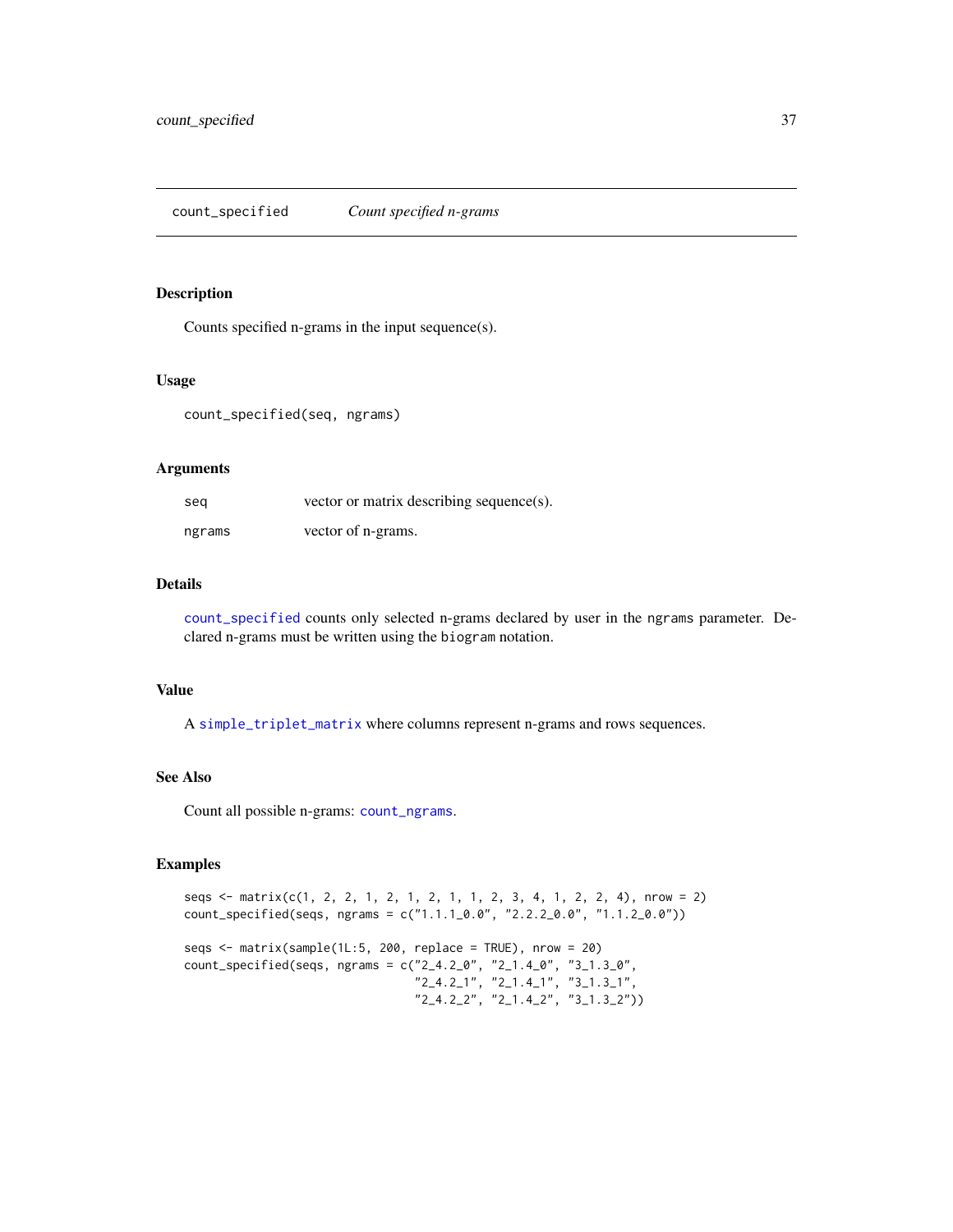# count_specified — *Count specified n-grams*

## Description

Counts specified n-grams in the input sequence(s).

## Usage

```
count_specified(seq, ngrams)
```

## Arguments

| | |
|---|---|
| seq | vector or matrix describing sequence(s). |
| ngrams | vector of n-grams. |

## Details

`count_specified` counts only selected n-grams declared by user in the `ngrams` parameter. Declared n-grams must be written using the `biogram` notation.

## Value

A `simple_triplet_matrix` where columns represent n-grams and rows sequences.

## See Also

Count all possible n-grams: `count_ngrams`.

## Examples

```
seqs <- matrix(c(1, 2, 2, 1, 2, 1, 2, 1, 1, 2, 3, 4, 1, 2, 2, 4), nrow = 2)
count_specified(seqs, ngrams = c("1.1.1_0.0", "2.2.2_0.0", "1.1.2_0.0"))

seqs <- matrix(sample(1L:5, 200, replace = TRUE), nrow = 20)
count_specified(seqs, ngrams = c("2_4.2_0", "2_1.4_0", "3_1.3_0",
                                 "2_4.2_1", "2_1.4_1", "3_1.3_1",
                                 "2_4.2_2", "2_1.4_2", "3_1.3_2"))
```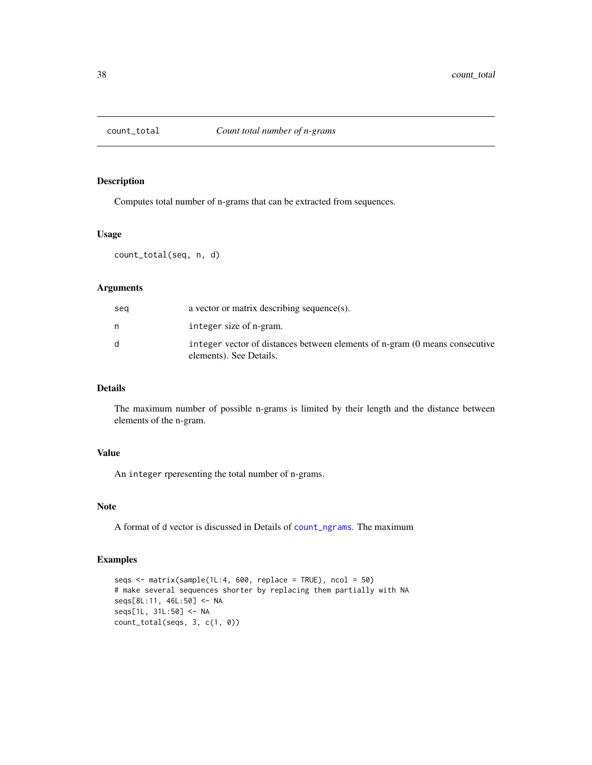# count_total — *Count total number of n-grams*

## Description

Computes total number of n-grams that can be extracted from sequences.

## Usage

```
count_total(seq, n, d)
```

## Arguments

| | |
|---|---|
| seq | a vector or matrix describing sequence(s). |
| n | `integer` size of n-gram. |
| d | `integer` vector of distances between elements of n-gram (0 means consecutive elements). See Details. |

## Details

The maximum number of possible n-grams is limited by their length and the distance between elements of the n-gram.

## Value

An `integer` rperesenting the total number of n-grams.

## Note

A format of `d` vector is discussed in Details of `count_ngrams`. The maximum

## Examples

```
seqs <- matrix(sample(1L:4, 600, replace = TRUE), ncol = 50)
# make several sequences shorter by replacing them partially with NA
seqs[8L:11, 46L:50] <- NA
seqs[1L, 31L:50] <- NA
count_total(seqs, 3, c(1, 0))
```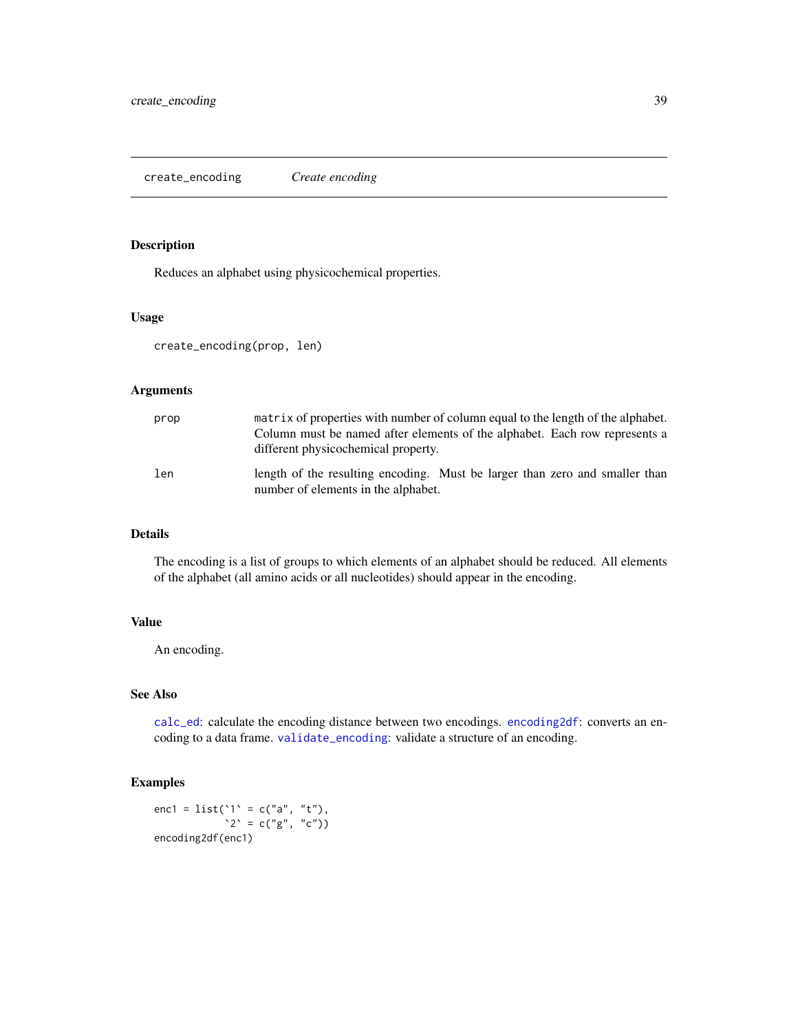## create_encoding — *Create encoding*

### Description

Reduces an alphabet using physicochemical properties.

### Usage

```
create_encoding(prop, len)
```

### Arguments

| | |
|---|---|
| prop | `matrix` of properties with number of column equal to the length of the alphabet. Column must be named after elements of the alphabet. Each row represents a different physicochemical property. |
| len | length of the resulting encoding. Must be larger than zero and smaller than number of elements in the alphabet. |

### Details

The encoding is a list of groups to which elements of an alphabet should be reduced. All elements of the alphabet (all amino acids or all nucleotides) should appear in the encoding.

### Value

An encoding.

### See Also

`calc_ed`: calculate the encoding distance between two encodings. `encoding2df`: converts an encoding to a data frame. `validate_encoding`: validate a structure of an encoding.

### Examples

```
enc1 = list(`1` = c("a", "t"),
            `2` = c("g", "c"))
encoding2df(enc1)
```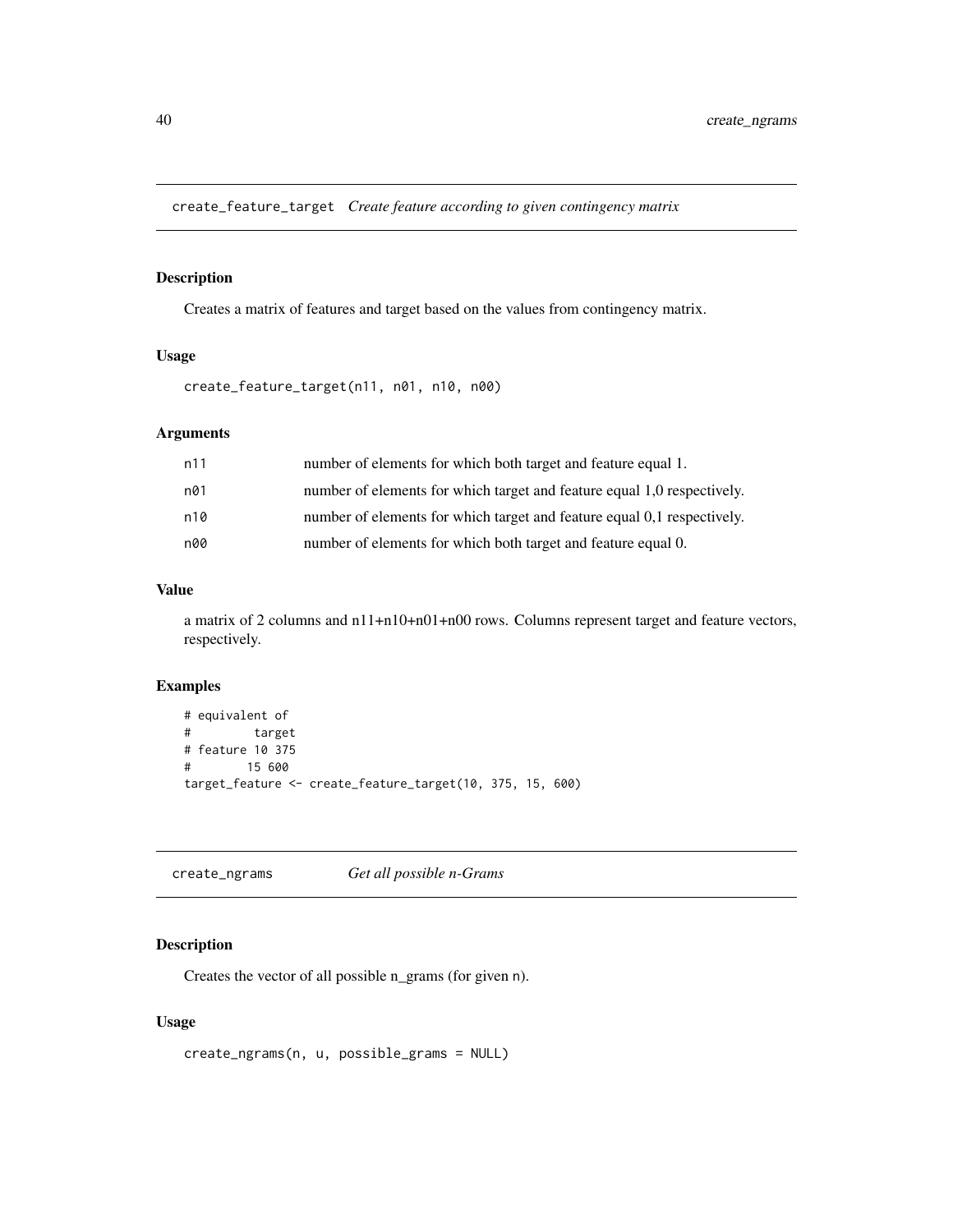## create_feature_target *Create feature according to given contingency matrix*

### Description

Creates a matrix of features and target based on the values from contingency matrix.

### Usage

```
create_feature_target(n11, n01, n10, n00)
```

### Arguments

| | |
|---|---|
| n11 | number of elements for which both target and feature equal 1. |
| n01 | number of elements for which target and feature equal 1,0 respectively. |
| n10 | number of elements for which target and feature equal 0,1 respectively. |
| n00 | number of elements for which both target and feature equal 0. |

### Value

a matrix of 2 columns and n11+n10+n01+n00 rows. Columns represent target and feature vectors, respectively.

### Examples

```
# equivalent of
#         target
# feature 10 375
#       15 600
target_feature <- create_feature_target(10, 375, 15, 600)
```

## create_ngrams *Get all possible n-Grams*

### Description

Creates the vector of all possible n_grams (for given n).

### Usage

```
create_ngrams(n, u, possible_grams = NULL)
```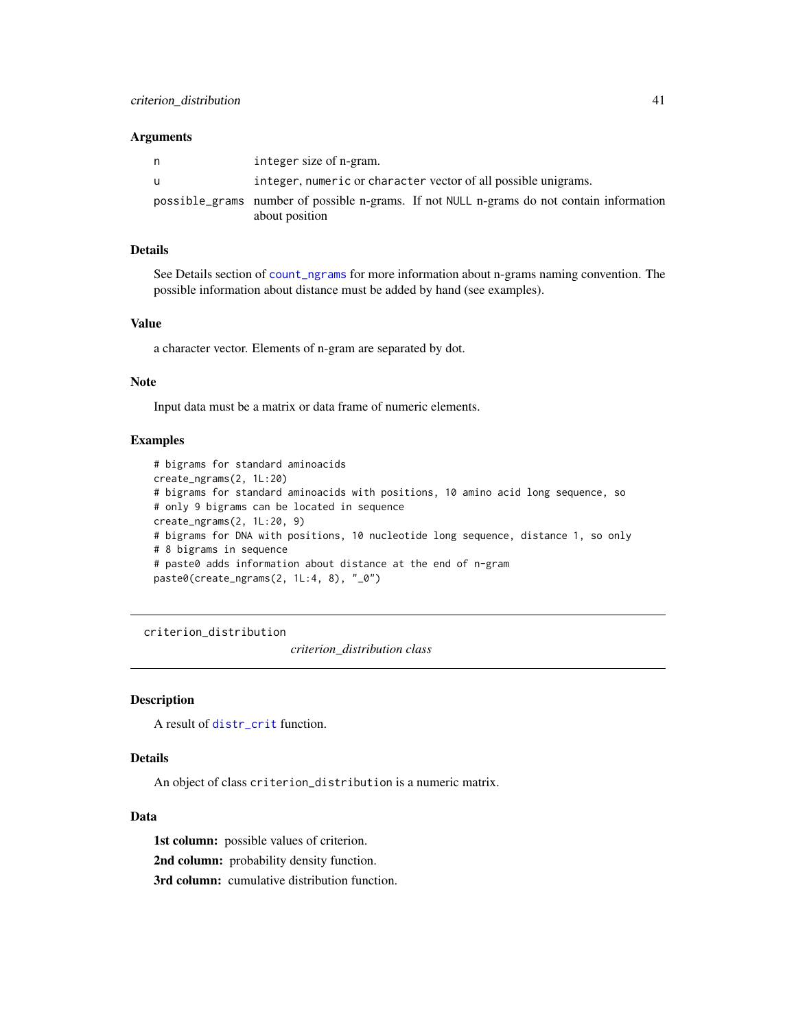### Arguments

| | |
|---|---|
| n | integer size of n-gram. |
| u | integer, numeric or character vector of all possible unigrams. |
| possible_grams | number of possible n-grams. If not NULL n-grams do not contain information about position |

### Details

See Details section of count_ngrams for more information about n-grams naming convention. The possible information about distance must be added by hand (see examples).

### Value

a character vector. Elements of n-gram are separated by dot.

### Note

Input data must be a matrix or data frame of numeric elements.

### Examples

```
# bigrams for standard aminoacids
create_ngrams(2, 1L:20)
# bigrams for standard aminoacids with positions, 10 amino acid long sequence, so
# only 9 bigrams can be located in sequence
create_ngrams(2, 1L:20, 9)
# bigrams for DNA with positions, 10 nucleotide long sequence, distance 1, so only
# 8 bigrams in sequence
# paste0 adds information about distance at the end of n-gram
paste0(create_ngrams(2, 1L:4, 8), "_0")
```

---

## criterion_distribution    *criterion_distribution class*

---

### Description

A result of distr_crit function.

### Details

An object of class criterion_distribution is a numeric matrix.

### Data

**1st column:** possible values of criterion.

**2nd column:** probability density function.

**3rd column:** cumulative distribution function.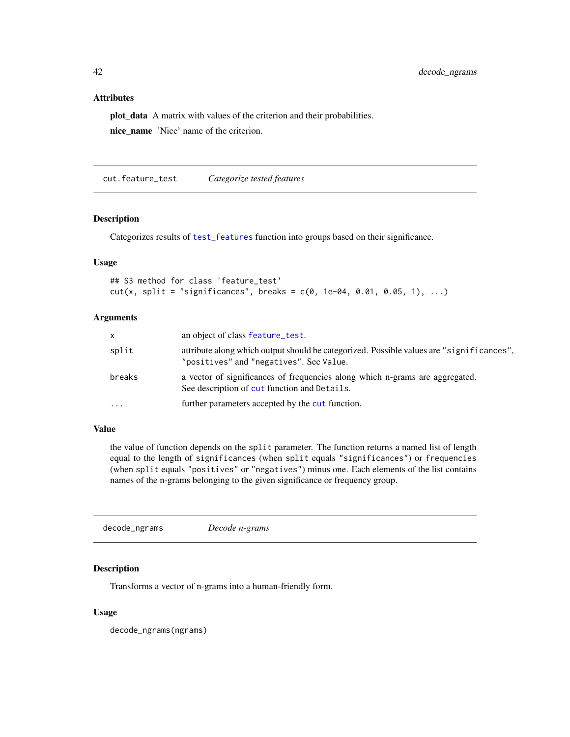### Attributes

**plot_data** A matrix with values of the criterion and their probabilities.

**nice_name** 'Nice' name of the criterion.

---

## cut.feature_test — *Categorize tested features*

### Description

Categorizes results of `test_features` function into groups based on their significance.

### Usage

```
## S3 method for class 'feature_test'
cut(x, split = "significances", breaks = c(0, 1e-04, 0.01, 0.05, 1), ...)
```

### Arguments

| | |
|---|---|
| `x` | an object of class `feature_test`. |
| `split` | attribute along which output should be categorized. Possible values are `"significances"`, `"positives"` and `"negatives"`. See `Value`. |
| `breaks` | a vector of significances of frequencies along which n-grams are aggregated. See description of `cut` function and `Details`. |
| `...` | further parameters accepted by the `cut` function. |

### Value

the value of function depends on the `split` parameter. The function returns a named list of length equal to the length of `significances` (when `split` equals `"significances"`) or `frequencies` (when `split` equals `"positives"` or `"negatives"`) minus one. Each elements of the list contains names of the n-grams belonging to the given significance or frequency group.

---

## decode_ngrams — *Decode n-grams*

### Description

Transforms a vector of n-grams into a human-friendly form.

### Usage

```
decode_ngrams(ngrams)
```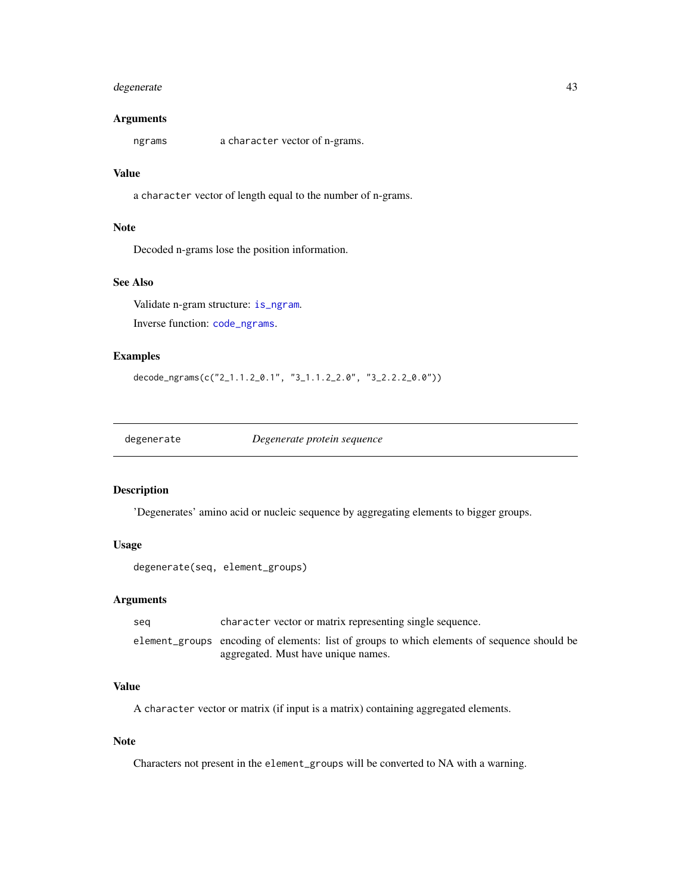## Arguments

ngrams a `character` vector of n-grams.

## Value

a `character` vector of length equal to the number of n-grams.

## Note

Decoded n-grams lose the position information.

## See Also

Validate n-gram structure: `is_ngram`.

Inverse function: `code_ngrams`.

## Examples

```
decode_ngrams(c("2_1.1.2_0.1", "3_1.1.2_2.0", "3_2.2.2_0.0"))
```

---

# degenerate *Degenerate protein sequence*

---

## Description

'Degenerates' amino acid or nucleic sequence by aggregating elements to bigger groups.

## Usage

```
degenerate(seq, element_groups)
```

## Arguments

| | |
|---|---|
| seq | `character` vector or matrix representing single sequence. |
| element_groups | encoding of elements: list of groups to which elements of sequence should be aggregated. Must have unique names. |

## Value

A `character` vector or matrix (if input is a matrix) containing aggregated elements.

## Note

Characters not present in the `element_groups` will be converted to NA with a warning.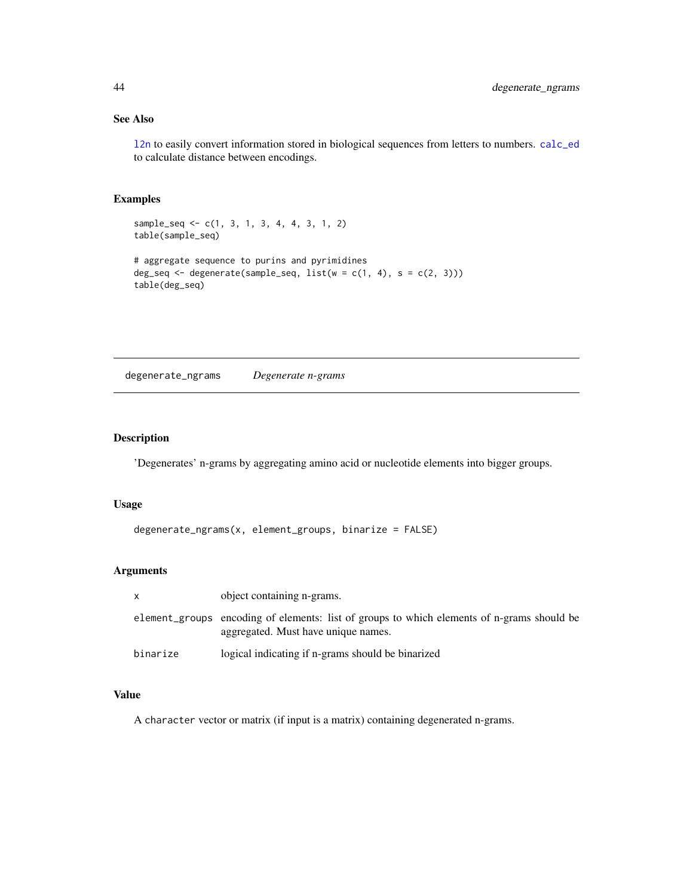### See Also

l2n to easily convert information stored in biological sequences from letters to numbers. calc_ed to calculate distance between encodings.

### Examples

```
sample_seq <- c(1, 3, 1, 3, 4, 4, 3, 1, 2)
table(sample_seq)

# aggregate sequence to purins and pyrimidines
deg_seq <- degenerate(sample_seq, list(w = c(1, 4), s = c(2, 3)))
table(deg_seq)
```

---

## degenerate_ngrams    *Degenerate n-grams*

---

### Description

'Degenerates' n-grams by aggregating amino acid or nucleotide elements into bigger groups.

### Usage

```
degenerate_ngrams(x, element_groups, binarize = FALSE)
```

### Arguments

| | |
|---|---|
| x | object containing n-grams. |
| element_groups | encoding of elements: list of groups to which elements of n-grams should be aggregated. Must have unique names. |
| binarize | logical indicating if n-grams should be binarized |

### Value

A `character` vector or matrix (if input is a matrix) containing degenerated n-grams.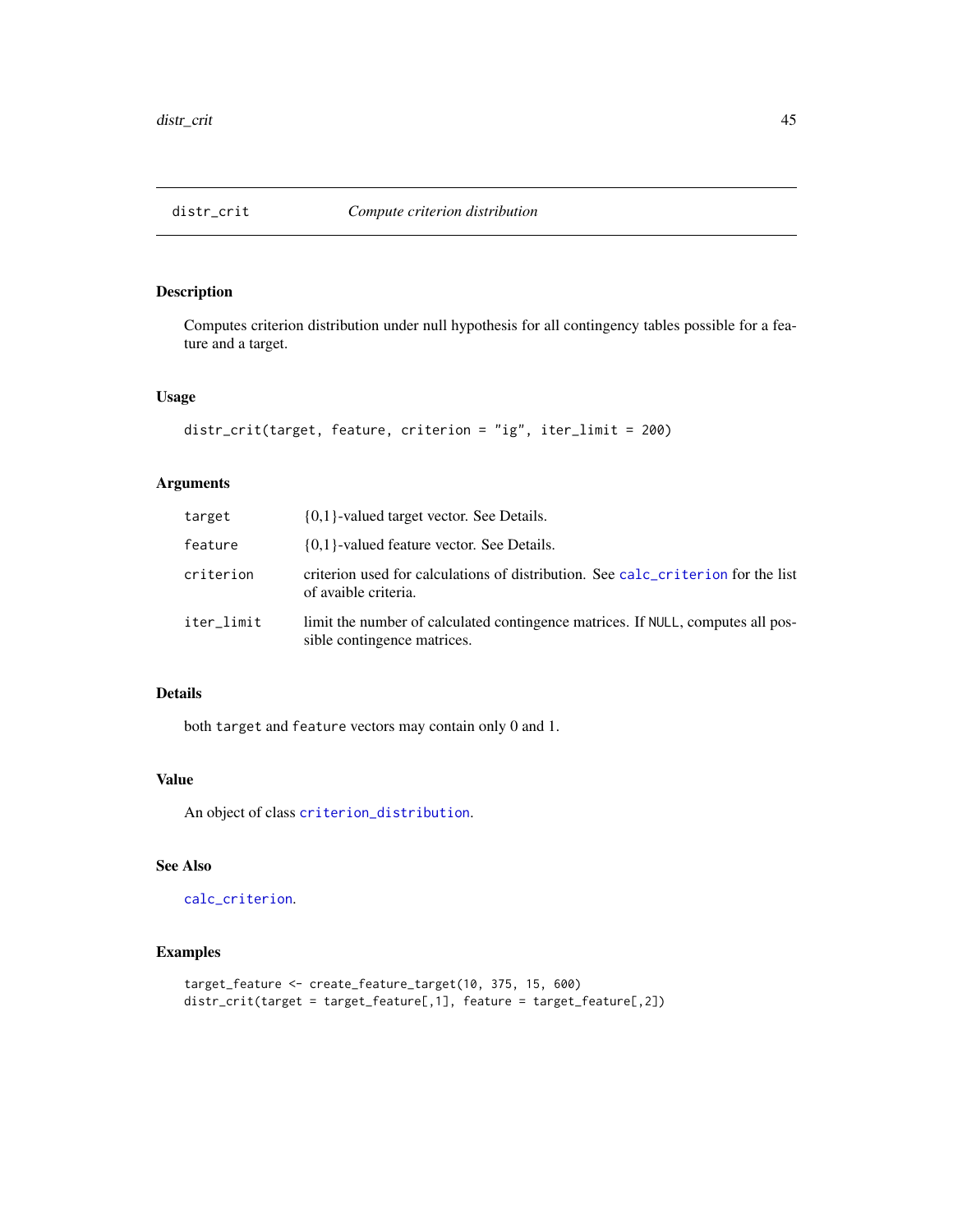# distr_crit — *Compute criterion distribution*

## Description

Computes criterion distribution under null hypothesis for all contingency tables possible for a feature and a target.

## Usage

```
distr_crit(target, feature, criterion = "ig", iter_limit = 200)
```

## Arguments

| | |
|---|---|
| target | {0,1}-valued target vector. See Details. |
| feature | {0,1}-valued feature vector. See Details. |
| criterion | criterion used for calculations of distribution. See calc_criterion for the list of avaible criteria. |
| iter_limit | limit the number of calculated contingence matrices. If NULL, computes all possible contingence matrices. |

## Details

both target and feature vectors may contain only 0 and 1.

## Value

An object of class criterion_distribution.

## See Also

calc_criterion.

## Examples

```
target_feature <- create_feature_target(10, 375, 15, 600)
distr_crit(target = target_feature[,1], feature = target_feature[,2])
```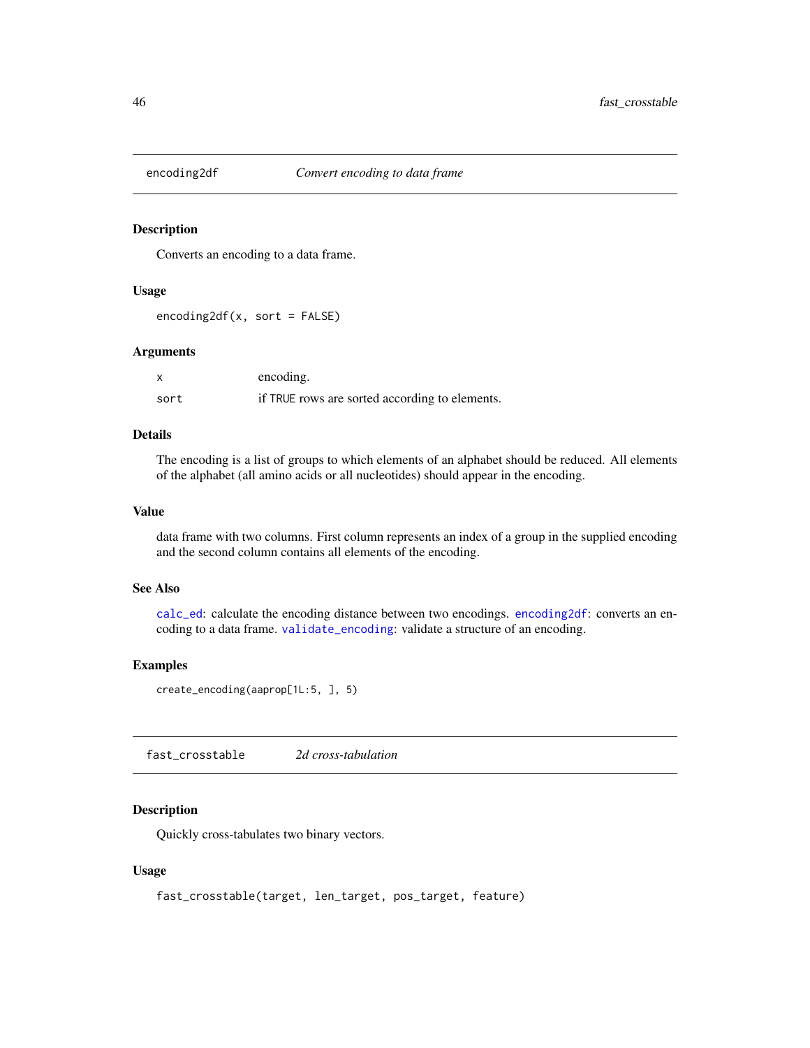## encoding2df — *Convert encoding to data frame*

### Description

Converts an encoding to a data frame.

### Usage

```
encoding2df(x, sort = FALSE)
```

### Arguments

| | |
|---|---|
| x | encoding. |
| sort | if TRUE rows are sorted according to elements. |

### Details

The encoding is a list of groups to which elements of an alphabet should be reduced. All elements of the alphabet (all amino acids or all nucleotides) should appear in the encoding.

### Value

data frame with two columns. First column represents an index of a group in the supplied encoding and the second column contains all elements of the encoding.

### See Also

calc_ed: calculate the encoding distance between two encodings. encoding2df: converts an encoding to a data frame. validate_encoding: validate a structure of an encoding.

### Examples

```
create_encoding(aaprop[1L:5, ], 5)
```

## fast_crosstable — *2d cross-tabulation*

### Description

Quickly cross-tabulates two binary vectors.

### Usage

```
fast_crosstable(target, len_target, pos_target, feature)
```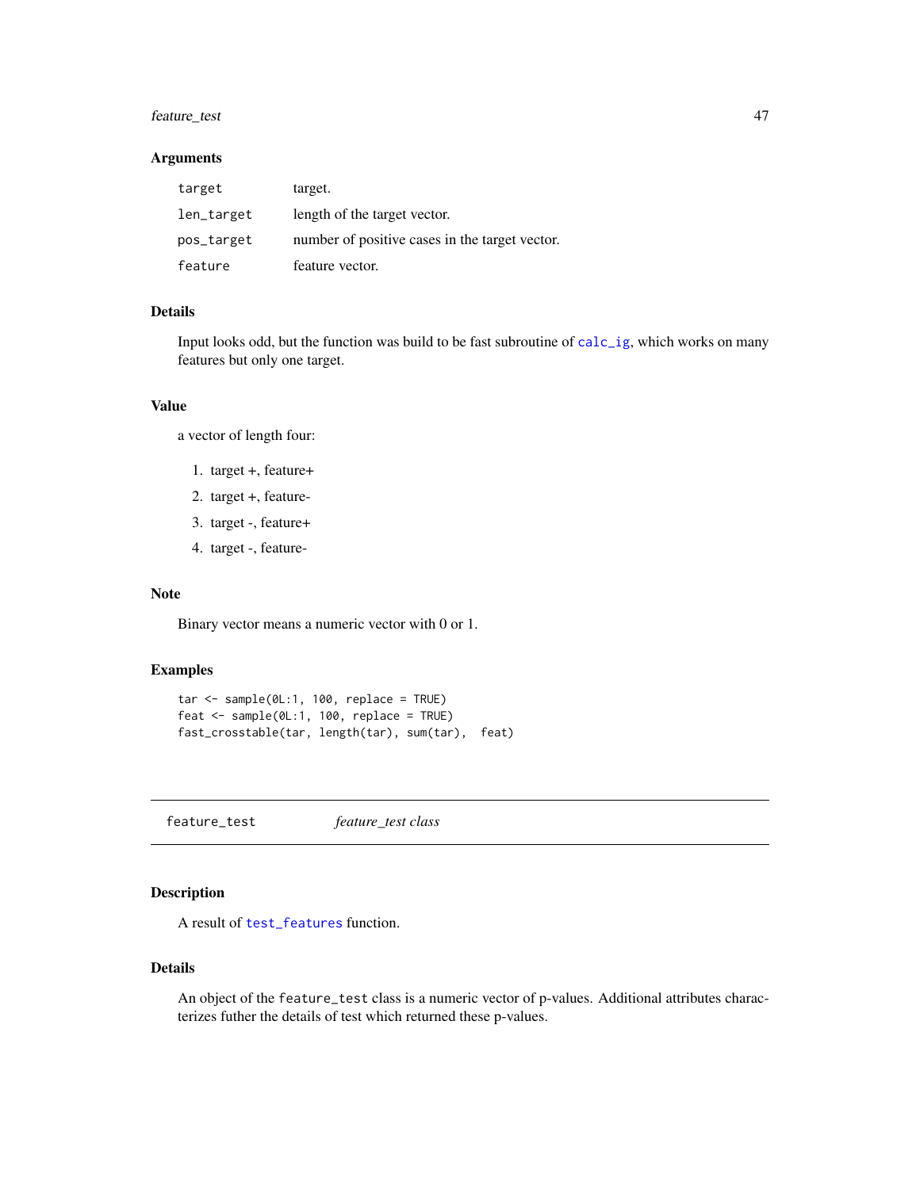### Arguments

| | |
|---|---|
| `target` | target. |
| `len_target` | length of the target vector. |
| `pos_target` | number of positive cases in the target vector. |
| `feature` | feature vector. |

### Details

Input looks odd, but the function was build to be fast subroutine of `calc_ig`, which works on many features but only one target.

### Value

a vector of length four:

1. target +, feature+
2. target +, feature-
3. target -, feature+
4. target -, feature-

### Note

Binary vector means a numeric vector with 0 or 1.

### Examples

```
tar <- sample(0L:1, 100, replace = TRUE)
feat <- sample(0L:1, 100, replace = TRUE)
fast_crosstable(tar, length(tar), sum(tar),  feat)
```

---

## `feature_test` *feature_test class*

### Description

A result of `test_features` function.

### Details

An object of the `feature_test` class is a numeric vector of p-values. Additional attributes characterizes futher the details of test which returned these p-values.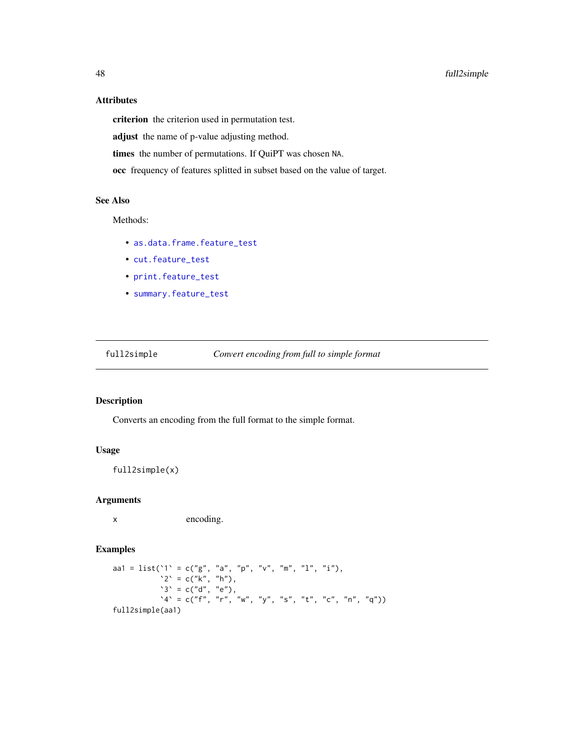### Attributes

**criterion** the criterion used in permutation test.

**adjust** the name of p-value adjusting method.

**times** the number of permutations. If QuiPT was chosen NA.

**occ** frequency of features splitted in subset based on the value of target.

### See Also

Methods:

- as.data.frame.feature_test
- cut.feature_test
- print.feature_test
- summary.feature_test

---

## full2simple — *Convert encoding from full to simple format*

### Description

Converts an encoding from the full format to the simple format.

### Usage

```
full2simple(x)
```

### Arguments

| | |
|---|---|
| x | encoding. |

### Examples

```
aa1 = list(`1` = c("g", "a", "p", "v", "m", "l", "i"),
           `2` = c("k", "h"),
           `3` = c("d", "e"),
           `4` = c("f", "r", "w", "y", "s", "t", "c", "n", "q"))
full2simple(aa1)
```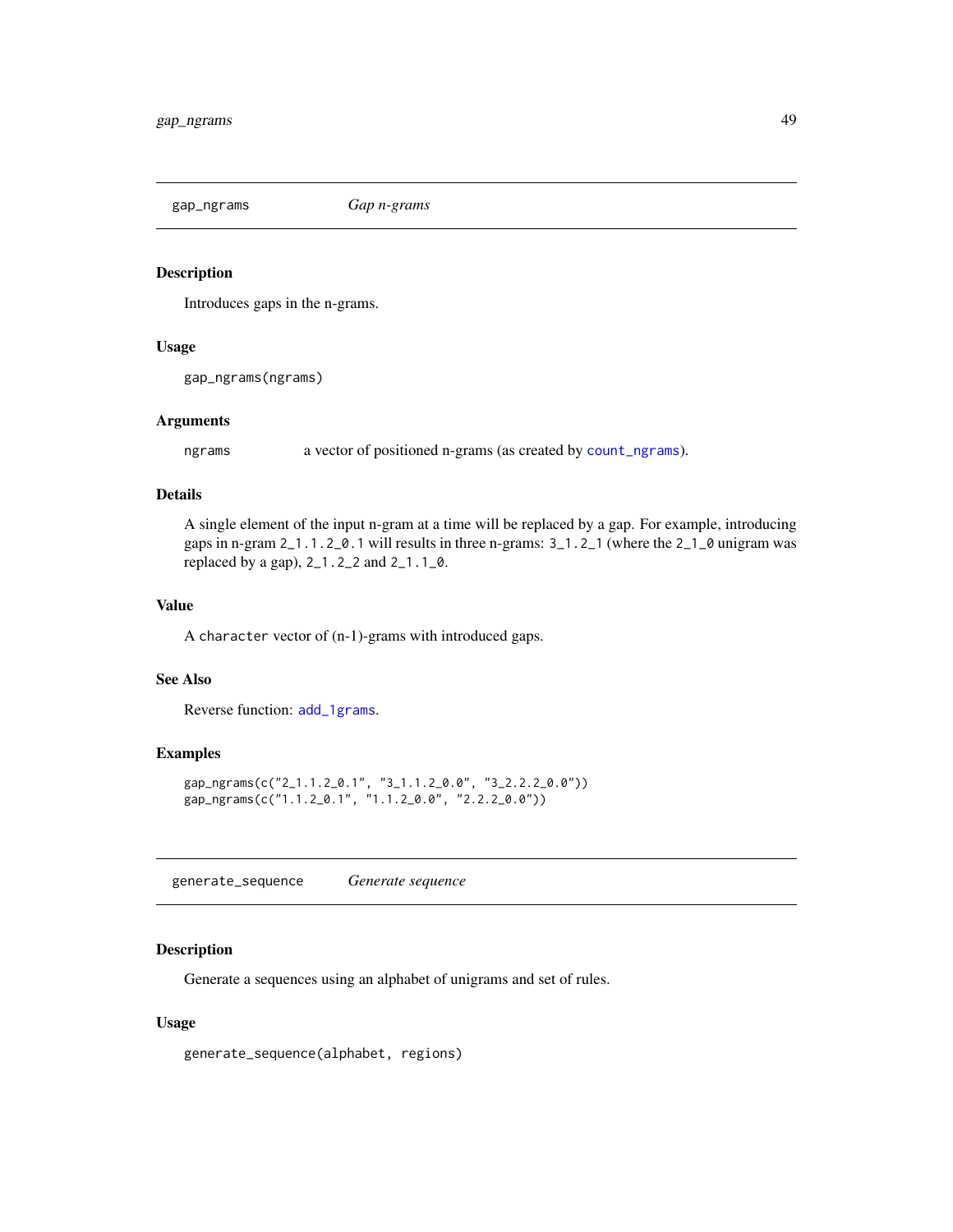## gap_ngrams — *Gap n-grams*

### Description

Introduces gaps in the n-grams.

### Usage

```
gap_ngrams(ngrams)
```

### Arguments

| | |
|---|---|
| ngrams | a vector of positioned n-grams (as created by `count_ngrams`). |

### Details

A single element of the input n-gram at a time will be replaced by a gap. For example, introducing gaps in n-gram `2_1.1.2_0.1` will results in three n-grams: `3_1.2_1` (where the `2_1_0` unigram was replaced by a gap), `2_1.2_2` and `2_1.1_0`.

### Value

A `character` vector of (n-1)-grams with introduced gaps.

### See Also

Reverse function: `add_1grams`.

### Examples

```
gap_ngrams(c("2_1.1.2_0.1", "3_1.1.2_0.0", "3_2.2.2_0.0"))
gap_ngrams(c("1.1.2_0.1", "1.1.2_0.0", "2.2.2_0.0"))
```

## generate_sequence — *Generate sequence*

### Description

Generate a sequences using an alphabet of unigrams and set of rules.

### Usage

```
generate_sequence(alphabet, regions)
```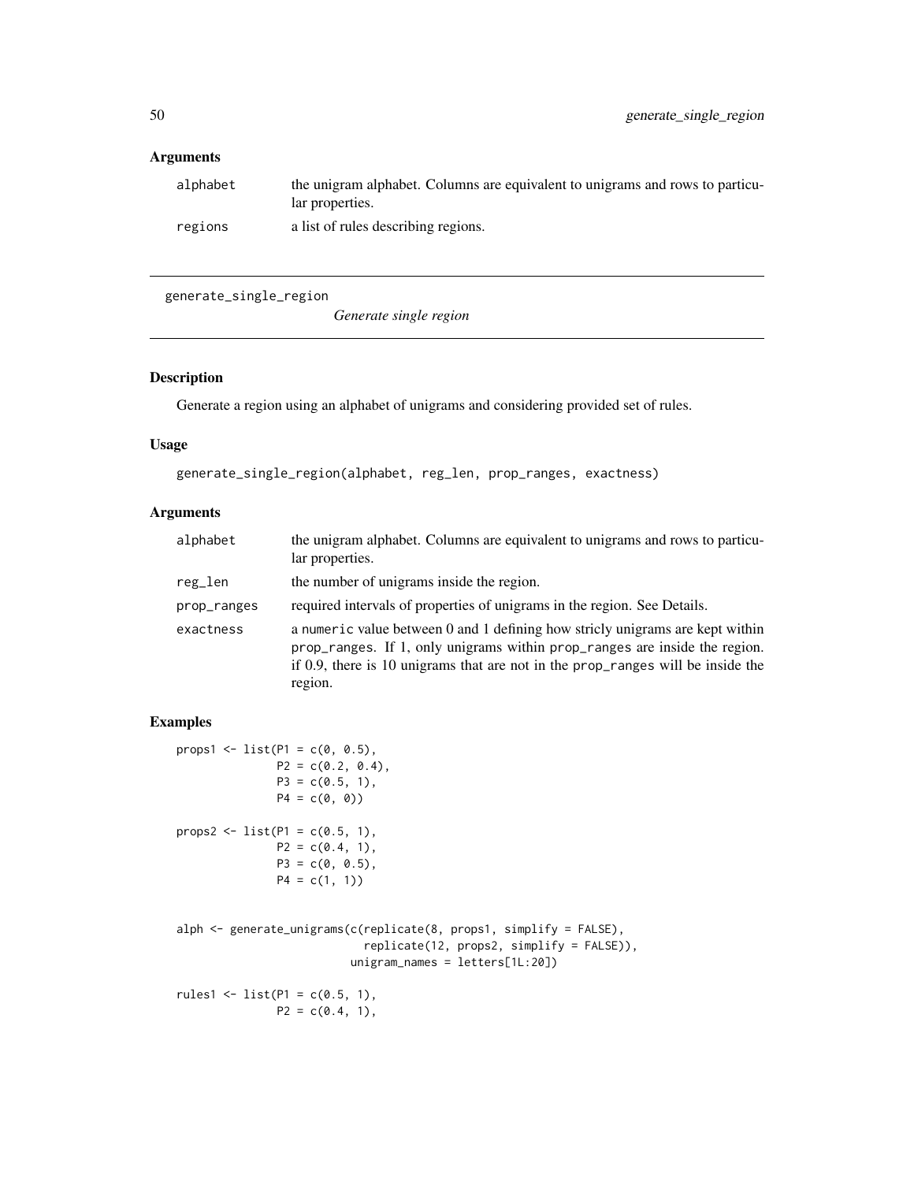## Arguments

| | |
|---|---|
| alphabet | the unigram alphabet. Columns are equivalent to unigrams and rows to particular properties. |
| regions | a list of rules describing regions. |

---

# generate_single_region

*Generate single region*

---

## Description

Generate a region using an alphabet of unigrams and considering provided set of rules.

## Usage

```
generate_single_region(alphabet, reg_len, prop_ranges, exactness)
```

## Arguments

| | |
|---|---|
| alphabet | the unigram alphabet. Columns are equivalent to unigrams and rows to particular properties. |
| reg_len | the number of unigrams inside the region. |
| prop_ranges | required intervals of properties of unigrams in the region. See Details. |
| exactness | a numeric value between 0 and 1 defining how stricly unigrams are kept within prop_ranges. If 1, only unigrams within prop_ranges are inside the region. if 0.9, there is 10 unigrams that are not in the prop_ranges will be inside the region. |

## Examples

```
props1 <- list(P1 = c(0, 0.5),
               P2 = c(0.2, 0.4),
               P3 = c(0.5, 1),
               P4 = c(0, 0))

props2 <- list(P1 = c(0.5, 1),
               P2 = c(0.4, 1),
               P3 = c(0, 0.5),
               P4 = c(1, 1))


alph <- generate_unigrams(c(replicate(8, props1, simplify = FALSE),
                            replicate(12, props2, simplify = FALSE)),
                          unigram_names = letters[1L:20])

rules1 <- list(P1 = c(0.5, 1),
               P2 = c(0.4, 1),
```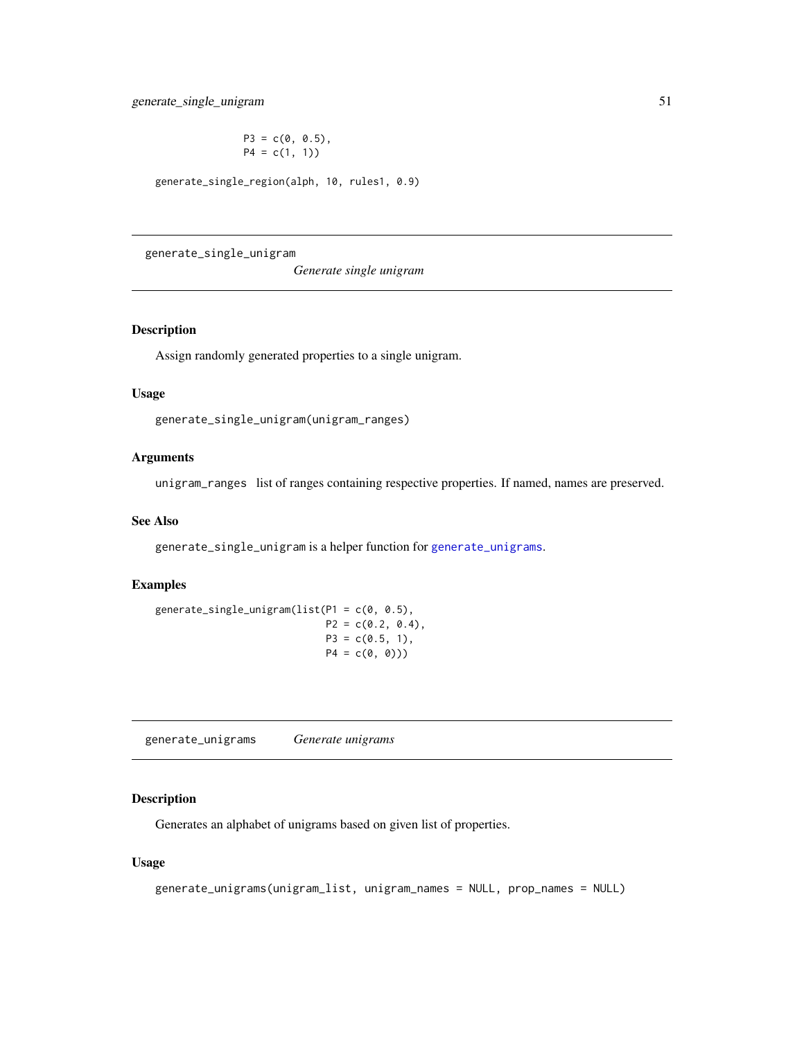```
              P3 = c(0, 0.5),
              P4 = c(1, 1))

generate_single_region(alph, 10, rules1, 0.9)
```

---

## generate_single_unigram    *Generate single unigram*

### Description

Assign randomly generated properties to a single unigram.

### Usage

```
generate_single_unigram(unigram_ranges)
```

### Arguments

`unigram_ranges` list of ranges containing respective properties. If named, names are preserved.

### See Also

`generate_single_unigram` is a helper function for `generate_unigrams`.

### Examples

```
generate_single_unigram(list(P1 = c(0, 0.5),
                             P2 = c(0.2, 0.4),
                             P3 = c(0.5, 1),
                             P4 = c(0, 0)))
```

---

## generate_unigrams    *Generate unigrams*

### Description

Generates an alphabet of unigrams based on given list of properties.

### Usage

```
generate_unigrams(unigram_list, unigram_names = NULL, prop_names = NULL)
```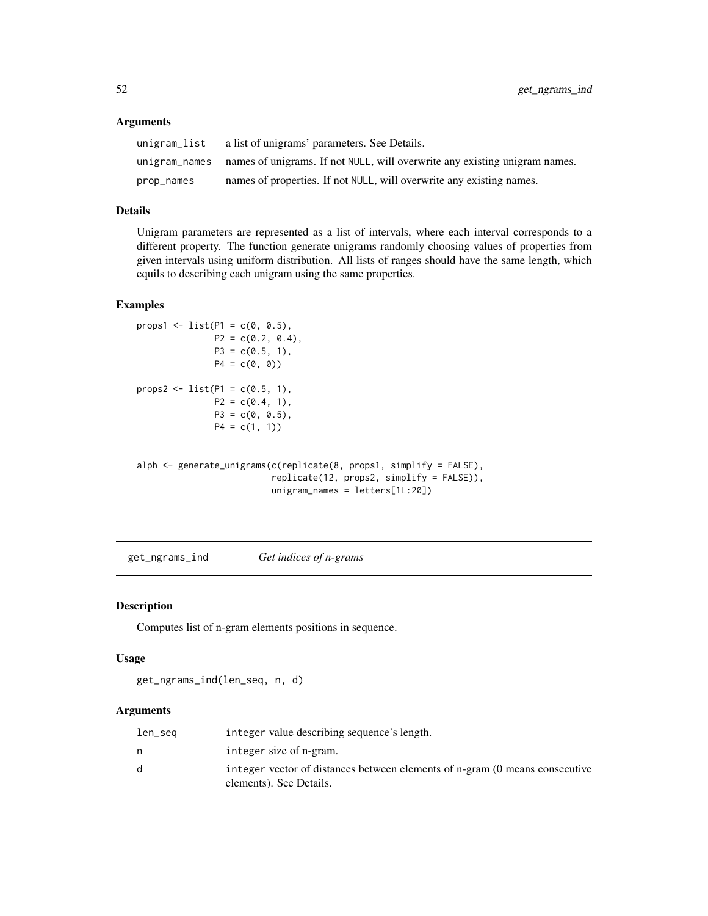### Arguments

| | |
|---|---|
| unigram_list | a list of unigrams' parameters. See Details. |
| unigram_names | names of unigrams. If not NULL, will overwrite any existing unigram names. |
| prop_names | names of properties. If not NULL, will overwrite any existing names. |

### Details

Unigram parameters are represented as a list of intervals, where each interval corresponds to a different property. The function generate unigrams randomly choosing values of properties from given intervals using uniform distribution. All lists of ranges should have the same length, which equils to describing each unigram using the same properties.

### Examples

```
props1 <- list(P1 = c(0, 0.5),
               P2 = c(0.2, 0.4),
               P3 = c(0.5, 1),
               P4 = c(0, 0))

props2 <- list(P1 = c(0.5, 1),
               P2 = c(0.4, 1),
               P3 = c(0, 0.5),
               P4 = c(1, 1))


alph <- generate_unigrams(c(replicate(8, props1, simplify = FALSE),
                          replicate(12, props2, simplify = FALSE)),
                          unigram_names = letters[1L:20])
```

---

## get_ngrams_ind &nbsp;&nbsp;&nbsp; *Get indices of n-grams*

### Description

Computes list of n-gram elements positions in sequence.

### Usage

```
get_ngrams_ind(len_seq, n, d)
```

### Arguments

| | |
|---|---|
| len_seq | integer value describing sequence's length. |
| n | integer size of n-gram. |
| d | integer vector of distances between elements of n-gram (0 means consecutive elements). See Details. |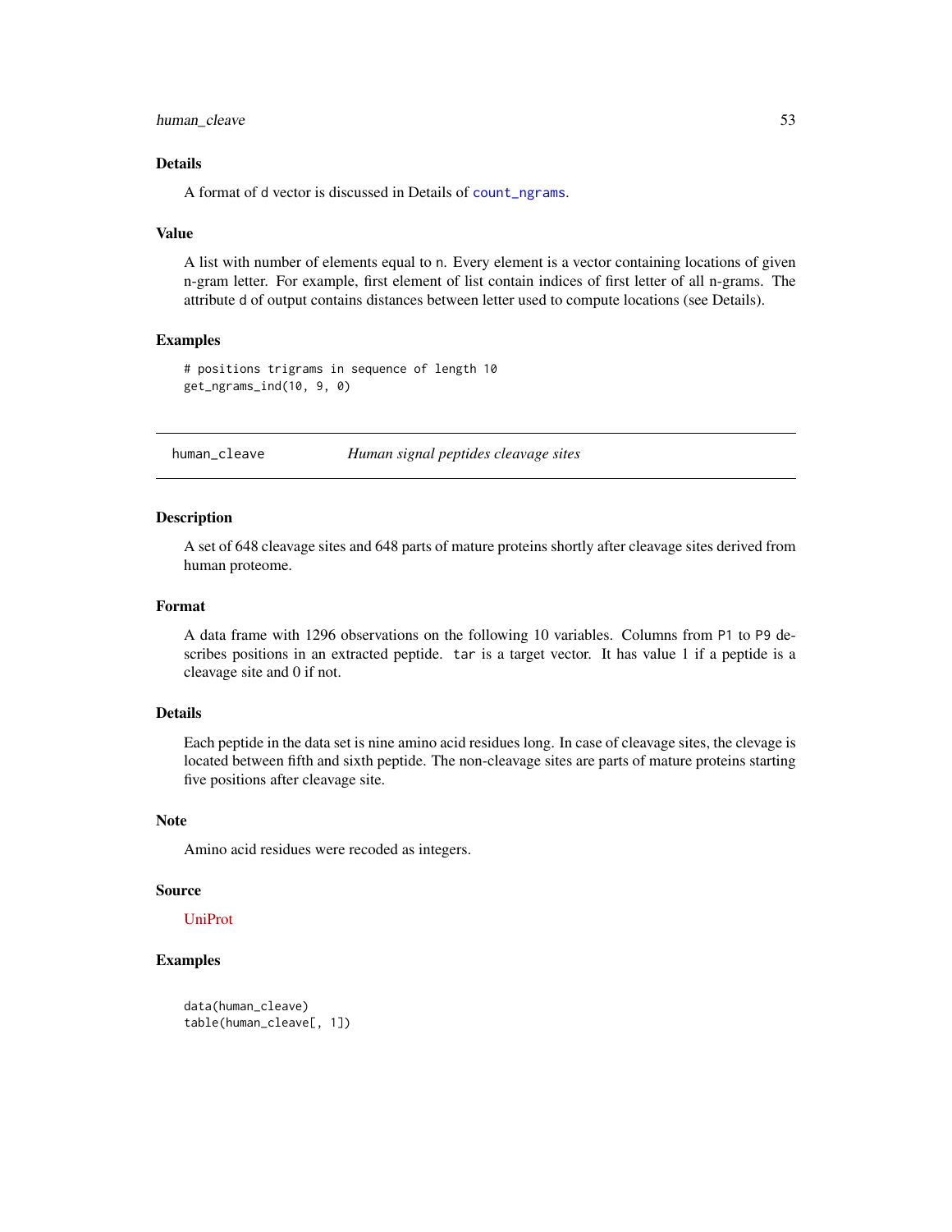### Details

A format of d vector is discussed in Details of count_ngrams.

### Value

A list with number of elements equal to n. Every element is a vector containing locations of given n-gram letter. For example, first element of list contain indices of first letter of all n-grams. The attribute d of output contains distances between letter used to compute locations (see Details).

### Examples

```
# positions trigrams in sequence of length 10
get_ngrams_ind(10, 9, 0)
```

---

## human_cleave *Human signal peptides cleavage sites*

---

### Description

A set of 648 cleavage sites and 648 parts of mature proteins shortly after cleavage sites derived from human proteome.

### Format

A data frame with 1296 observations on the following 10 variables. Columns from P1 to P9 describes positions in an extracted peptide. tar is a target vector. It has value 1 if a peptide is a cleavage site and 0 if not.

### Details

Each peptide in the data set is nine amino acid residues long. In case of cleavage sites, the clevage is located between fifth and sixth peptide. The non-cleavage sites are parts of mature proteins starting five positions after cleavage site.

### Note

Amino acid residues were recoded as integers.

### Source

UniProt

### Examples

```
data(human_cleave)
table(human_cleave[, 1])
```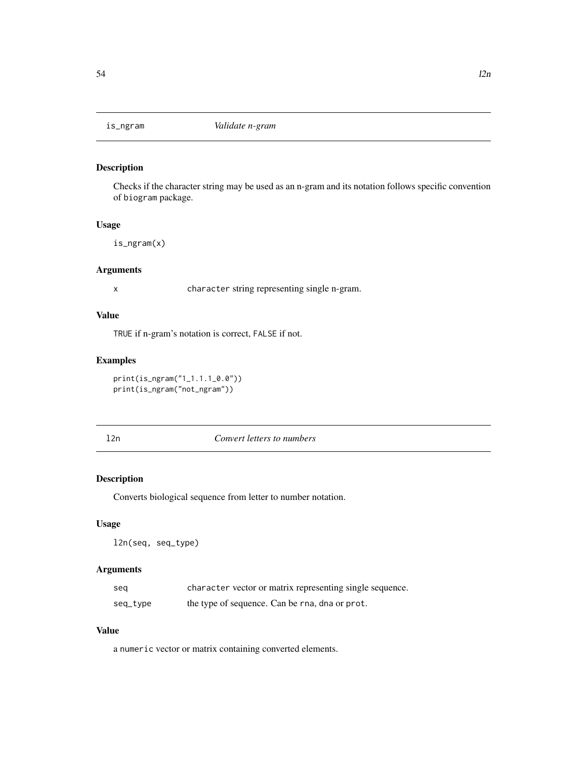## is_ngram *Validate n-gram*

### Description

Checks if the character string may be used as an n-gram and its notation follows specific convention of biogram package.

### Usage

```
is_ngram(x)
```

### Arguments

| | |
|---|---|
| x | character string representing single n-gram. |

### Value

TRUE if n-gram's notation is correct, FALSE if not.

### Examples

```
print(is_ngram("1_1.1.1_0.0"))
print(is_ngram("not_ngram"))
```

## l2n *Convert letters to numbers*

### Description

Converts biological sequence from letter to number notation.

### Usage

```
l2n(seq, seq_type)
```

### Arguments

| | |
|---|---|
| seq | character vector or matrix representing single sequence. |
| seq_type | the type of sequence. Can be rna, dna or prot. |

### Value

a numeric vector or matrix containing converted elements.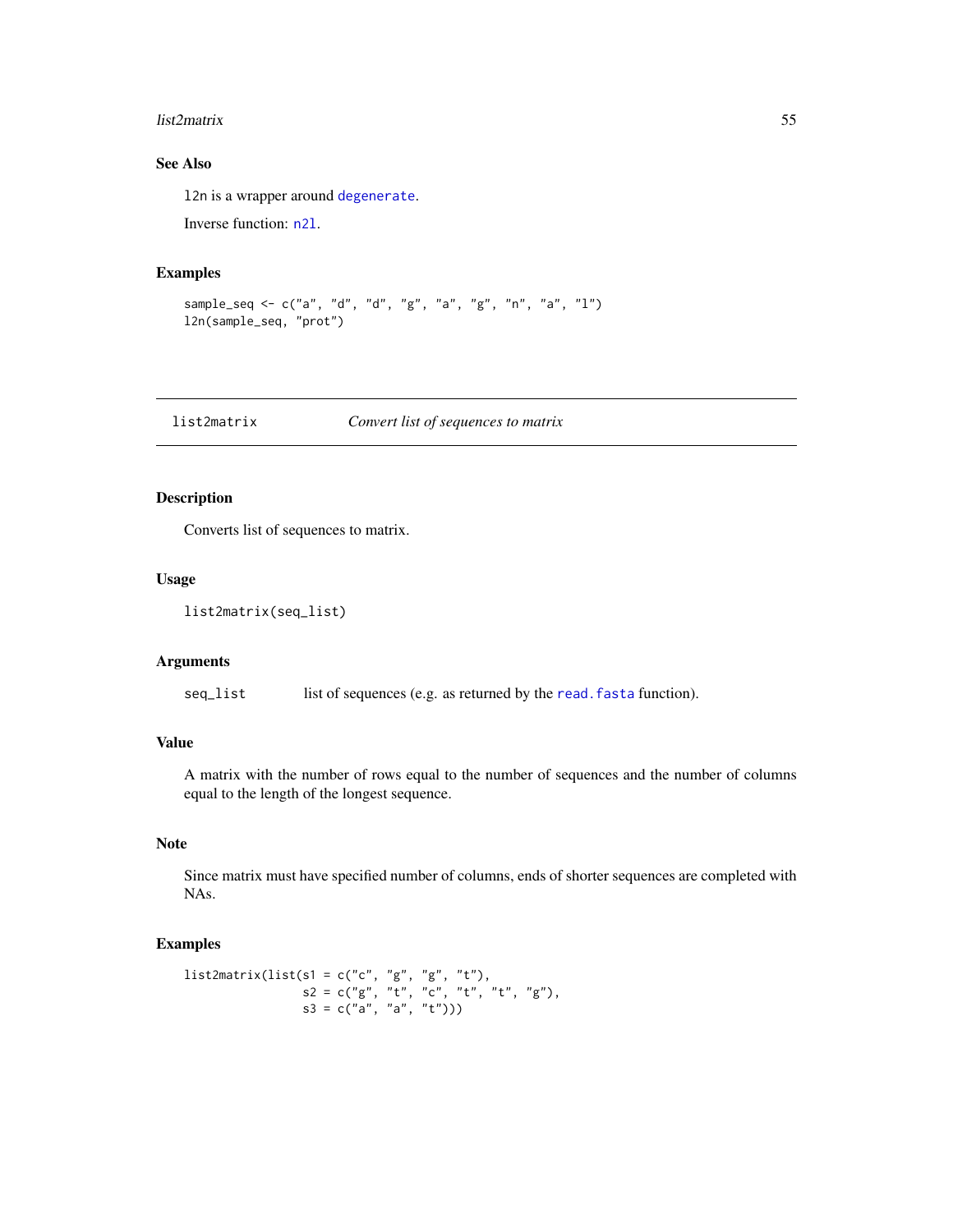### See Also

l2n is a wrapper around degenerate.

Inverse function: n2l.

### Examples

```
sample_seq <- c("a", "d", "d", "g", "a", "g", "n", "a", "l")
l2n(sample_seq, "prot")
```

---

## list2matrix — *Convert list of sequences to matrix*

### Description

Converts list of sequences to matrix.

### Usage

```
list2matrix(seq_list)
```

### Arguments

| | |
|---|---|
| seq_list | list of sequences (e.g. as returned by the read.fasta function). |

### Value

A matrix with the number of rows equal to the number of sequences and the number of columns equal to the length of the longest sequence.

### Note

Since matrix must have specified number of columns, ends of shorter sequences are completed with NAs.

### Examples

```
list2matrix(list(s1 = c("c", "g", "g", "t"),
                 s2 = c("g", "t", "c", "t", "t", "g"),
                 s3 = c("a", "a", "t")))
```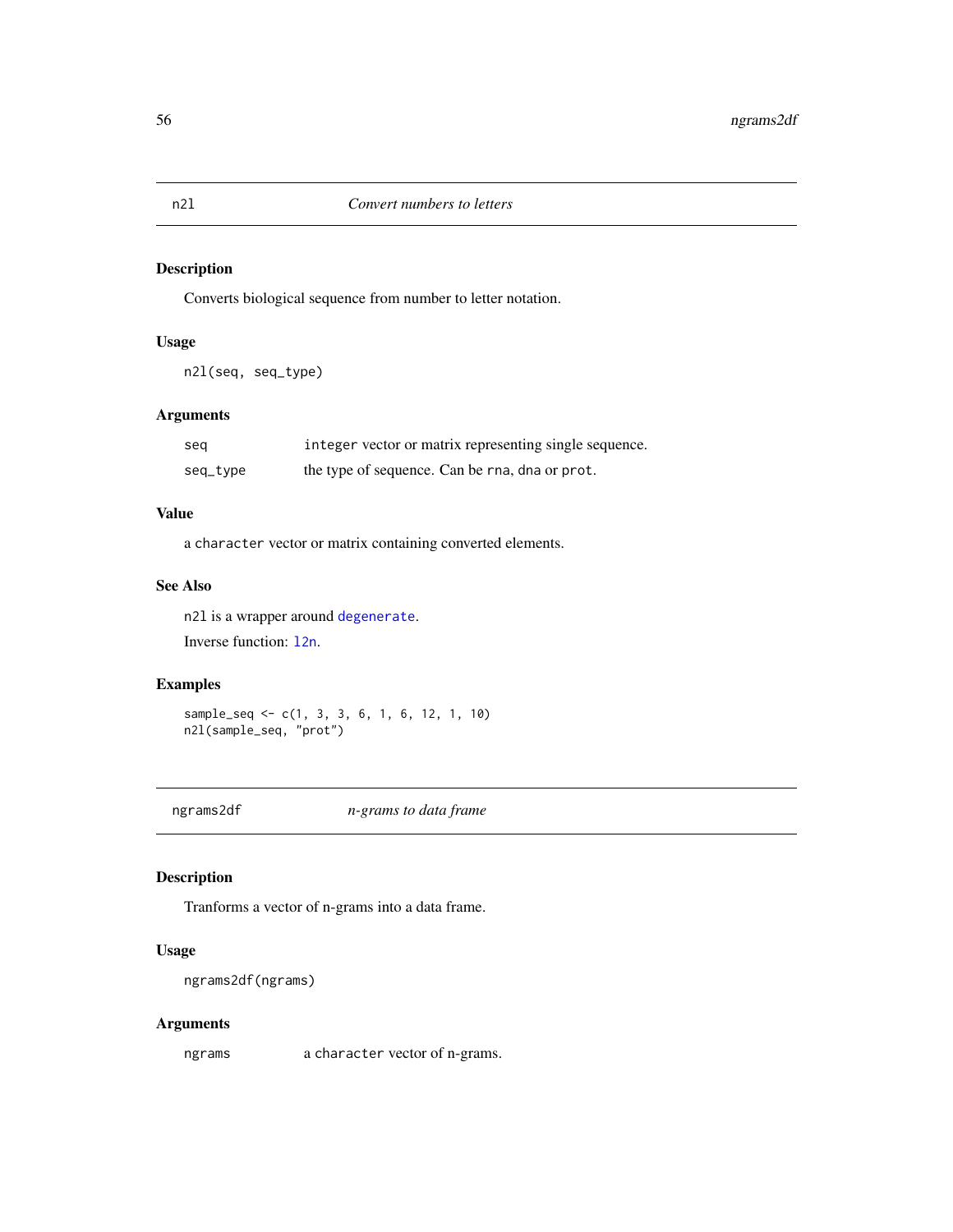## n2l — *Convert numbers to letters*

### Description

Converts biological sequence from number to letter notation.

### Usage

```
n2l(seq, seq_type)
```

### Arguments

| | |
|---|---|
| seq | integer vector or matrix representing single sequence. |
| seq_type | the type of sequence. Can be rna, dna or prot. |

### Value

a character vector or matrix containing converted elements.

### See Also

n2l is a wrapper around degenerate.

Inverse function: l2n.

### Examples

```
sample_seq <- c(1, 3, 3, 6, 1, 6, 12, 1, 10)
n2l(sample_seq, "prot")
```

## ngrams2df — *n-grams to data frame*

### Description

Tranforms a vector of n-grams into a data frame.

### Usage

```
ngrams2df(ngrams)
```

### Arguments

| | |
|---|---|
| ngrams | a character vector of n-grams. |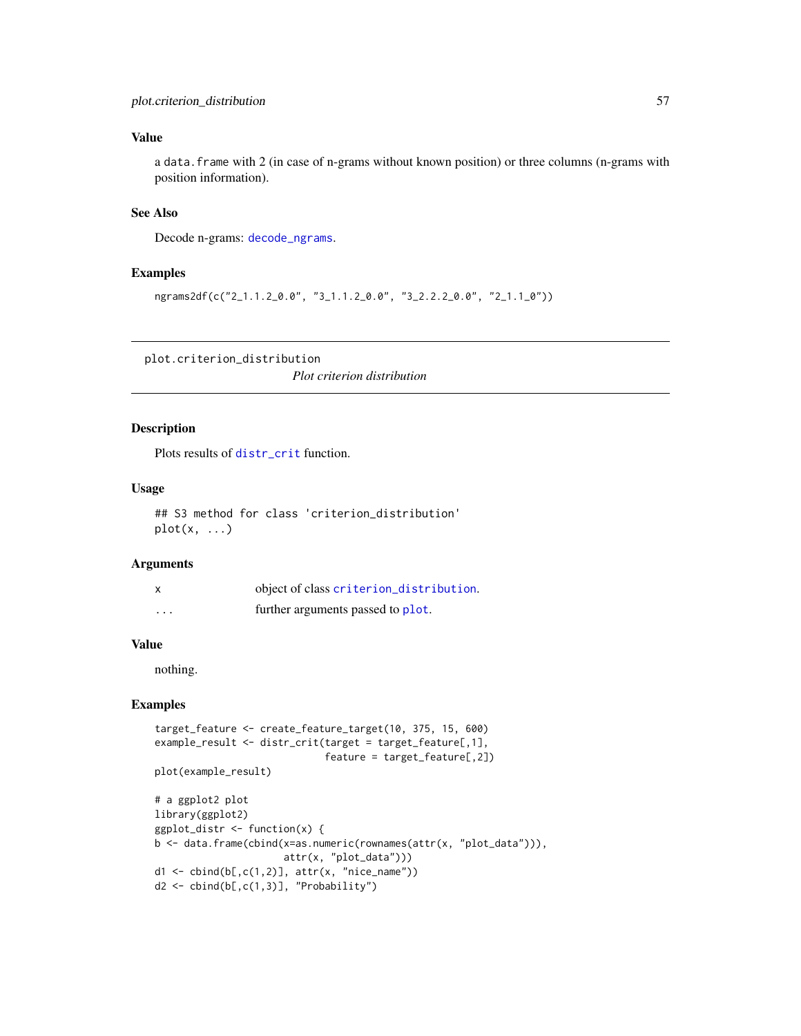### Value

a `data.frame` with 2 (in case of n-grams without known position) or three columns (n-grams with position information).

### See Also

Decode n-grams: `decode_ngrams`.

### Examples

```
ngrams2df(c("2_1.1.2_0.0", "3_1.1.2_0.0", "3_2.2.2_0.0", "2_1.1_0"))
```

---

## plot.criterion_distribution

*Plot criterion distribution*

### Description

Plots results of `distr_crit` function.

### Usage

```
## S3 method for class 'criterion_distribution'
plot(x, ...)
```

### Arguments

| | |
|---|---|
| x | object of class `criterion_distribution`. |
| ... | further arguments passed to `plot`. |

### Value

nothing.

### Examples

```
target_feature <- create_feature_target(10, 375, 15, 600)
example_result <- distr_crit(target = target_feature[,1],
                             feature = target_feature[,2])
plot(example_result)

# a ggplot2 plot
library(ggplot2)
ggplot_distr <- function(x) {
b <- data.frame(cbind(x=as.numeric(rownames(attr(x, "plot_data"))),
                      attr(x, "plot_data")))
d1 <- cbind(b[,c(1,2)], attr(x, "nice_name"))
d2 <- cbind(b[,c(1,3)], "Probability")
```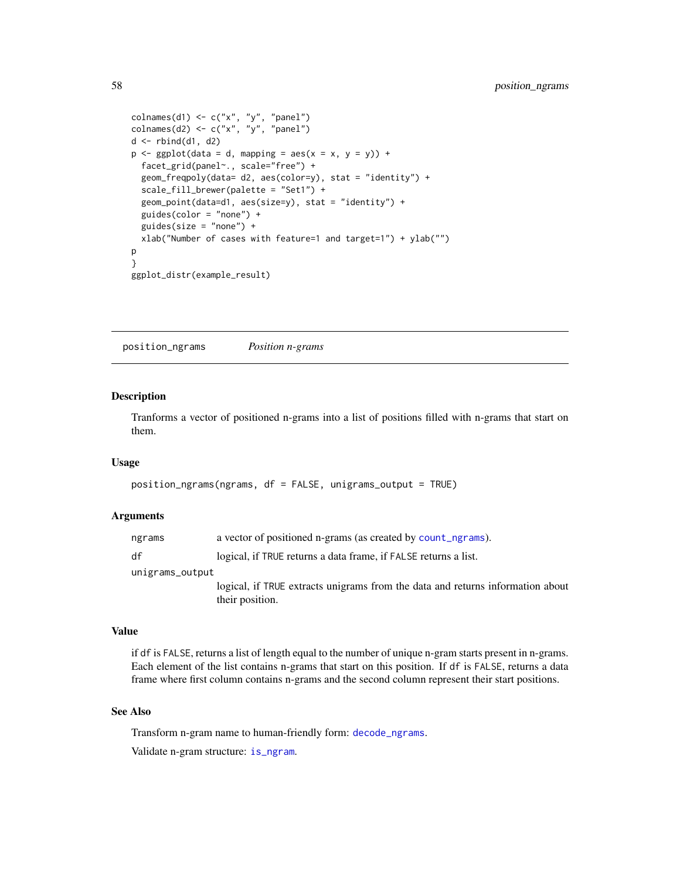```
colnames(d1) <- c("x", "y", "panel")
colnames(d2) <- c("x", "y", "panel")
d <- rbind(d1, d2)
p <- ggplot(data = d, mapping = aes(x = x, y = y)) +
  facet_grid(panel~., scale="free") +
  geom_freqpoly(data= d2, aes(color=y), stat = "identity") +
  scale_fill_brewer(palette = "Set1") +
  geom_point(data=d1, aes(size=y), stat = "identity") +
  guides(color = "none") +
  guides(size = "none") +
  xlab("Number of cases with feature=1 and target=1") + ylab("")
p
}
ggplot_distr(example_result)
```

---

## position_ngrams &nbsp;&nbsp;&nbsp; *Position n-grams*

### Description

Tranforms a vector of positioned n-grams into a list of positions filled with n-grams that start on them.

### Usage

```
position_ngrams(ngrams, df = FALSE, unigrams_output = TRUE)
```

### Arguments

| | |
|---|---|
| `ngrams` | a vector of positioned n-grams (as created by `count_ngrams`). |
| `df` | logical, if `TRUE` returns a data frame, if `FALSE` returns a list. |
| `unigrams_output` | logical, if `TRUE` extracts unigrams from the data and returns information about their position. |

### Value

if `df` is `FALSE`, returns a list of length equal to the number of unique n-gram starts present in n-grams. Each element of the list contains n-grams that start on this position. If `df` is `FALSE`, returns a data frame where first column contains n-grams and the second column represent their start positions.

### See Also

Transform n-gram name to human-friendly form: `decode_ngrams`.

Validate n-gram structure: `is_ngram`.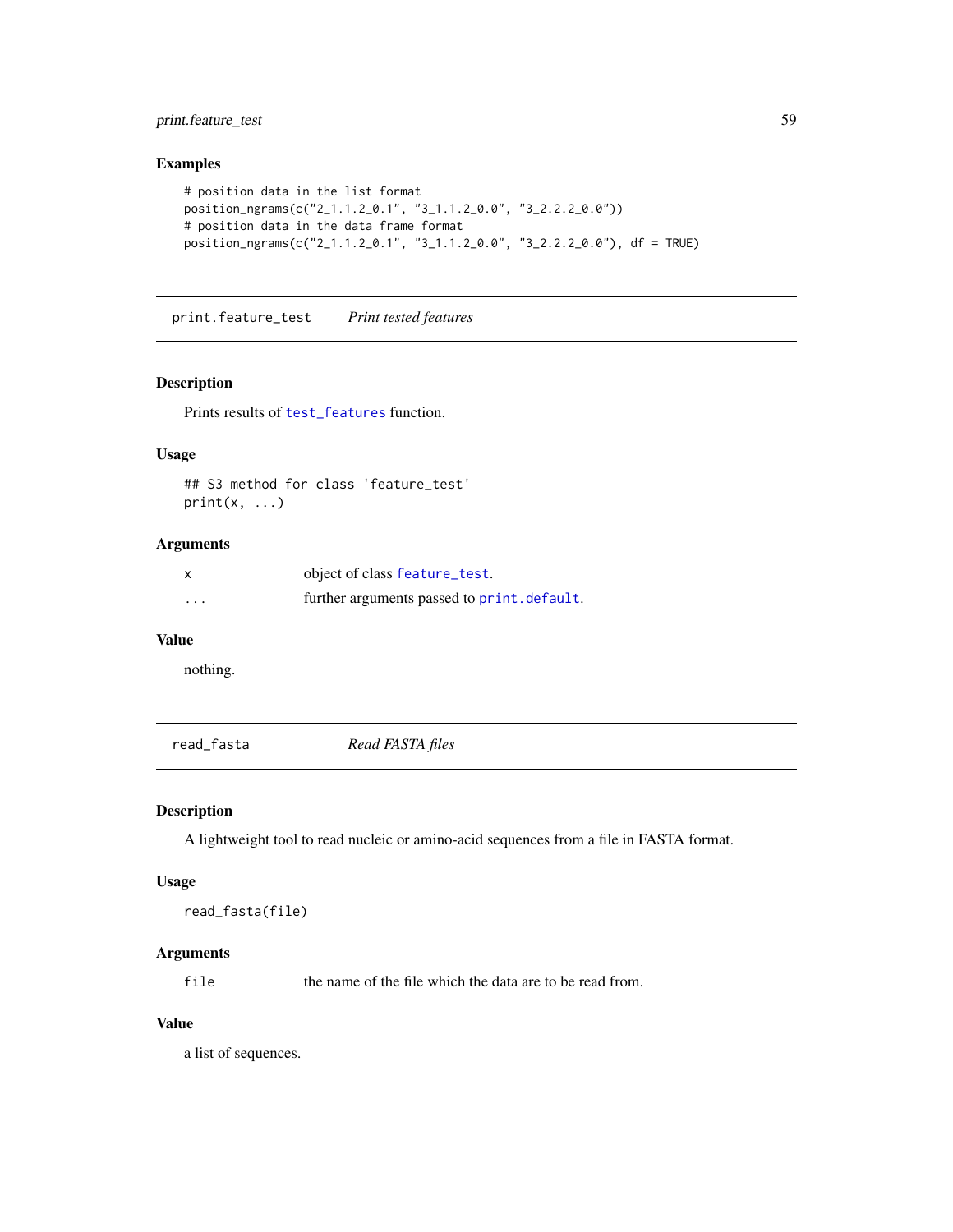### Examples

```
# position data in the list format
position_ngrams(c("2_1.1.2_0.1", "3_1.1.2_0.0", "3_2.2.2_0.0"))
# position data in the data frame format
position_ngrams(c("2_1.1.2_0.1", "3_1.1.2_0.0", "3_2.2.2_0.0"), df = TRUE)
```

---

## print.feature_test *Print tested features*

### Description

Prints results of `test_features` function.

### Usage

```
## S3 method for class 'feature_test'
print(x, ...)
```

### Arguments

| | |
|---|---|
| `x` | object of class `feature_test`. |
| `...` | further arguments passed to `print.default`. |

### Value

nothing.

---

## read_fasta *Read FASTA files*

### Description

A lightweight tool to read nucleic or amino-acid sequences from a file in FASTA format.

### Usage

```
read_fasta(file)
```

### Arguments

| | |
|---|---|
| `file` | the name of the file which the data are to be read from. |

### Value

a list of sequences.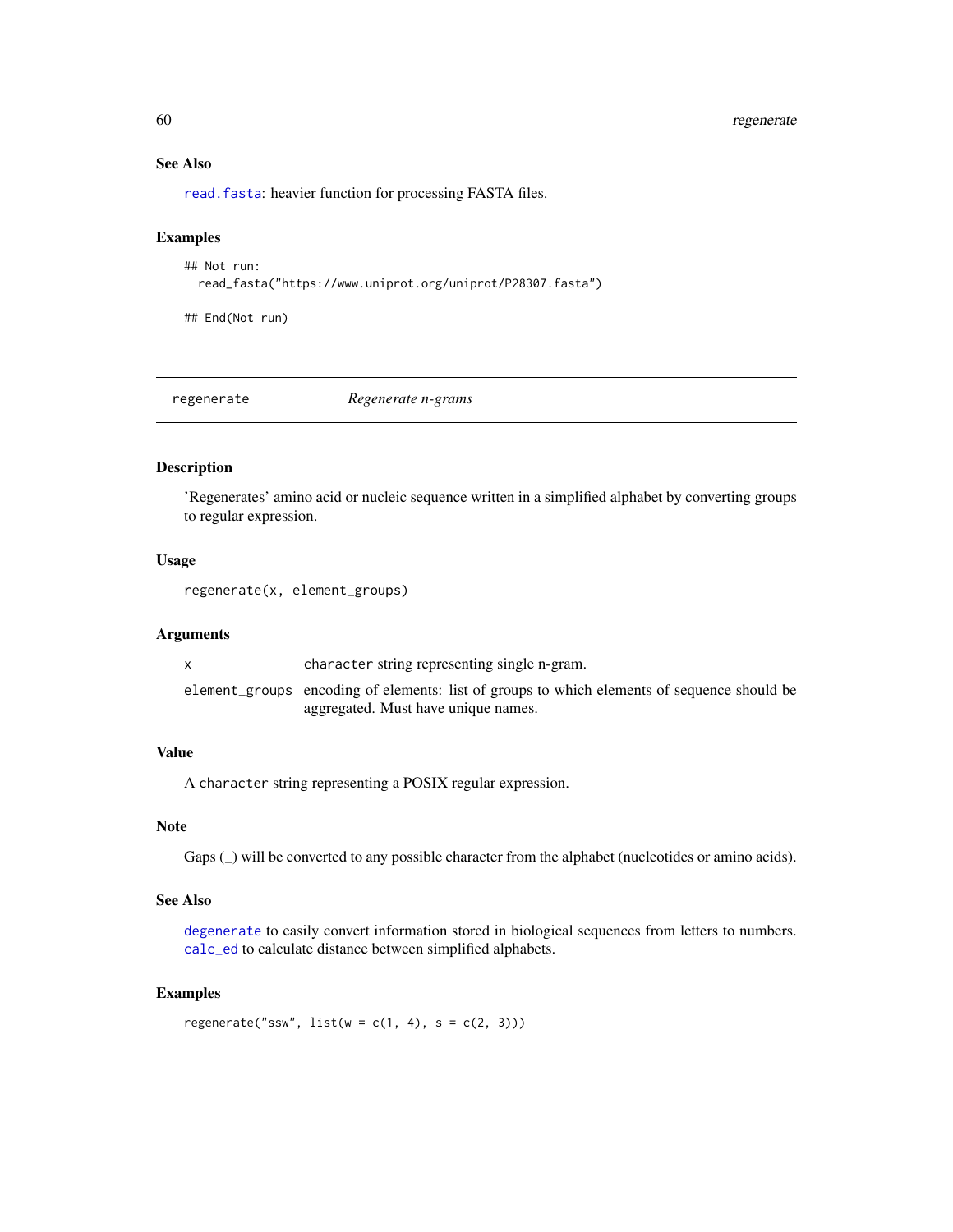## See Also

read.fasta: heavier function for processing FASTA files.

## Examples

```
## Not run:
  read_fasta("https://www.uniprot.org/uniprot/P28307.fasta")

## End(Not run)
```

---

# regenerate *Regenerate n-grams*

## Description

'Regenerates' amino acid or nucleic sequence written in a simplified alphabet by converting groups to regular expression.

## Usage

```
regenerate(x, element_groups)
```

## Arguments

| | |
|---|---|
| x | character string representing single n-gram. |
| element_groups | encoding of elements: list of groups to which elements of sequence should be aggregated. Must have unique names. |

## Value

A character string representing a POSIX regular expression.

## Note

Gaps (_) will be converted to any possible character from the alphabet (nucleotides or amino acids).

## See Also

degenerate to easily convert information stored in biological sequences from letters to numbers. calc_ed to calculate distance between simplified alphabets.

## Examples

```
regenerate("ssw", list(w = c(1, 4), s = c(2, 3)))
```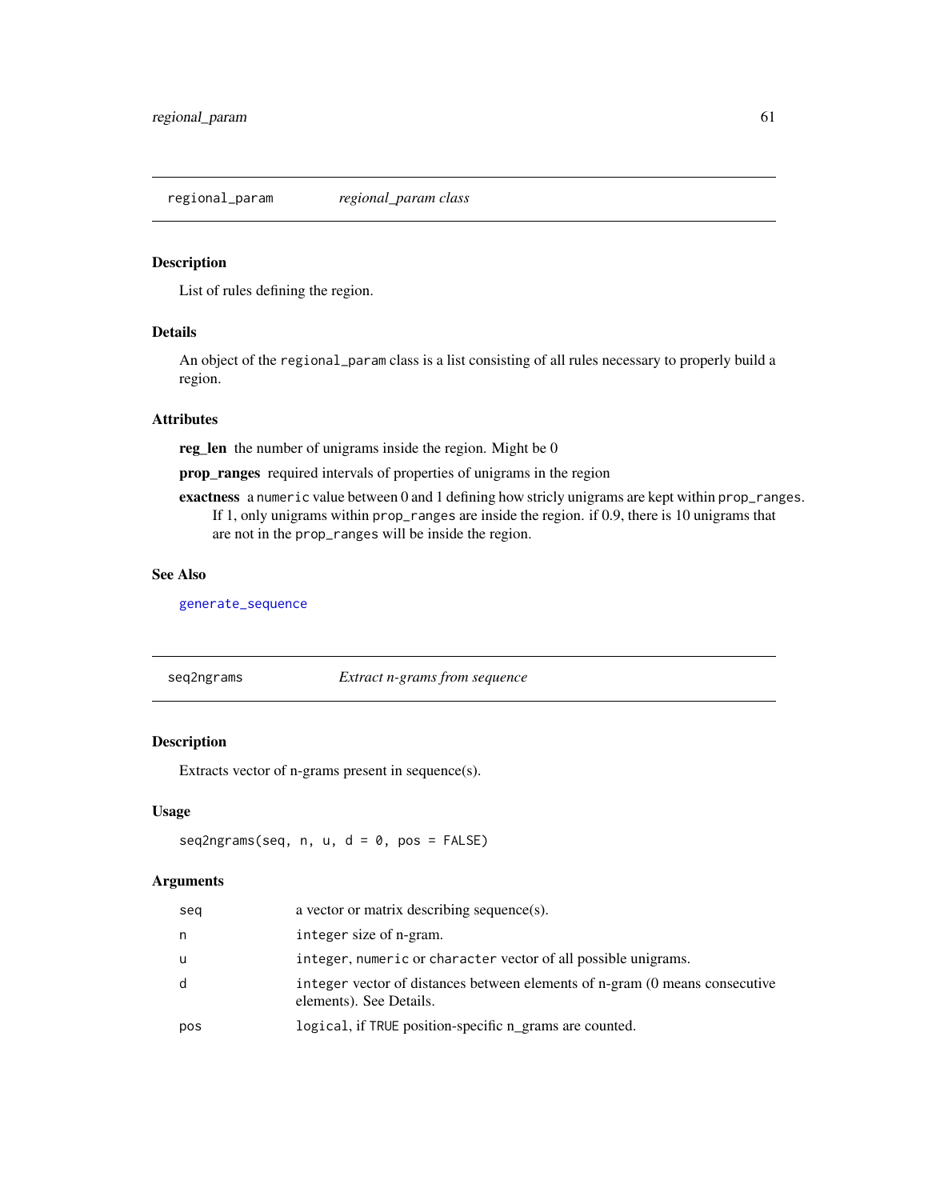## regional_param — *regional_param class*

### Description

List of rules defining the region.

### Details

An object of the `regional_param` class is a list consisting of all rules necessary to properly build a region.

### Attributes

**reg_len** the number of unigrams inside the region. Might be 0

**prop_ranges** required intervals of properties of unigrams in the region

**exactness** a `numeric` value between 0 and 1 defining how stricly unigrams are kept within `prop_ranges`. If 1, only unigrams within `prop_ranges` are inside the region. if 0.9, there is 10 unigrams that are not in the `prop_ranges` will be inside the region.

### See Also

`generate_sequence`

## seq2ngrams — *Extract n-grams from sequence*

### Description

Extracts vector of n-grams present in sequence(s).

### Usage

```
seq2ngrams(seq, n, u, d = 0, pos = FALSE)
```

### Arguments

| | |
|---|---|
| `seq` | a vector or matrix describing sequence(s). |
| `n` | `integer` size of n-gram. |
| `u` | `integer`, `numeric` or `character` vector of all possible unigrams. |
| `d` | `integer` vector of distances between elements of n-gram (0 means consecutive elements). See Details. |
| `pos` | `logical`, if `TRUE` position-specific n_grams are counted. |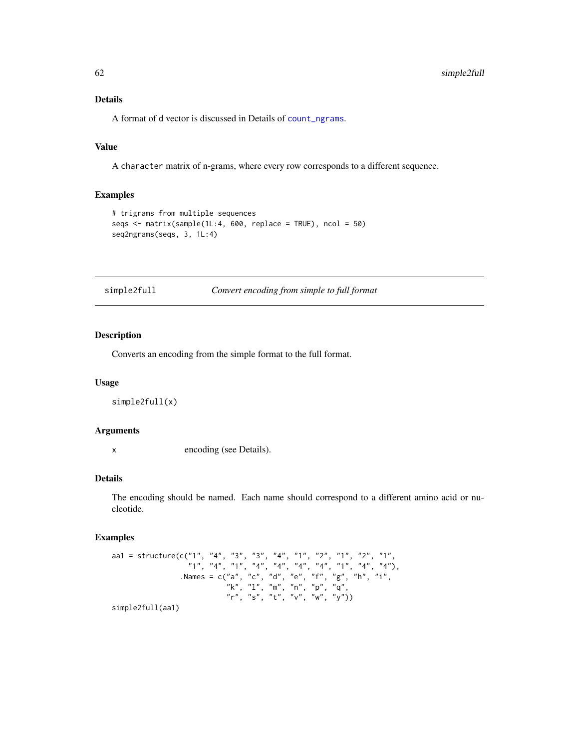### Details

A format of `d` vector is discussed in Details of `count_ngrams`.

### Value

A `character` matrix of n-grams, where every row corresponds to a different sequence.

### Examples

```
# trigrams from multiple sequences
seqs <- matrix(sample(1L:4, 600, replace = TRUE), ncol = 50)
seq2ngrams(seqs, 3, 1L:4)
```

---

## simple2full — *Convert encoding from simple to full format*

### Description

Converts an encoding from the simple format to the full format.

### Usage

```
simple2full(x)
```

### Arguments

`x` — encoding (see Details).

### Details

The encoding should be named. Each name should correspond to a different amino acid or nucleotide.

### Examples

```
aa1 = structure(c("1", "4", "3", "3", "4", "1", "2", "1", "2", "1",
                  "1", "4", "1", "4", "4", "4", "4", "1", "4", "4"),
                .Names = c("a", "c", "d", "e", "f", "g", "h", "i",
                           "k", "l", "m", "n", "p", "q",
                           "r", "s", "t", "v", "w", "y"))
simple2full(aa1)
```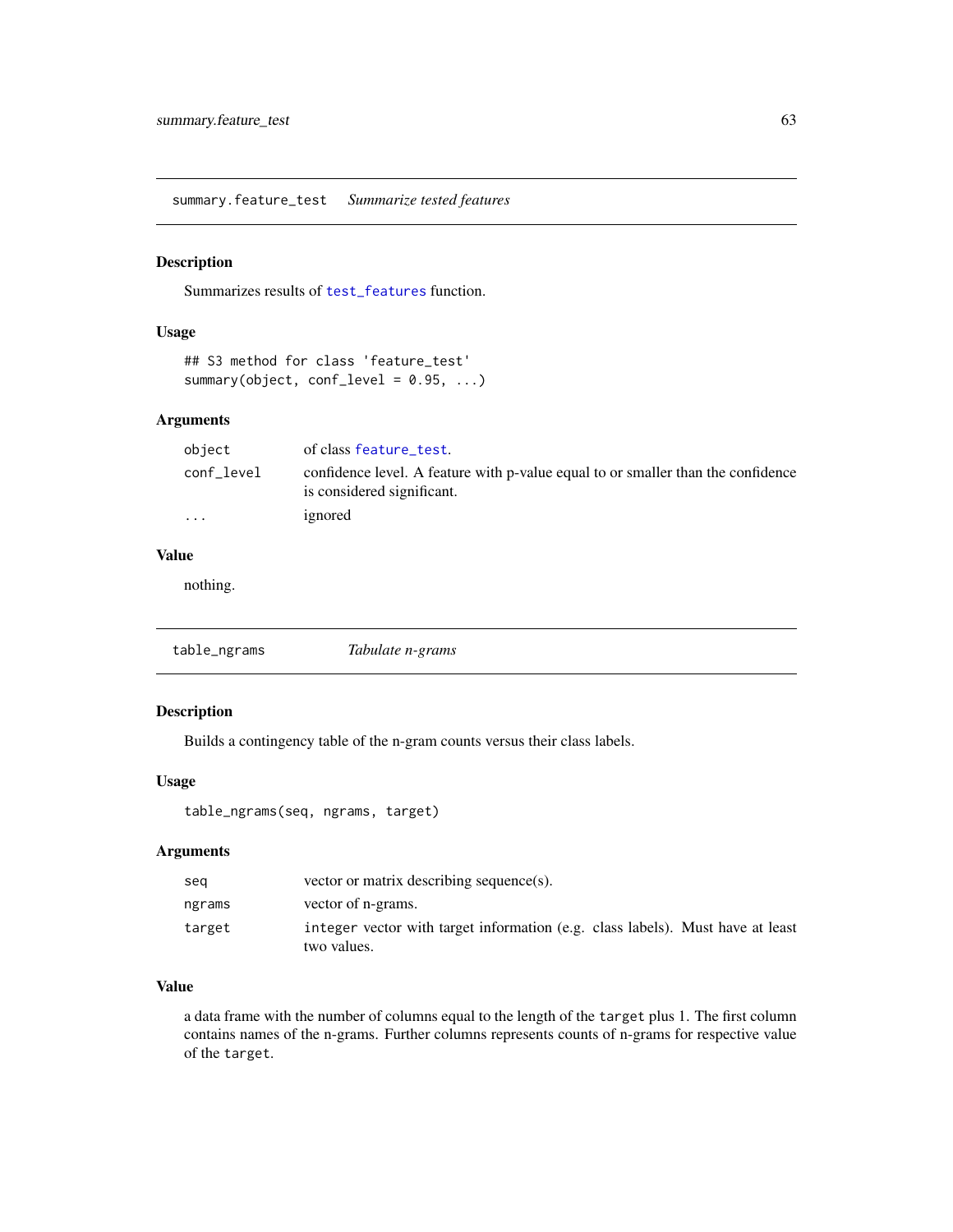## summary.feature_test — *Summarize tested features*

### Description

Summarizes results of `test_features` function.

### Usage

```
## S3 method for class 'feature_test'
summary(object, conf_level = 0.95, ...)
```

### Arguments

| | |
|---|---|
| `object` | of class `feature_test`. |
| `conf_level` | confidence level. A feature with p-value equal to or smaller than the confidence is considered significant. |
| `...` | ignored |

### Value

nothing.

## table_ngrams — *Tabulate n-grams*

### Description

Builds a contingency table of the n-gram counts versus their class labels.

### Usage

```
table_ngrams(seq, ngrams, target)
```

### Arguments

| | |
|---|---|
| `seq` | vector or matrix describing sequence(s). |
| `ngrams` | vector of n-grams. |
| `target` | `integer` vector with target information (e.g. class labels). Must have at least two values. |

### Value

a data frame with the number of columns equal to the length of the `target` plus 1. The first column contains names of the n-grams. Further columns represents counts of n-grams for respective value of the `target`.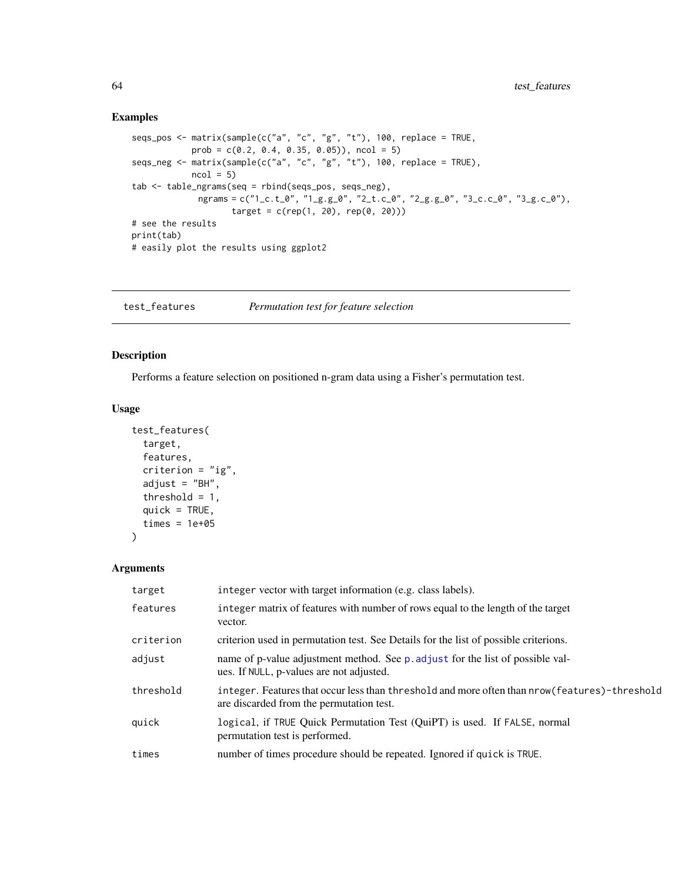## Examples

```
seqs_pos <- matrix(sample(c("a", "c", "g", "t"), 100, replace = TRUE,
            prob = c(0.2, 0.4, 0.35, 0.05)), ncol = 5)
seqs_neg <- matrix(sample(c("a", "c", "g", "t"), 100, replace = TRUE),
            ncol = 5)
tab <- table_ngrams(seq = rbind(seqs_pos, seqs_neg),
              ngrams = c("1_c.t_0", "1_g.g_0", "2_t.c_0", "2_g.g_0", "3_c.c_0", "3_g.c_0"),
                     target = c(rep(1, 20), rep(0, 20)))
# see the results
print(tab)
# easily plot the results using ggplot2
```

---

# test_features *Permutation test for feature selection*

---

## Description

Performs a feature selection on positioned n-gram data using a Fisher's permutation test.

## Usage

```
test_features(
  target,
  features,
  criterion = "ig",
  adjust = "BH",
  threshold = 1,
  quick = TRUE,
  times = 1e+05
)
```

## Arguments

| | |
|---|---|
| `target` | `integer` vector with target information (e.g. class labels). |
| `features` | `integer` matrix of features with number of rows equal to the length of the target vector. |
| `criterion` | criterion used in permutation test. See Details for the list of possible criterions. |
| `adjust` | name of p-value adjustment method. See `p.adjust` for the list of possible values. If `NULL`, p-values are not adjusted. |
| `threshold` | `integer`. Features that occur less than `threshold` and more often than `nrow(features)-threshold` are discarded from the permutation test. |
| `quick` | `logical`, if `TRUE` Quick Permutation Test (QuiPT) is used. If `FALSE`, normal permutation test is performed. |
| `times` | number of times procedure should be repeated. Ignored if `quick` is `TRUE`. |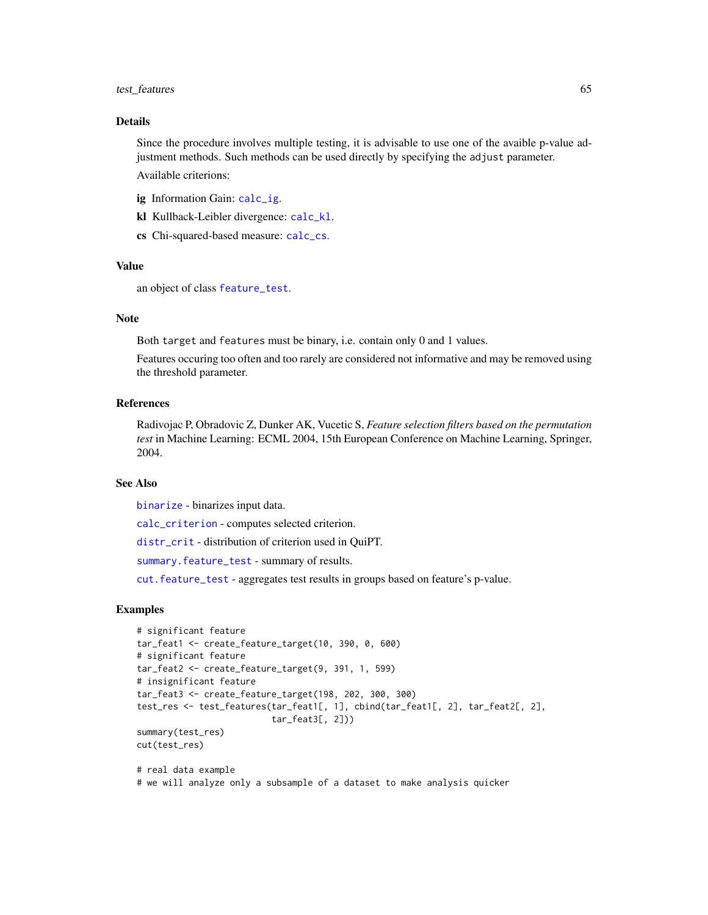## Details

Since the procedure involves multiple testing, it is advisable to use one of the avaible p-value adjustment methods. Such methods can be used directly by specifying the `adjust` parameter.

Available criterions:

**ig** Information Gain: `calc_ig`.

**kl** Kullback-Leibler divergence: `calc_kl`.

**cs** Chi-squared-based measure: `calc_cs`.

## Value

an object of class `feature_test`.

## Note

Both `target` and `features` must be binary, i.e. contain only 0 and 1 values.

Features occuring too often and too rarely are considered not informative and may be removed using the threshold parameter.

## References

Radivojac P, Obradovic Z, Dunker AK, Vucetic S, *Feature selection filters based on the permutation test* in Machine Learning: ECML 2004, 15th European Conference on Machine Learning, Springer, 2004.

## See Also

`binarize` - binarizes input data.

`calc_criterion` - computes selected criterion.

`distr_crit` - distribution of criterion used in QuiPT.

`summary.feature_test` - summary of results.

`cut.feature_test` - aggregates test results in groups based on feature's p-value.

## Examples

```
# significant feature
tar_feat1 <- create_feature_target(10, 390, 0, 600)
# significant feature
tar_feat2 <- create_feature_target(9, 391, 1, 599)
# insignificant feature
tar_feat3 <- create_feature_target(198, 202, 300, 300)
test_res <- test_features(tar_feat1[, 1], cbind(tar_feat1[, 2], tar_feat2[, 2],
                          tar_feat3[, 2]))
summary(test_res)
cut(test_res)

# real data example
# we will analyze only a subsample of a dataset to make analysis quicker
```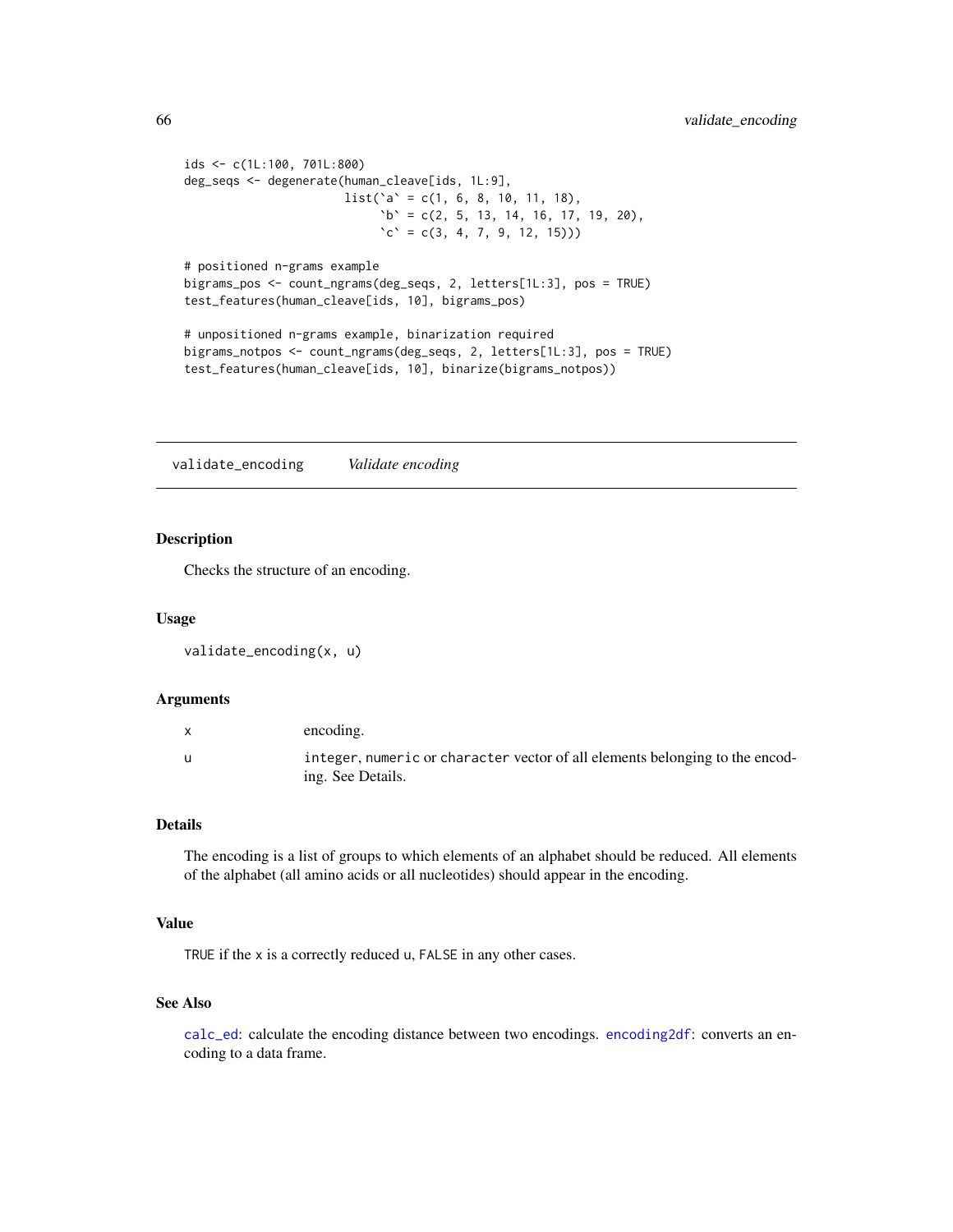```
ids <- c(1L:100, 701L:800)
deg_seqs <- degenerate(human_cleave[ids, 1L:9],
                       list(`a` = c(1, 6, 8, 10, 11, 18),
                            `b` = c(2, 5, 13, 14, 16, 17, 19, 20),
                            `c` = c(3, 4, 7, 9, 12, 15)))

# positioned n-grams example
bigrams_pos <- count_ngrams(deg_seqs, 2, letters[1L:3], pos = TRUE)
test_features(human_cleave[ids, 10], bigrams_pos)

# unpositioned n-grams example, binarization required
bigrams_notpos <- count_ngrams(deg_seqs, 2, letters[1L:3], pos = TRUE)
test_features(human_cleave[ids, 10], binarize(bigrams_notpos))
```

---

## validate_encoding *Validate encoding*

### Description

Checks the structure of an encoding.

### Usage

```
validate_encoding(x, u)
```

### Arguments

| | |
|---|---|
| x | encoding. |
| u | `integer`, `numeric` or `character` vector of all elements belonging to the encoding. See Details. |

### Details

The encoding is a list of groups to which elements of an alphabet should be reduced. All elements of the alphabet (all amino acids or all nucleotides) should appear in the encoding.

### Value

`TRUE` if the `x` is a correctly reduced `u`, `FALSE` in any other cases.

### See Also

`calc_ed`: calculate the encoding distance between two encodings. `encoding2df`: converts an encoding to a data frame.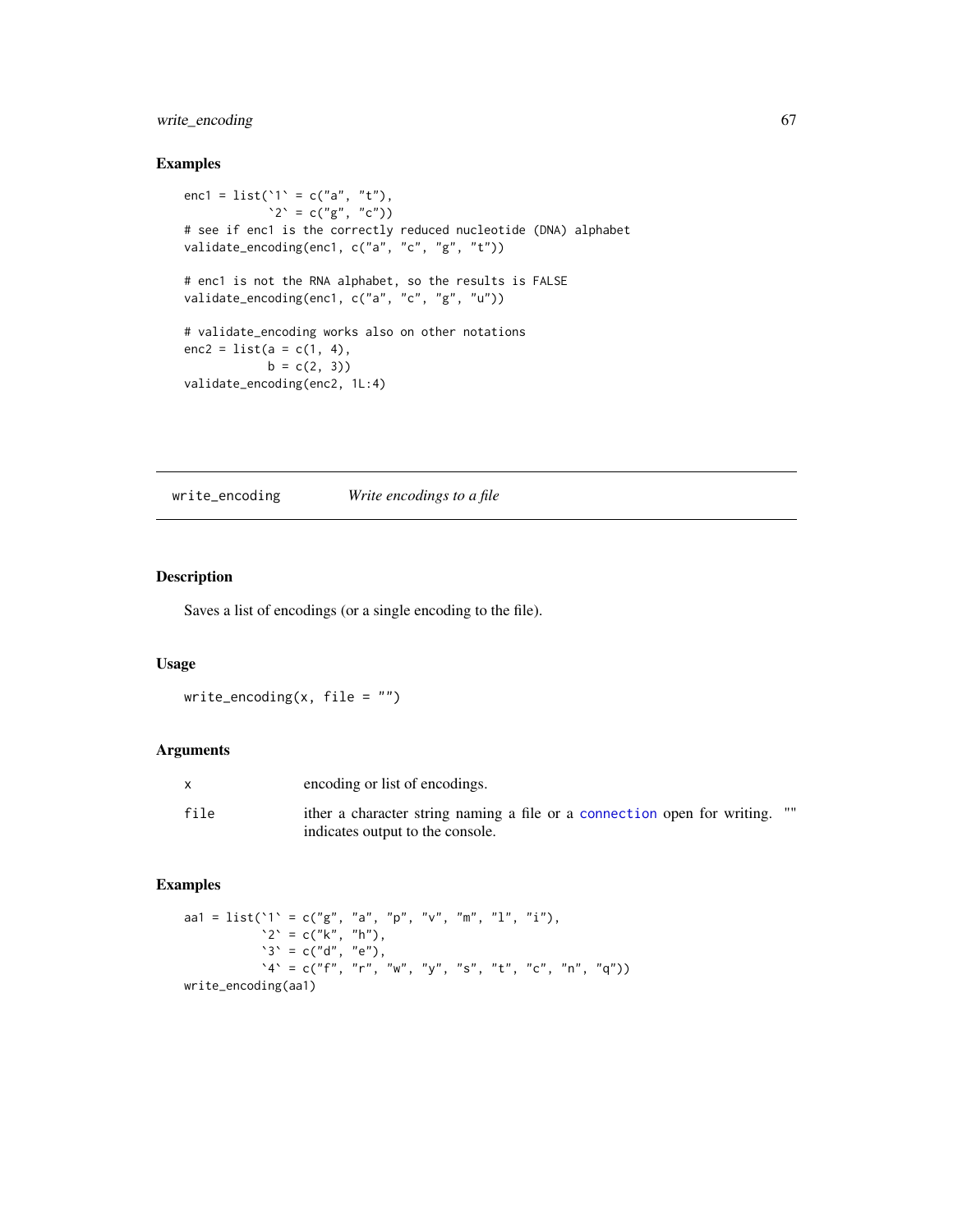### Examples

```
enc1 = list(`1` = c("a", "t"),
            `2` = c("g", "c"))
# see if enc1 is the correctly reduced nucleotide (DNA) alphabet
validate_encoding(enc1, c("a", "c", "g", "t"))

# enc1 is not the RNA alphabet, so the results is FALSE
validate_encoding(enc1, c("a", "c", "g", "u"))

# validate_encoding works also on other notations
enc2 = list(a = c(1, 4),
            b = c(2, 3))
validate_encoding(enc2, 1L:4)
```

---

## write_encoding *Write encodings to a file*

### Description

Saves a list of encodings (or a single encoding to the file).

### Usage

```
write_encoding(x, file = "")
```

### Arguments

| | |
|---|---|
| x | encoding or list of encodings. |
| file | ither a character string naming a file or a connection open for writing. "" indicates output to the console. |

### Examples

```
aa1 = list(`1` = c("g", "a", "p", "v", "m", "l", "i"),
           `2` = c("k", "h"),
           `3` = c("d", "e"),
           `4` = c("f", "r", "w", "y", "s", "t", "c", "n", "q"))
write_encoding(aa1)
```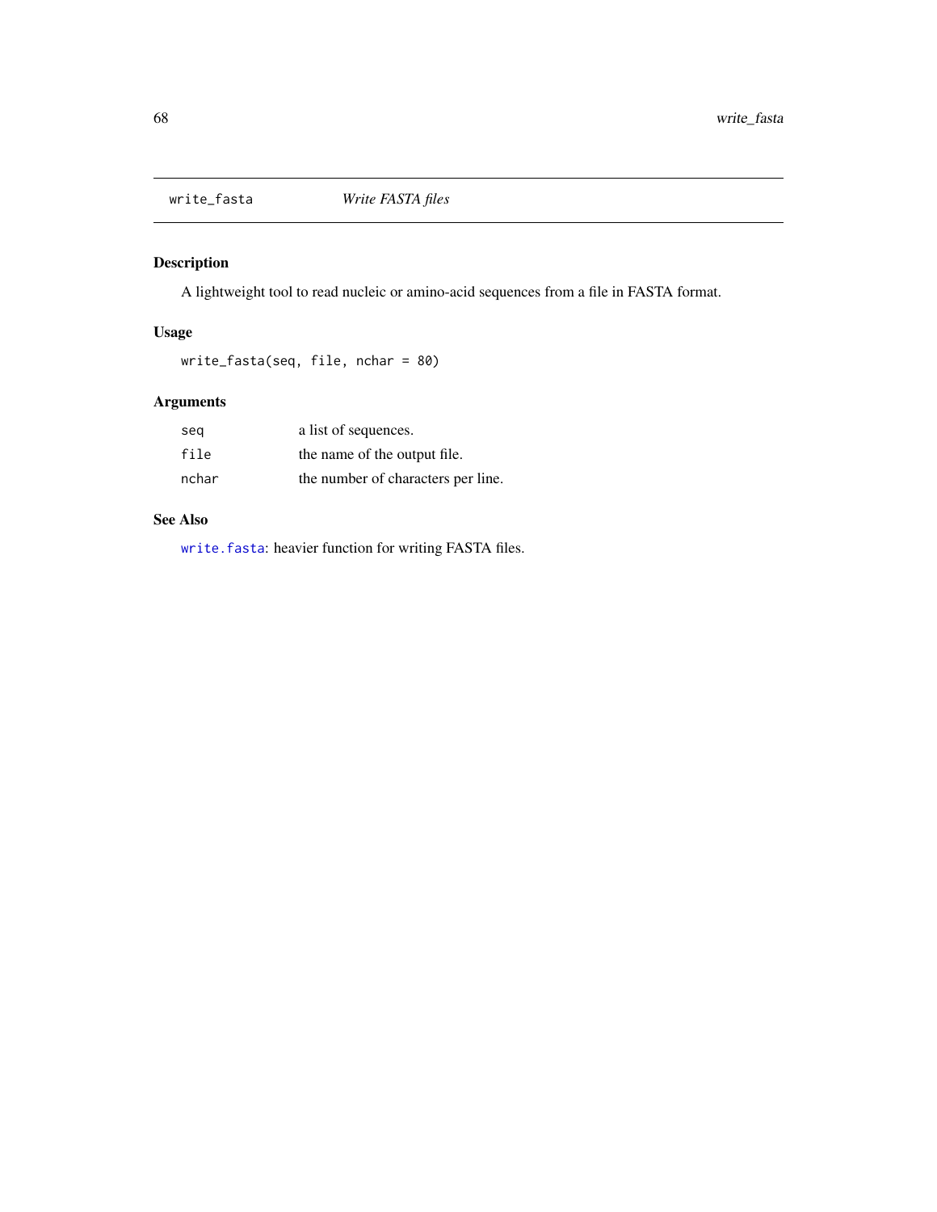## write_fasta *Write FASTA files*

### Description

A lightweight tool to read nucleic or amino-acid sequences from a file in FASTA format.

### Usage

```
write_fasta(seq, file, nchar = 80)
```

### Arguments

| | |
|---|---|
| seq | a list of sequences. |
| file | the name of the output file. |
| nchar | the number of characters per line. |

### See Also

`write.fasta`: heavier function for writing FASTA files.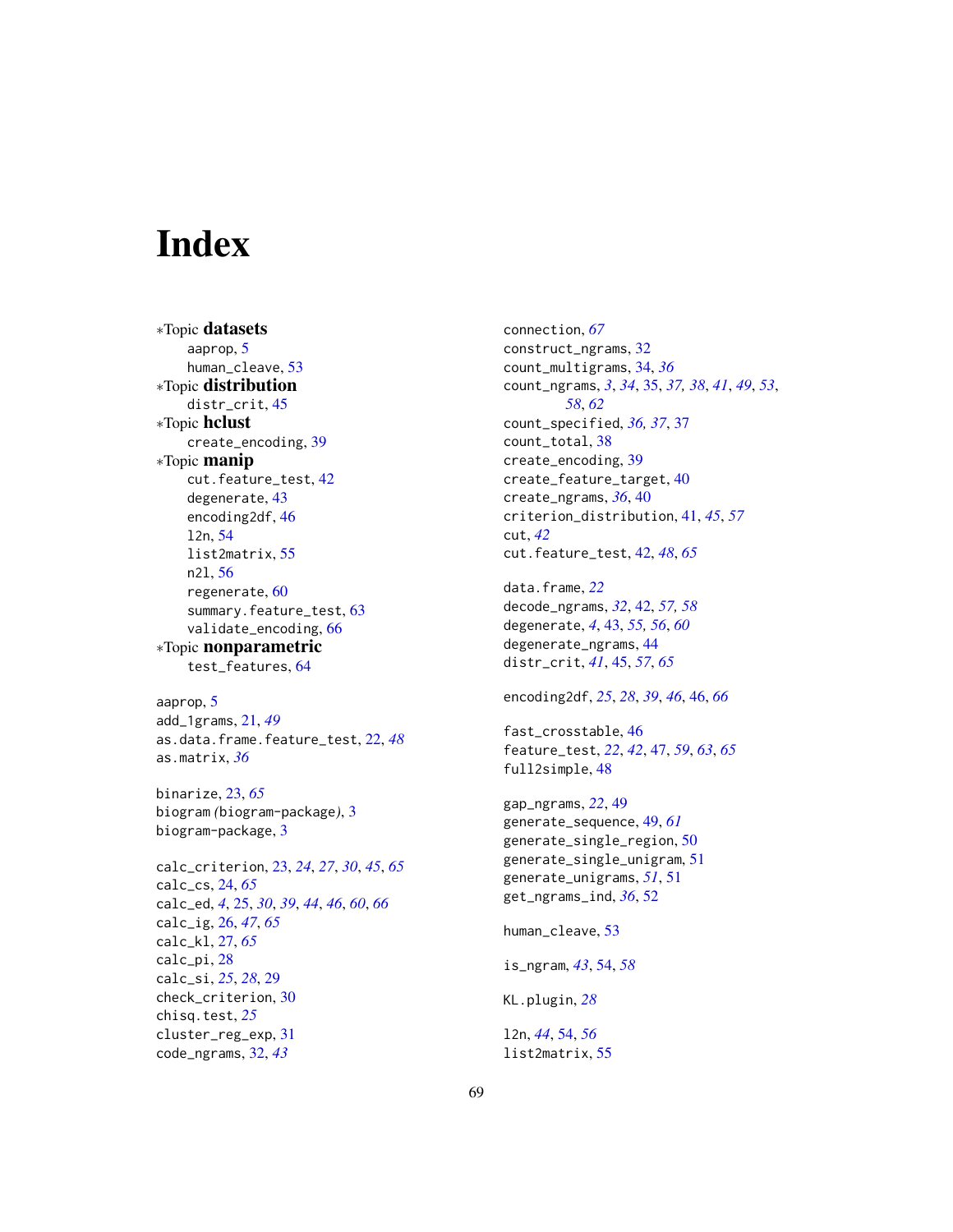# Index

∗Topic **datasets**
- aaprop, 5
- human_cleave, 53

∗Topic **distribution**
- distr_crit, 45

∗Topic **hclust**
- create_encoding, 39

∗Topic **manip**
- cut.feature_test, 42
- degenerate, 43
- encoding2df, 46
- l2n, 54
- list2matrix, 55
- n2l, 56
- regenerate, 60
- summary.feature_test, 63
- validate_encoding, 66

∗Topic **nonparametric**
- test_features, 64

aaprop, 5
add_1grams, 21, *49*
as.data.frame.feature_test, 22, *48*
as.matrix, *36*

binarize, 23, *65*
biogram *(*biogram-package*)*, 3
biogram-package, 3

calc_criterion, 23, *24*, *27*, *30*, *45*, *65*
calc_cs, 24, *65*
calc_ed, *4*, 25, *30*, *39*, *44*, *46*, *60*, *66*
calc_ig, 26, *47*, *65*
calc_kl, 27, *65*
calc_pi, 28
calc_si, *25*, *28*, 29
check_criterion, 30
chisq.test, *25*
cluster_reg_exp, 31
code_ngrams, 32, *43*
connection, *67*
construct_ngrams, 32
count_multigrams, 34, *36*
count_ngrams, *3*, *34*, 35, *37, 38*, *41*, *49*, *53*, *58*, *62*
count_specified, *36, 37*, 37
count_total, 38
create_encoding, 39
create_feature_target, 40
create_ngrams, *36*, 40
criterion_distribution, 41, *45*, *57*
cut, *42*
cut.feature_test, 42, *48*, *65*

data.frame, *22*
decode_ngrams, *32*, 42, *57, 58*
degenerate, *4*, 43, *55, 56*, *60*
degenerate_ngrams, 44
distr_crit, *41*, 45, *57*, *65*

encoding2df, *25*, *28*, *39*, *46*, 46, *66*

fast_crosstable, 46
feature_test, *22*, *42*, 47, *59*, *63*, *65*
full2simple, 48

gap_ngrams, *22*, 49
generate_sequence, 49, *61*
generate_single_region, 50
generate_single_unigram, 51
generate_unigrams, *51*, 51
get_ngrams_ind, *36*, 52

human_cleave, 53

is_ngram, *43*, 54, *58*

KL.plugin, *28*

l2n, *44*, 54, *56*
list2matrix, 55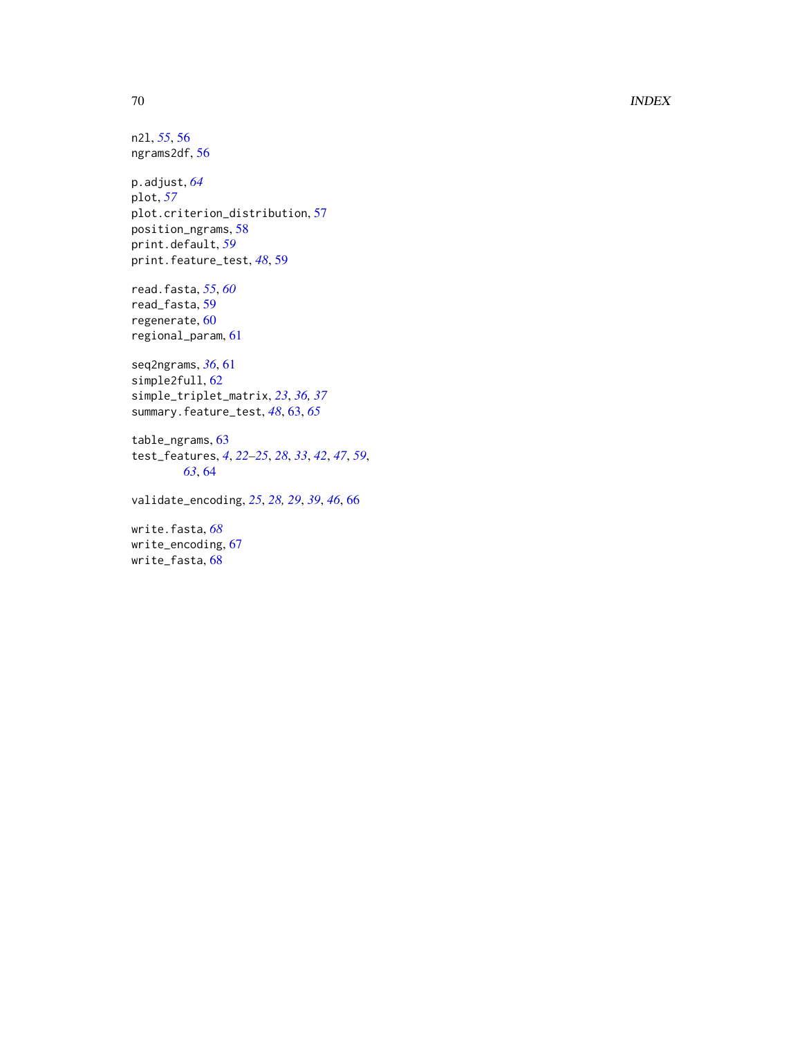n2l, *55*, 56
ngrams2df, 56

p.adjust, *64*
plot, *57*
plot.criterion_distribution, 57
position_ngrams, 58
print.default, *59*
print.feature_test, *48*, 59

read.fasta, *55*, *60*
read_fasta, 59
regenerate, 60
regional_param, 61

seq2ngrams, *36*, 61
simple2full, 62
simple_triplet_matrix, *23*, *36, 37*
summary.feature_test, *48*, 63, *65*

table_ngrams, 63
test_features, *4*, *22–25*, *28*, *33*, *42*, *47*, *59*, *63*, 64

validate_encoding, *25*, *28, 29*, *39*, *46*, 66

write.fasta, *68*
write_encoding, 67
write_fasta, 68